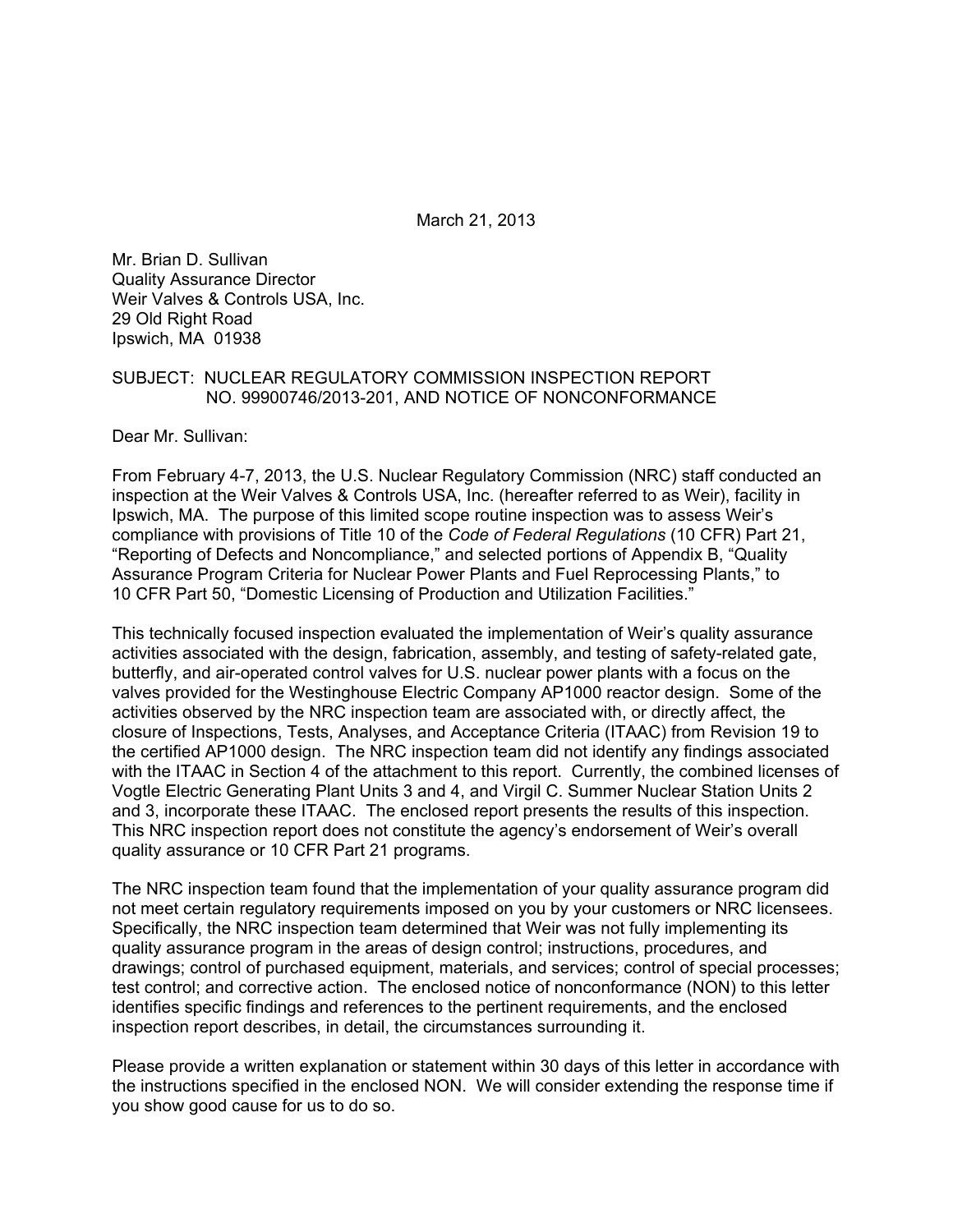March 21, 2013

Mr. Brian D. Sullivan
Quality Assurance Director
Weir Valves & Controls USA, Inc.
29 Old Right Road
Ipswich, MA 01938

SUBJECT: NUCLEAR REGULATORY COMMISSION INSPECTION REPORT NO. 99900746/2013-201, AND NOTICE OF NONCONFORMANCE

Dear Mr. Sullivan:

From February 4-7, 2013, the U.S. Nuclear Regulatory Commission (NRC) staff conducted an inspection at the Weir Valves & Controls USA, Inc. (hereafter referred to as Weir), facility in Ipswich, MA. The purpose of this limited scope routine inspection was to assess Weir's compliance with provisions of Title 10 of the *Code of Federal Regulations* (10 CFR) Part 21, "Reporting of Defects and Noncompliance," and selected portions of Appendix B, "Quality Assurance Program Criteria for Nuclear Power Plants and Fuel Reprocessing Plants," to 10 CFR Part 50, "Domestic Licensing of Production and Utilization Facilities."

This technically focused inspection evaluated the implementation of Weir's quality assurance activities associated with the design, fabrication, assembly, and testing of safety-related gate, butterfly, and air-operated control valves for U.S. nuclear power plants with a focus on the valves provided for the Westinghouse Electric Company AP1000 reactor design. Some of the activities observed by the NRC inspection team are associated with, or directly affect, the closure of Inspections, Tests, Analyses, and Acceptance Criteria (ITAAC) from Revision 19 to the certified AP1000 design. The NRC inspection team did not identify any findings associated with the ITAAC in Section 4 of the attachment to this report. Currently, the combined licenses of Vogtle Electric Generating Plant Units 3 and 4, and Virgil C. Summer Nuclear Station Units 2 and 3, incorporate these ITAAC. The enclosed report presents the results of this inspection. This NRC inspection report does not constitute the agency's endorsement of Weir's overall quality assurance or 10 CFR Part 21 programs.

The NRC inspection team found that the implementation of your quality assurance program did not meet certain regulatory requirements imposed on you by your customers or NRC licensees. Specifically, the NRC inspection team determined that Weir was not fully implementing its quality assurance program in the areas of design control; instructions, procedures, and drawings; control of purchased equipment, materials, and services; control of special processes; test control; and corrective action. The enclosed notice of nonconformance (NON) to this letter identifies specific findings and references to the pertinent requirements, and the enclosed inspection report describes, in detail, the circumstances surrounding it.

Please provide a written explanation or statement within 30 days of this letter in accordance with the instructions specified in the enclosed NON. We will consider extending the response time if you show good cause for us to do so.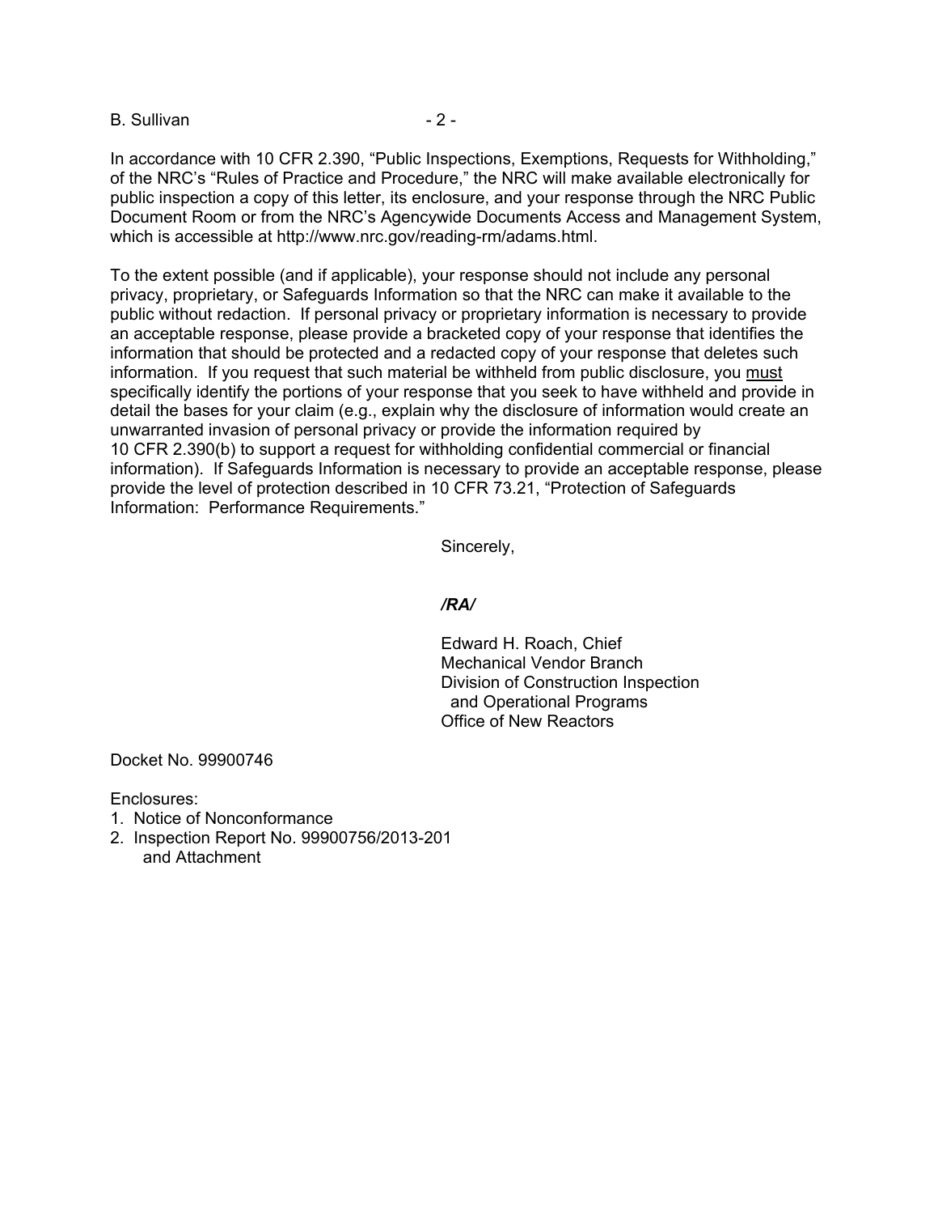In accordance with 10 CFR 2.390, "Public Inspections, Exemptions, Requests for Withholding," of the NRC's "Rules of Practice and Procedure," the NRC will make available electronically for public inspection a copy of this letter, its enclosure, and your response through the NRC Public Document Room or from the NRC's Agencywide Documents Access and Management System, which is accessible at http://www.nrc.gov/reading-rm/adams.html.

To the extent possible (and if applicable), your response should not include any personal privacy, proprietary, or Safeguards Information so that the NRC can make it available to the public without redaction. If personal privacy or proprietary information is necessary to provide an acceptable response, please provide a bracketed copy of your response that identifies the information that should be protected and a redacted copy of your response that deletes such information. If you request that such material be withheld from public disclosure, you must specifically identify the portions of your response that you seek to have withheld and provide in detail the bases for your claim (e.g., explain why the disclosure of information would create an unwarranted invasion of personal privacy or provide the information required by 10 CFR 2.390(b) to support a request for withholding confidential commercial or financial information). If Safeguards Information is necessary to provide an acceptable response, please provide the level of protection described in 10 CFR 73.21, "Protection of Safeguards Information: Performance Requirements."

Sincerely,

*/RA/*

Edward H. Roach, Chief
Mechanical Vendor Branch
Division of Construction Inspection
and Operational Programs
Office of New Reactors

Docket No. 99900746

Enclosures:
1. Notice of Nonconformance
2. Inspection Report No. 99900756/2013-201
   and Attachment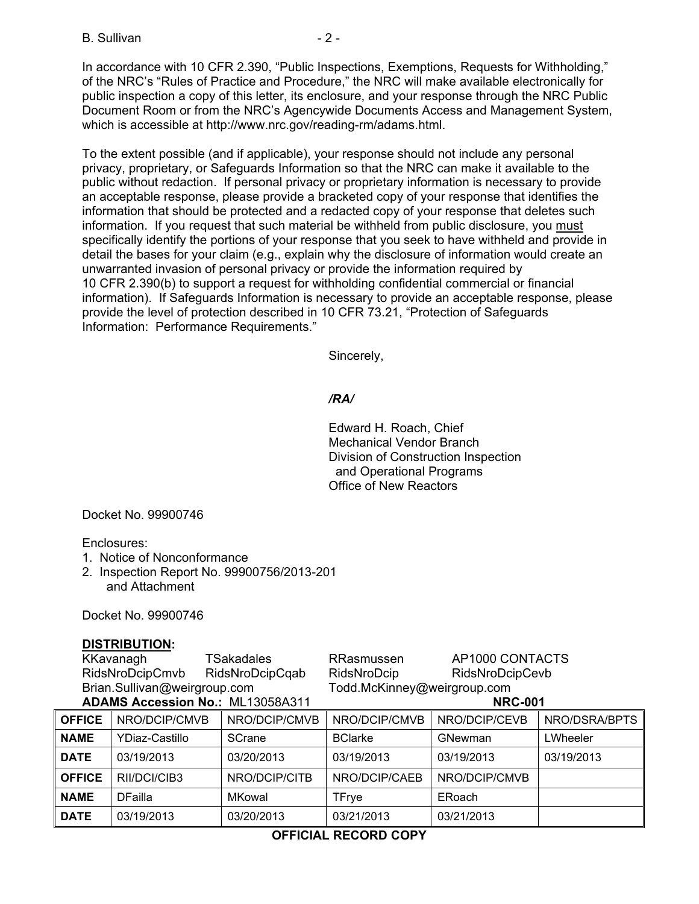In accordance with 10 CFR 2.390, "Public Inspections, Exemptions, Requests for Withholding," of the NRC's "Rules of Practice and Procedure," the NRC will make available electronically for public inspection a copy of this letter, its enclosure, and your response through the NRC Public Document Room or from the NRC's Agencywide Documents Access and Management System, which is accessible at http://www.nrc.gov/reading-rm/adams.html.

To the extent possible (and if applicable), your response should not include any personal privacy, proprietary, or Safeguards Information so that the NRC can make it available to the public without redaction. If personal privacy or proprietary information is necessary to provide an acceptable response, please provide a bracketed copy of your response that identifies the information that should be protected and a redacted copy of your response that deletes such information. If you request that such material be withheld from public disclosure, you must specifically identify the portions of your response that you seek to have withheld and provide in detail the bases for your claim (e.g., explain why the disclosure of information would create an unwarranted invasion of personal privacy or provide the information required by 10 CFR 2.390(b) to support a request for withholding confidential commercial or financial information). If Safeguards Information is necessary to provide an acceptable response, please provide the level of protection described in 10 CFR 73.21, "Protection of Safeguards Information: Performance Requirements."

Sincerely,

*/RA/*

Edward H. Roach, Chief
Mechanical Vendor Branch
Division of Construction Inspection
and Operational Programs
Office of New Reactors

Docket No. 99900746

Enclosures:
1. Notice of Nonconformance
2. Inspection Report No. 99900756/2013-201
   and Attachment

Docket No. 99900746

**DISTRIBUTION:**

KKavanagh TSakadales RRasmussen AP1000 CONTACTS
RidsNroDcipCmvb RidsNroDcipCqab RidsNroDcip RidsNroDcipCevb
Brian.Sullivan@weirgroup.com Todd.McKinney@weirgroup.com

**ADAMS Accession No.:** ML13058A311 **NRC-001**

| **OFFICE** | NRO/DCIP/CMVB | NRO/DCIP/CMVB | NRO/DCIP/CMVB | NRO/DCIP/CEVB | NRO/DSRA/BPTS |
|---|---|---|---|---|---|
| **NAME** | YDiaz-Castillo | SCrane | BClarke | GNewman | LWheeler |
| **DATE** | 03/19/2013 | 03/20/2013 | 03/19/2013 | 03/19/2013 | 03/19/2013 |
| **OFFICE** | RII/DCI/CIB3 | NRO/DCIP/CITB | NRO/DCIP/CAEB | NRO/DCIP/CMVB | |
| **NAME** | DFailla | MKowal | TFrye | ERoach | |
| **DATE** | 03/19/2013 | 03/20/2013 | 03/21/2013 | 03/21/2013 | |

**OFFICIAL RECORD COPY**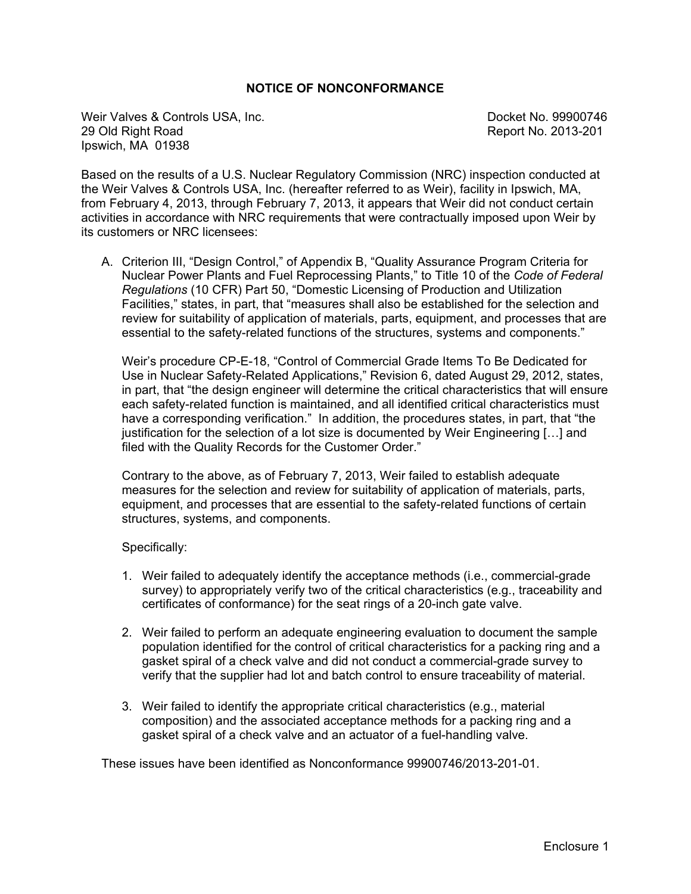## NOTICE OF NONCONFORMANCE

Weir Valves & Controls USA, Inc.
29 Old Right Road
Ipswich, MA 01938

Docket No. 99900746
Report No. 2013-201

Based on the results of a U.S. Nuclear Regulatory Commission (NRC) inspection conducted at the Weir Valves & Controls USA, Inc. (hereafter referred to as Weir), facility in Ipswich, MA, from February 4, 2013, through February 7, 2013, it appears that Weir did not conduct certain activities in accordance with NRC requirements that were contractually imposed upon Weir by its customers or NRC licensees:

A. Criterion III, "Design Control," of Appendix B, "Quality Assurance Program Criteria for Nuclear Power Plants and Fuel Reprocessing Plants," to Title 10 of the *Code of Federal Regulations* (10 CFR) Part 50, "Domestic Licensing of Production and Utilization Facilities," states, in part, that "measures shall also be established for the selection and review for suitability of application of materials, parts, equipment, and processes that are essential to the safety-related functions of the structures, systems and components."

   Weir's procedure CP-E-18, "Control of Commercial Grade Items To Be Dedicated for Use in Nuclear Safety-Related Applications," Revision 6, dated August 29, 2012, states, in part, that "the design engineer will determine the critical characteristics that will ensure each safety-related function is maintained, and all identified critical characteristics must have a corresponding verification." In addition, the procedures states, in part, that "the justification for the selection of a lot size is documented by Weir Engineering […] and filed with the Quality Records for the Customer Order."

   Contrary to the above, as of February 7, 2013, Weir failed to establish adequate measures for the selection and review for suitability of application of materials, parts, equipment, and processes that are essential to the safety-related functions of certain structures, systems, and components.

   Specifically:

   1. Weir failed to adequately identify the acceptance methods (i.e., commercial-grade survey) to appropriately verify two of the critical characteristics (e.g., traceability and certificates of conformance) for the seat rings of a 20-inch gate valve.

   2. Weir failed to perform an adequate engineering evaluation to document the sample population identified for the control of critical characteristics for a packing ring and a gasket spiral of a check valve and did not conduct a commercial-grade survey to verify that the supplier had lot and batch control to ensure traceability of material.

   3. Weir failed to identify the appropriate critical characteristics (e.g., material composition) and the associated acceptance methods for a packing ring and a gasket spiral of a check valve and an actuator of a fuel-handling valve.

These issues have been identified as Nonconformance 99900746/2013-201-01.

Enclosure 1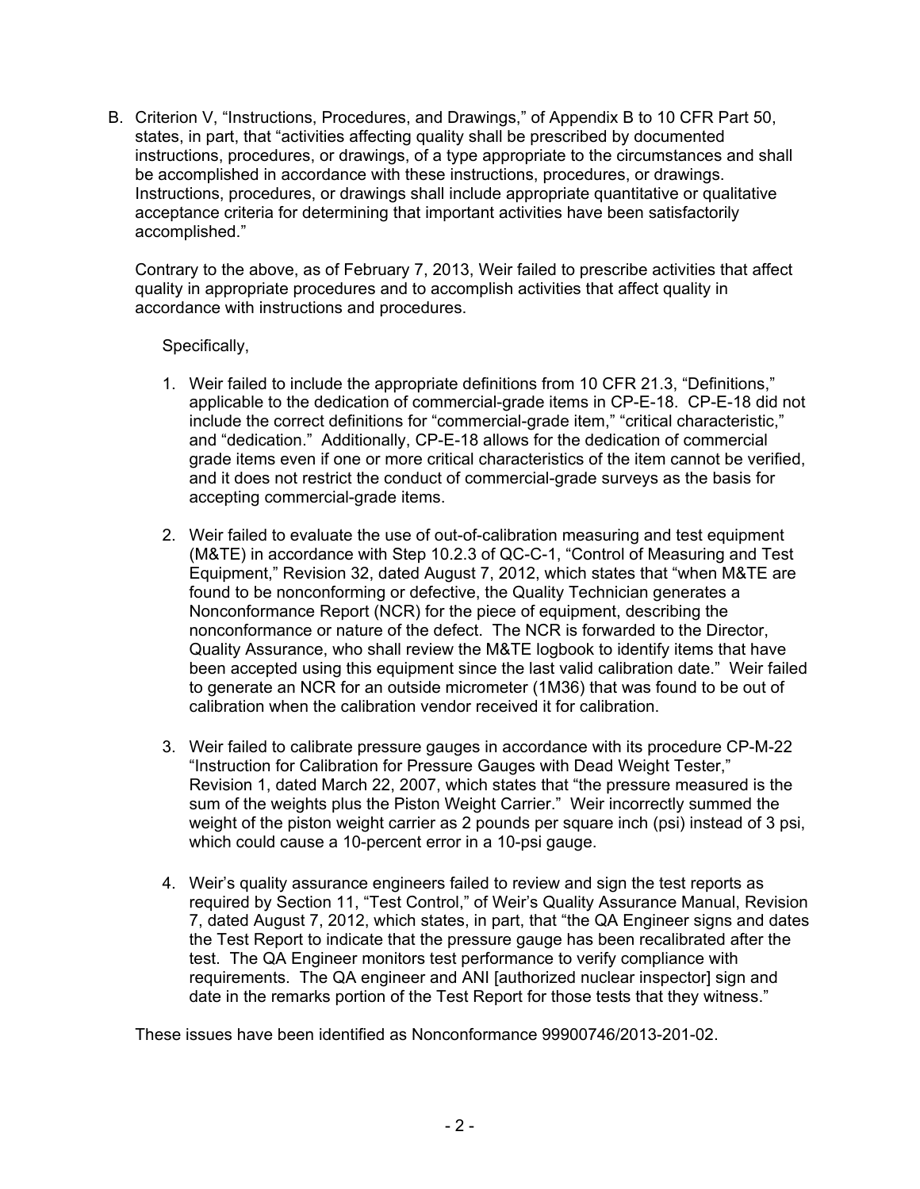B. Criterion V, "Instructions, Procedures, and Drawings," of Appendix B to 10 CFR Part 50, states, in part, that "activities affecting quality shall be prescribed by documented instructions, procedures, or drawings, of a type appropriate to the circumstances and shall be accomplished in accordance with these instructions, procedures, or drawings. Instructions, procedures, or drawings shall include appropriate quantitative or qualitative acceptance criteria for determining that important activities have been satisfactorily accomplished."

   Contrary to the above, as of February 7, 2013, Weir failed to prescribe activities that affect quality in appropriate procedures and to accomplish activities that affect quality in accordance with instructions and procedures.

   Specifically,

   1. Weir failed to include the appropriate definitions from 10 CFR 21.3, "Definitions," applicable to the dedication of commercial-grade items in CP-E-18. CP-E-18 did not include the correct definitions for "commercial-grade item," "critical characteristic," and "dedication." Additionally, CP-E-18 allows for the dedication of commercial grade items even if one or more critical characteristics of the item cannot be verified, and it does not restrict the conduct of commercial-grade surveys as the basis for accepting commercial-grade items.

   2. Weir failed to evaluate the use of out-of-calibration measuring and test equipment (M&TE) in accordance with Step 10.2.3 of QC-C-1, "Control of Measuring and Test Equipment," Revision 32, dated August 7, 2012, which states that "when M&TE are found to be nonconforming or defective, the Quality Technician generates a Nonconformance Report (NCR) for the piece of equipment, describing the nonconformance or nature of the defect. The NCR is forwarded to the Director, Quality Assurance, who shall review the M&TE logbook to identify items that have been accepted using this equipment since the last valid calibration date." Weir failed to generate an NCR for an outside micrometer (1M36) that was found to be out of calibration when the calibration vendor received it for calibration.

   3. Weir failed to calibrate pressure gauges in accordance with its procedure CP-M-22 "Instruction for Calibration for Pressure Gauges with Dead Weight Tester," Revision 1, dated March 22, 2007, which states that "the pressure measured is the sum of the weights plus the Piston Weight Carrier." Weir incorrectly summed the weight of the piston weight carrier as 2 pounds per square inch (psi) instead of 3 psi, which could cause a 10-percent error in a 10-psi gauge.

   4. Weir's quality assurance engineers failed to review and sign the test reports as required by Section 11, "Test Control," of Weir's Quality Assurance Manual, Revision 7, dated August 7, 2012, which states, in part, that "the QA Engineer signs and dates the Test Report to indicate that the pressure gauge has been recalibrated after the test. The QA Engineer monitors test performance to verify compliance with requirements. The QA engineer and ANI [authorized nuclear inspector] sign and date in the remarks portion of the Test Report for those tests that they witness."

   These issues have been identified as Nonconformance 99900746/2013-201-02.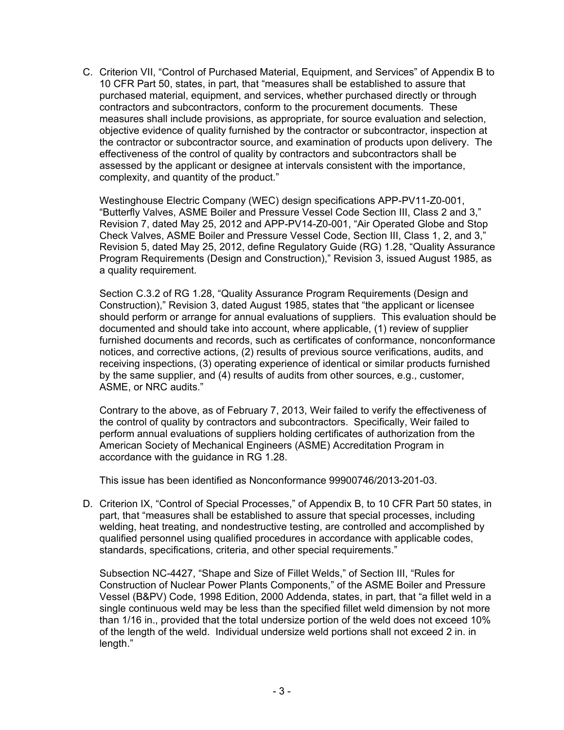C. Criterion VII, "Control of Purchased Material, Equipment, and Services" of Appendix B to 10 CFR Part 50, states, in part, that "measures shall be established to assure that purchased material, equipment, and services, whether purchased directly or through contractors and subcontractors, conform to the procurement documents. These measures shall include provisions, as appropriate, for source evaluation and selection, objective evidence of quality furnished by the contractor or subcontractor, inspection at the contractor or subcontractor source, and examination of products upon delivery. The effectiveness of the control of quality by contractors and subcontractors shall be assessed by the applicant or designee at intervals consistent with the importance, complexity, and quantity of the product."

   Westinghouse Electric Company (WEC) design specifications APP-PV11-Z0-001, "Butterfly Valves, ASME Boiler and Pressure Vessel Code Section III, Class 2 and 3," Revision 7, dated May 25, 2012 and APP-PV14-Z0-001, "Air Operated Globe and Stop Check Valves, ASME Boiler and Pressure Vessel Code, Section III, Class 1, 2, and 3," Revision 5, dated May 25, 2012, define Regulatory Guide (RG) 1.28, "Quality Assurance Program Requirements (Design and Construction)," Revision 3, issued August 1985, as a quality requirement.

   Section C.3.2 of RG 1.28, "Quality Assurance Program Requirements (Design and Construction)," Revision 3, dated August 1985, states that "the applicant or licensee should perform or arrange for annual evaluations of suppliers. This evaluation should be documented and should take into account, where applicable, (1) review of supplier furnished documents and records, such as certificates of conformance, nonconformance notices, and corrective actions, (2) results of previous source verifications, audits, and receiving inspections, (3) operating experience of identical or similar products furnished by the same supplier, and (4) results of audits from other sources, e.g., customer, ASME, or NRC audits."

   Contrary to the above, as of February 7, 2013, Weir failed to verify the effectiveness of the control of quality by contractors and subcontractors. Specifically, Weir failed to perform annual evaluations of suppliers holding certificates of authorization from the American Society of Mechanical Engineers (ASME) Accreditation Program in accordance with the guidance in RG 1.28.

   This issue has been identified as Nonconformance 99900746/2013-201-03.

D. Criterion IX, "Control of Special Processes," of Appendix B, to 10 CFR Part 50 states, in part, that "measures shall be established to assure that special processes, including welding, heat treating, and nondestructive testing, are controlled and accomplished by qualified personnel using qualified procedures in accordance with applicable codes, standards, specifications, criteria, and other special requirements."

   Subsection NC-4427, "Shape and Size of Fillet Welds," of Section III, "Rules for Construction of Nuclear Power Plants Components," of the ASME Boiler and Pressure Vessel (B&PV) Code, 1998 Edition, 2000 Addenda, states, in part, that "a fillet weld in a single continuous weld may be less than the specified fillet weld dimension by not more than 1/16 in., provided that the total undersize portion of the weld does not exceed 10% of the length of the weld. Individual undersize weld portions shall not exceed 2 in. in length."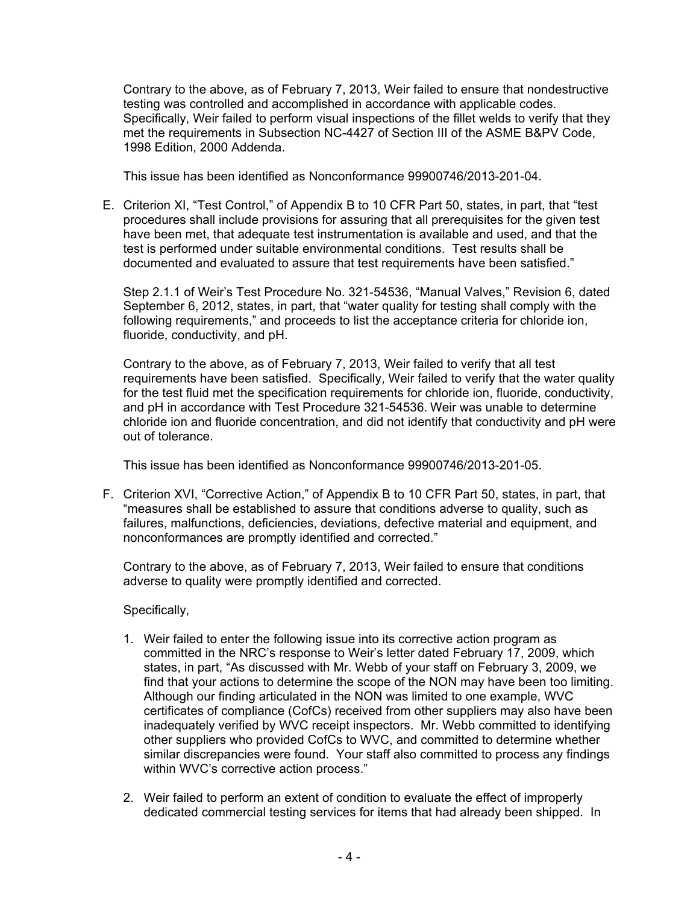Contrary to the above, as of February 7, 2013, Weir failed to ensure that nondestructive testing was controlled and accomplished in accordance with applicable codes. Specifically, Weir failed to perform visual inspections of the fillet welds to verify that they met the requirements in Subsection NC-4427 of Section III of the ASME B&PV Code, 1998 Edition, 2000 Addenda.

This issue has been identified as Nonconformance 99900746/2013-201-04.

E. Criterion XI, "Test Control," of Appendix B to 10 CFR Part 50, states, in part, that "test procedures shall include provisions for assuring that all prerequisites for the given test have been met, that adequate test instrumentation is available and used, and that the test is performed under suitable environmental conditions. Test results shall be documented and evaluated to assure that test requirements have been satisfied."

   Step 2.1.1 of Weir's Test Procedure No. 321-54536, "Manual Valves," Revision 6, dated September 6, 2012, states, in part, that "water quality for testing shall comply with the following requirements," and proceeds to list the acceptance criteria for chloride ion, fluoride, conductivity, and pH.

   Contrary to the above, as of February 7, 2013, Weir failed to verify that all test requirements have been satisfied. Specifically, Weir failed to verify that the water quality for the test fluid met the specification requirements for chloride ion, fluoride, conductivity, and pH in accordance with Test Procedure 321-54536. Weir was unable to determine chloride ion and fluoride concentration, and did not identify that conductivity and pH were out of tolerance.

   This issue has been identified as Nonconformance 99900746/2013-201-05.

F. Criterion XVI, "Corrective Action," of Appendix B to 10 CFR Part 50, states, in part, that "measures shall be established to assure that conditions adverse to quality, such as failures, malfunctions, deficiencies, deviations, defective material and equipment, and nonconformances are promptly identified and corrected."

   Contrary to the above, as of February 7, 2013, Weir failed to ensure that conditions adverse to quality were promptly identified and corrected.

   Specifically,

   1. Weir failed to enter the following issue into its corrective action program as committed in the NRC's response to Weir's letter dated February 17, 2009, which states, in part, "As discussed with Mr. Webb of your staff on February 3, 2009, we find that your actions to determine the scope of the NON may have been too limiting. Although our finding articulated in the NON was limited to one example, WVC certificates of compliance (CofCs) received from other suppliers may also have been inadequately verified by WVC receipt inspectors. Mr. Webb committed to identifying other suppliers who provided CofCs to WVC, and committed to determine whether similar discrepancies were found. Your staff also committed to process any findings within WVC's corrective action process."

   2. Weir failed to perform an extent of condition to evaluate the effect of improperly dedicated commercial testing services for items that had already been shipped. In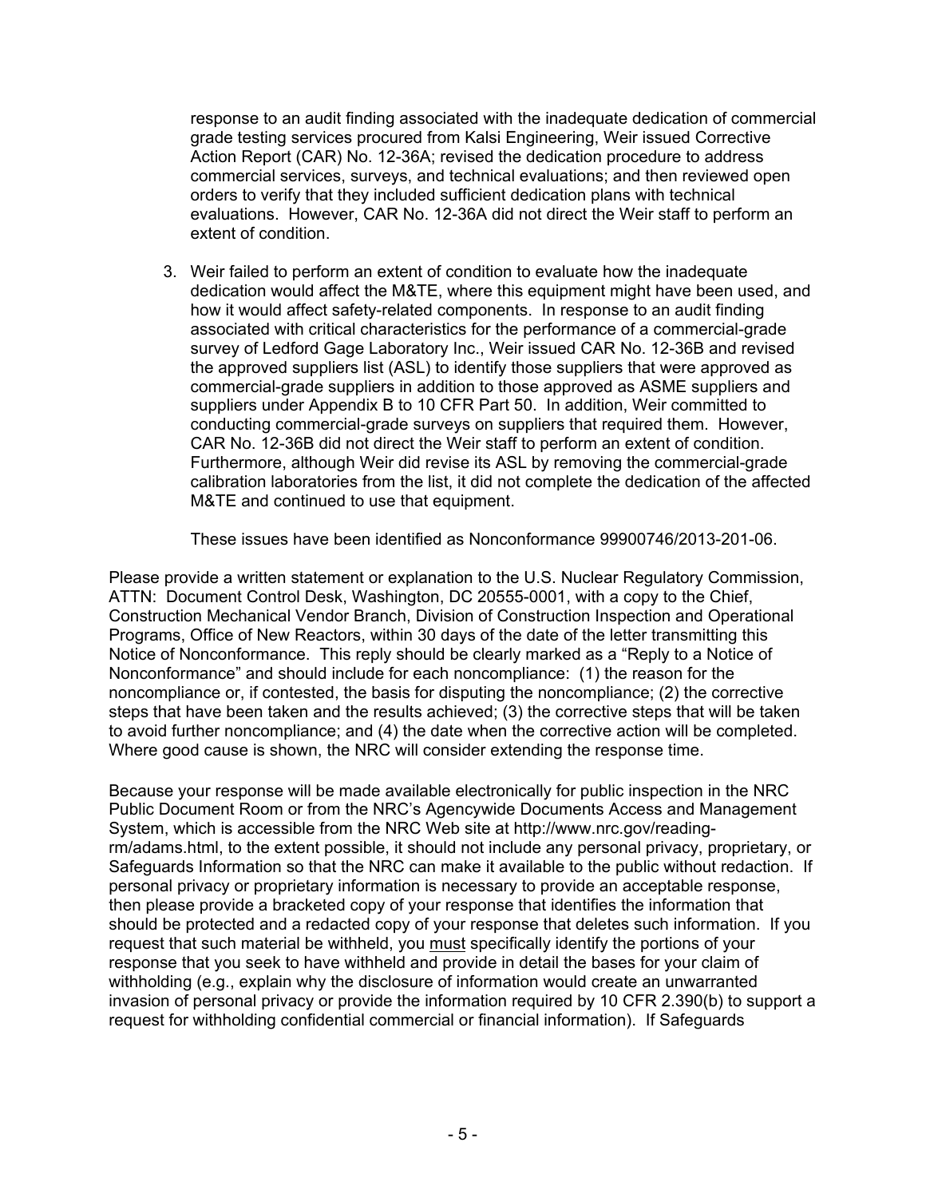response to an audit finding associated with the inadequate dedication of commercial grade testing services procured from Kalsi Engineering, Weir issued Corrective Action Report (CAR) No. 12-36A; revised the dedication procedure to address commercial services, surveys, and technical evaluations; and then reviewed open orders to verify that they included sufficient dedication plans with technical evaluations. However, CAR No. 12-36A did not direct the Weir staff to perform an extent of condition.

3. Weir failed to perform an extent of condition to evaluate how the inadequate dedication would affect the M&TE, where this equipment might have been used, and how it would affect safety-related components. In response to an audit finding associated with critical characteristics for the performance of a commercial-grade survey of Ledford Gage Laboratory Inc., Weir issued CAR No. 12-36B and revised the approved suppliers list (ASL) to identify those suppliers that were approved as commercial-grade suppliers in addition to those approved as ASME suppliers and suppliers under Appendix B to 10 CFR Part 50. In addition, Weir committed to conducting commercial-grade surveys on suppliers that required them. However, CAR No. 12-36B did not direct the Weir staff to perform an extent of condition. Furthermore, although Weir did revise its ASL by removing the commercial-grade calibration laboratories from the list, it did not complete the dedication of the affected M&TE and continued to use that equipment.

   These issues have been identified as Nonconformance 99900746/2013-201-06.

Please provide a written statement or explanation to the U.S. Nuclear Regulatory Commission, ATTN: Document Control Desk, Washington, DC 20555-0001, with a copy to the Chief, Construction Mechanical Vendor Branch, Division of Construction Inspection and Operational Programs, Office of New Reactors, within 30 days of the date of the letter transmitting this Notice of Nonconformance. This reply should be clearly marked as a "Reply to a Notice of Nonconformance" and should include for each noncompliance: (1) the reason for the noncompliance or, if contested, the basis for disputing the noncompliance; (2) the corrective steps that have been taken and the results achieved; (3) the corrective steps that will be taken to avoid further noncompliance; and (4) the date when the corrective action will be completed. Where good cause is shown, the NRC will consider extending the response time.

Because your response will be made available electronically for public inspection in the NRC Public Document Room or from the NRC's Agencywide Documents Access and Management System, which is accessible from the NRC Web site at http://www.nrc.gov/reading-rm/adams.html, to the extent possible, it should not include any personal privacy, proprietary, or Safeguards Information so that the NRC can make it available to the public without redaction. If personal privacy or proprietary information is necessary to provide an acceptable response, then please provide a bracketed copy of your response that identifies the information that should be protected and a redacted copy of your response that deletes such information. If you request that such material be withheld, you <u>must</u> specifically identify the portions of your response that you seek to have withheld and provide in detail the bases for your claim of withholding (e.g., explain why the disclosure of information would create an unwarranted invasion of personal privacy or provide the information required by 10 CFR 2.390(b) to support a request for withholding confidential commercial or financial information). If Safeguards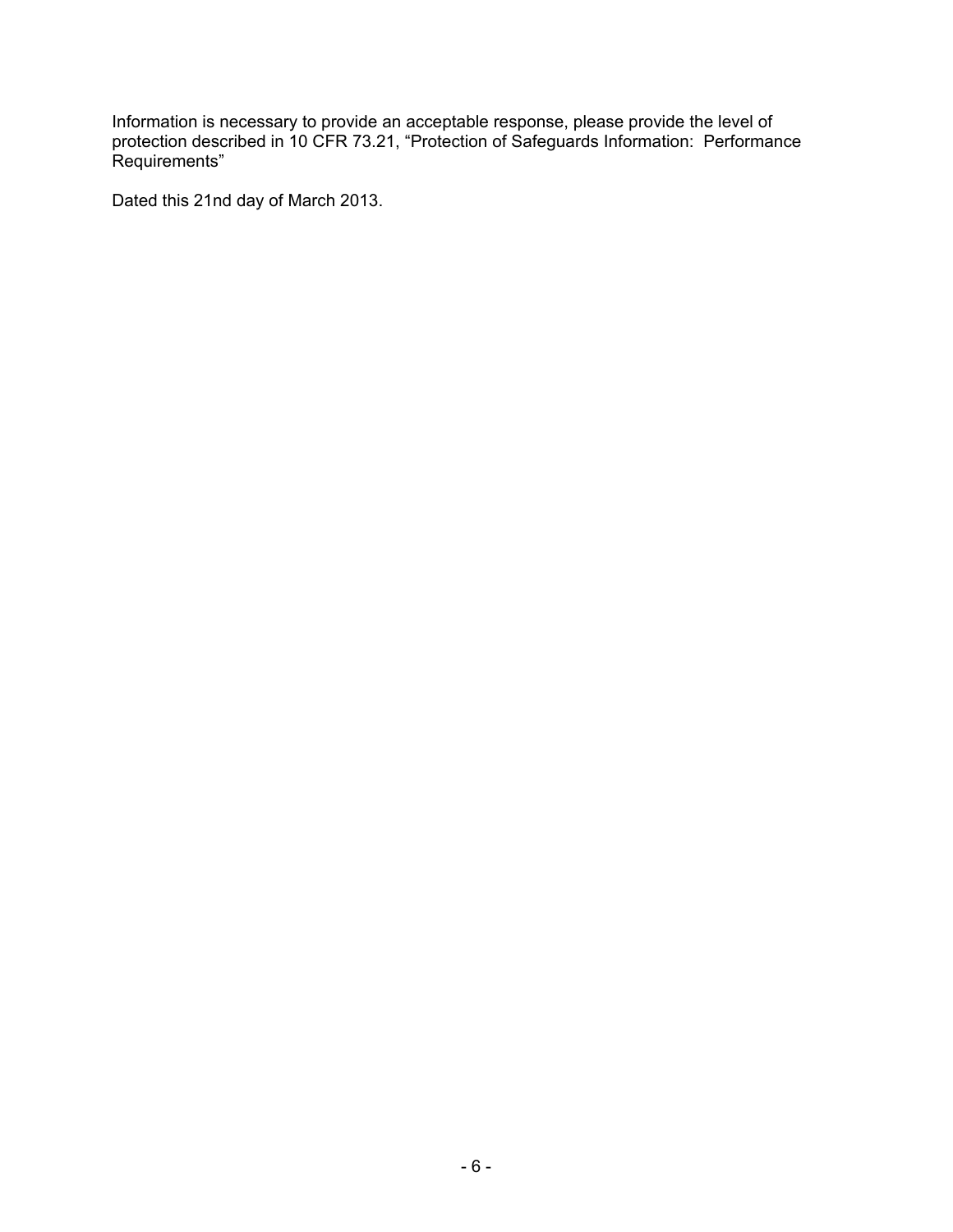Information is necessary to provide an acceptable response, please provide the level of protection described in 10 CFR 73.21, "Protection of Safeguards Information: Performance Requirements"

Dated this 21nd day of March 2013.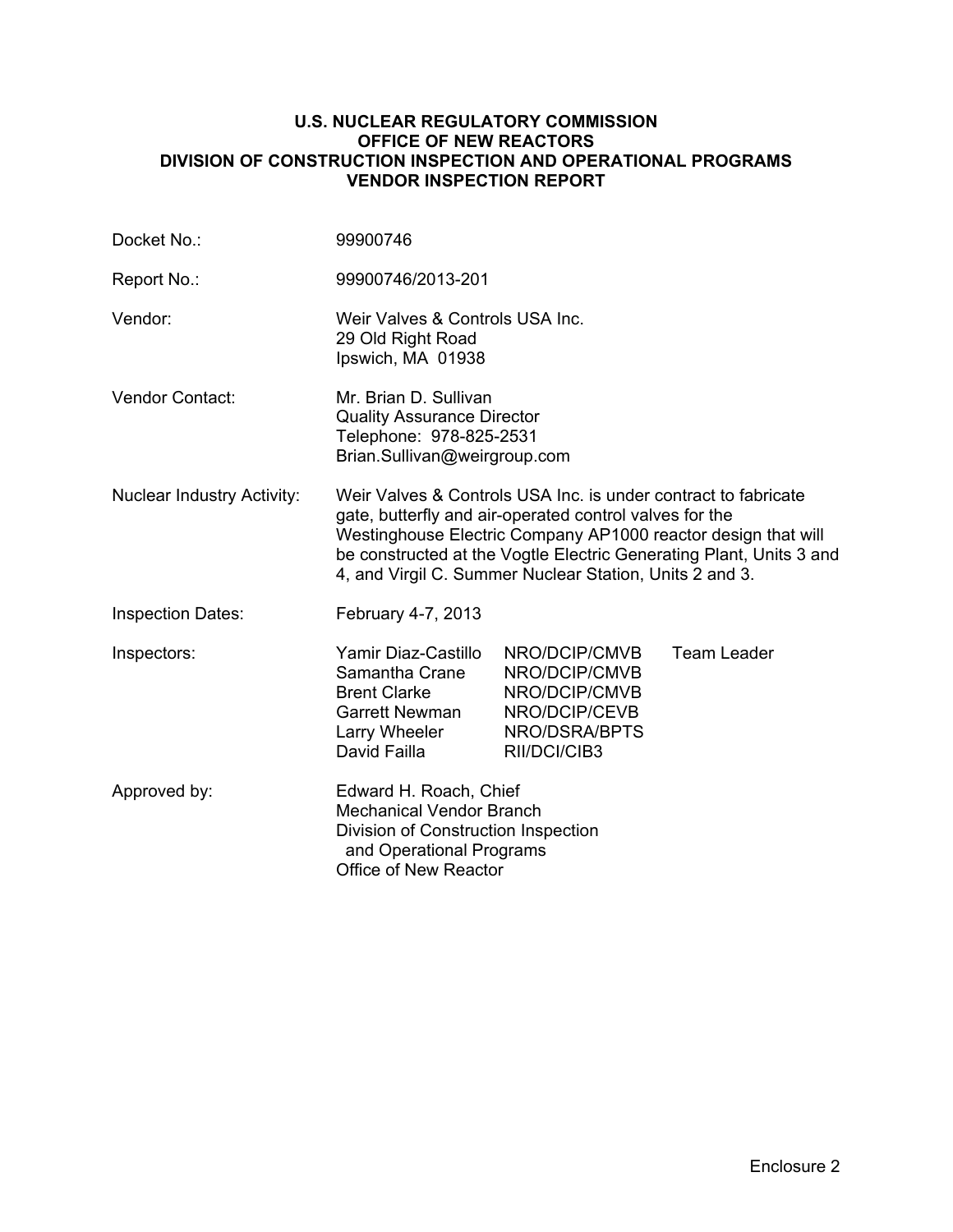**U.S. NUCLEAR REGULATORY COMMISSION**
**OFFICE OF NEW REACTORS**
**DIVISION OF CONSTRUCTION INSPECTION AND OPERATIONAL PROGRAMS**
**VENDOR INSPECTION REPORT**

| | |
|---|---|
| Docket No.: | 99900746 |
| Report No.: | 99900746/2013-201 |
| Vendor: | Weir Valves & Controls USA Inc.<br>29 Old Right Road<br>Ipswich, MA 01938 |
| Vendor Contact: | Mr. Brian D. Sullivan<br>Quality Assurance Director<br>Telephone: 978-825-2531<br>Brian.Sullivan@weirgroup.com |
| Nuclear Industry Activity: | Weir Valves & Controls USA Inc. is under contract to fabricate gate, butterfly and air-operated control valves for the Westinghouse Electric Company AP1000 reactor design that will be constructed at the Vogtle Electric Generating Plant, Units 3 and 4, and Virgil C. Summer Nuclear Station, Units 2 and 3. |
| Inspection Dates: | February 4-7, 2013 |

| Inspectors: | | | |
|---|---|---|---|
| | Yamir Diaz-Castillo | NRO/DCIP/CMVB | Team Leader |
| | Samantha Crane | NRO/DCIP/CMVB | |
| | Brent Clarke | NRO/DCIP/CMVB | |
| | Garrett Newman | NRO/DCIP/CEVB | |
| | Larry Wheeler | NRO/DSRA/BPTS | |
| | David Failla | RII/DCI/CIB3 | |

Approved by: Edward H. Roach, Chief
Mechanical Vendor Branch
Division of Construction Inspection
and Operational Programs
Office of New Reactor

Enclosure 2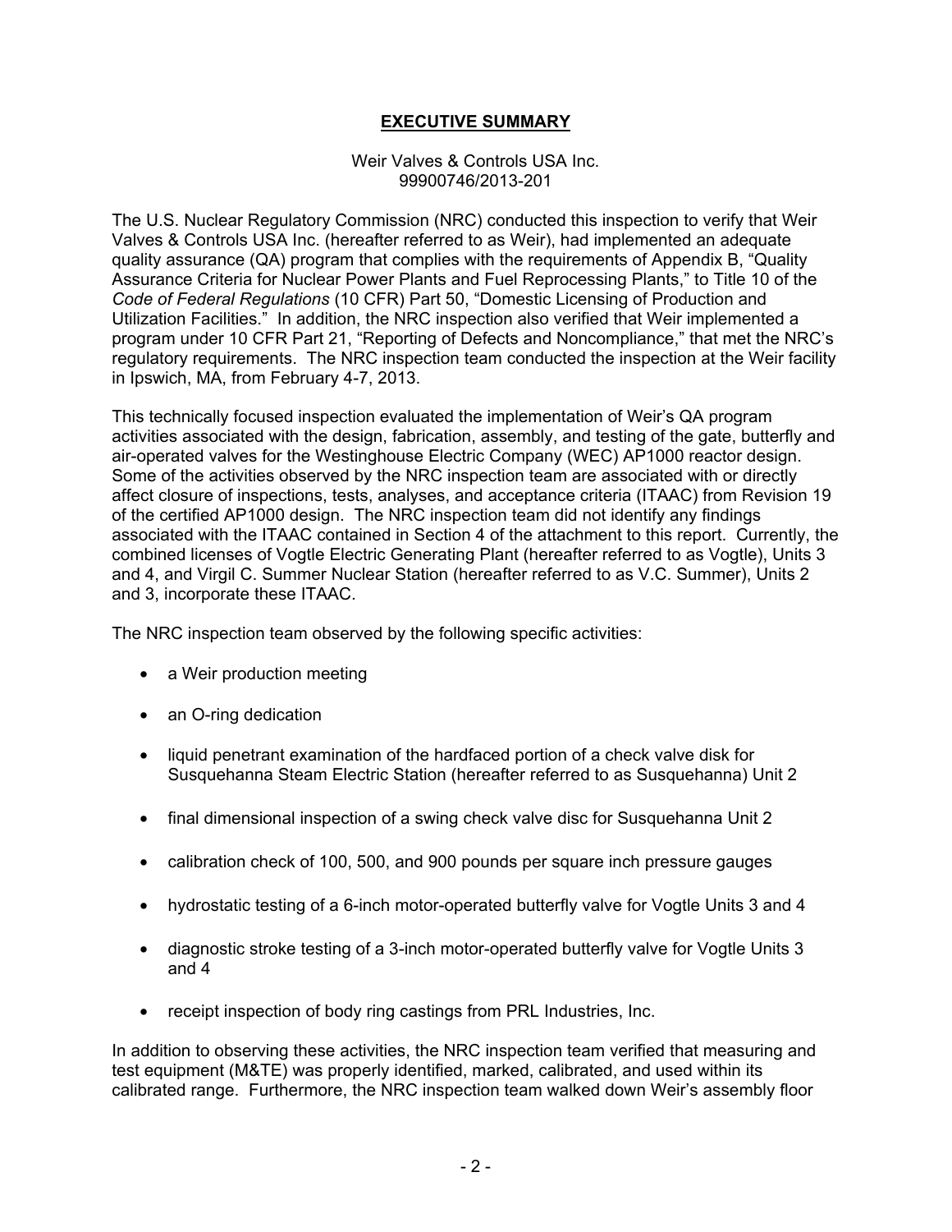## EXECUTIVE SUMMARY

Weir Valves & Controls USA Inc.
99900746/2013-201

The U.S. Nuclear Regulatory Commission (NRC) conducted this inspection to verify that Weir Valves & Controls USA Inc. (hereafter referred to as Weir), had implemented an adequate quality assurance (QA) program that complies with the requirements of Appendix B, "Quality Assurance Criteria for Nuclear Power Plants and Fuel Reprocessing Plants," to Title 10 of the *Code of Federal Regulations* (10 CFR) Part 50, "Domestic Licensing of Production and Utilization Facilities." In addition, the NRC inspection also verified that Weir implemented a program under 10 CFR Part 21, "Reporting of Defects and Noncompliance," that met the NRC's regulatory requirements. The NRC inspection team conducted the inspection at the Weir facility in Ipswich, MA, from February 4-7, 2013.

This technically focused inspection evaluated the implementation of Weir's QA program activities associated with the design, fabrication, assembly, and testing of the gate, butterfly and air-operated valves for the Westinghouse Electric Company (WEC) AP1000 reactor design. Some of the activities observed by the NRC inspection team are associated with or directly affect closure of inspections, tests, analyses, and acceptance criteria (ITAAC) from Revision 19 of the certified AP1000 design. The NRC inspection team did not identify any findings associated with the ITAAC contained in Section 4 of the attachment to this report. Currently, the combined licenses of Vogtle Electric Generating Plant (hereafter referred to as Vogtle), Units 3 and 4, and Virgil C. Summer Nuclear Station (hereafter referred to as V.C. Summer), Units 2 and 3, incorporate these ITAAC.

The NRC inspection team observed by the following specific activities:

- a Weir production meeting
- an O-ring dedication
- liquid penetrant examination of the hardfaced portion of a check valve disk for Susquehanna Steam Electric Station (hereafter referred to as Susquehanna) Unit 2
- final dimensional inspection of a swing check valve disc for Susquehanna Unit 2
- calibration check of 100, 500, and 900 pounds per square inch pressure gauges
- hydrostatic testing of a 6-inch motor-operated butterfly valve for Vogtle Units 3 and 4
- diagnostic stroke testing of a 3-inch motor-operated butterfly valve for Vogtle Units 3 and 4
- receipt inspection of body ring castings from PRL Industries, Inc.

In addition to observing these activities, the NRC inspection team verified that measuring and test equipment (M&TE) was properly identified, marked, calibrated, and used within its calibrated range. Furthermore, the NRC inspection team walked down Weir's assembly floor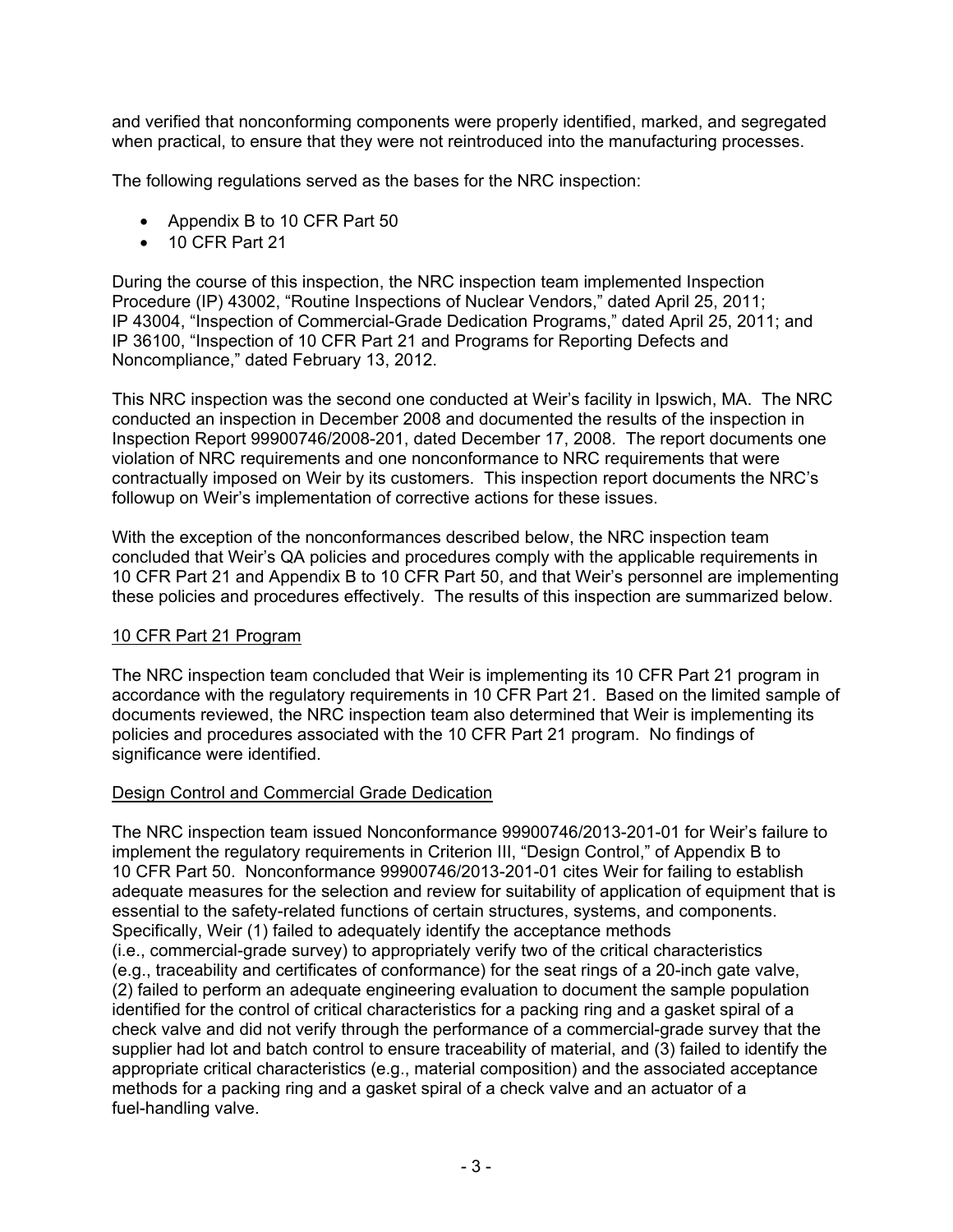and verified that nonconforming components were properly identified, marked, and segregated when practical, to ensure that they were not reintroduced into the manufacturing processes.

The following regulations served as the bases for the NRC inspection:

- Appendix B to 10 CFR Part 50
- 10 CFR Part 21

During the course of this inspection, the NRC inspection team implemented Inspection Procedure (IP) 43002, "Routine Inspections of Nuclear Vendors," dated April 25, 2011; IP 43004, "Inspection of Commercial-Grade Dedication Programs," dated April 25, 2011; and IP 36100, "Inspection of 10 CFR Part 21 and Programs for Reporting Defects and Noncompliance," dated February 13, 2012.

This NRC inspection was the second one conducted at Weir's facility in Ipswich, MA. The NRC conducted an inspection in December 2008 and documented the results of the inspection in Inspection Report 99900746/2008-201, dated December 17, 2008. The report documents one violation of NRC requirements and one nonconformance to NRC requirements that were contractually imposed on Weir by its customers. This inspection report documents the NRC's followup on Weir's implementation of corrective actions for these issues.

With the exception of the nonconformances described below, the NRC inspection team concluded that Weir's QA policies and procedures comply with the applicable requirements in 10 CFR Part 21 and Appendix B to 10 CFR Part 50, and that Weir's personnel are implementing these policies and procedures effectively. The results of this inspection are summarized below.

## 10 CFR Part 21 Program

The NRC inspection team concluded that Weir is implementing its 10 CFR Part 21 program in accordance with the regulatory requirements in 10 CFR Part 21. Based on the limited sample of documents reviewed, the NRC inspection team also determined that Weir is implementing its policies and procedures associated with the 10 CFR Part 21 program. No findings of significance were identified.

## Design Control and Commercial Grade Dedication

The NRC inspection team issued Nonconformance 99900746/2013-201-01 for Weir's failure to implement the regulatory requirements in Criterion III, "Design Control," of Appendix B to 10 CFR Part 50. Nonconformance 99900746/2013-201-01 cites Weir for failing to establish adequate measures for the selection and review for suitability of application of equipment that is essential to the safety-related functions of certain structures, systems, and components. Specifically, Weir (1) failed to adequately identify the acceptance methods (i.e., commercial-grade survey) to appropriately verify two of the critical characteristics (e.g., traceability and certificates of conformance) for the seat rings of a 20-inch gate valve, (2) failed to perform an adequate engineering evaluation to document the sample population identified for the control of critical characteristics for a packing ring and a gasket spiral of a check valve and did not verify through the performance of a commercial-grade survey that the supplier had lot and batch control to ensure traceability of material, and (3) failed to identify the appropriate critical characteristics (e.g., material composition) and the associated acceptance methods for a packing ring and a gasket spiral of a check valve and an actuator of a fuel-handling valve.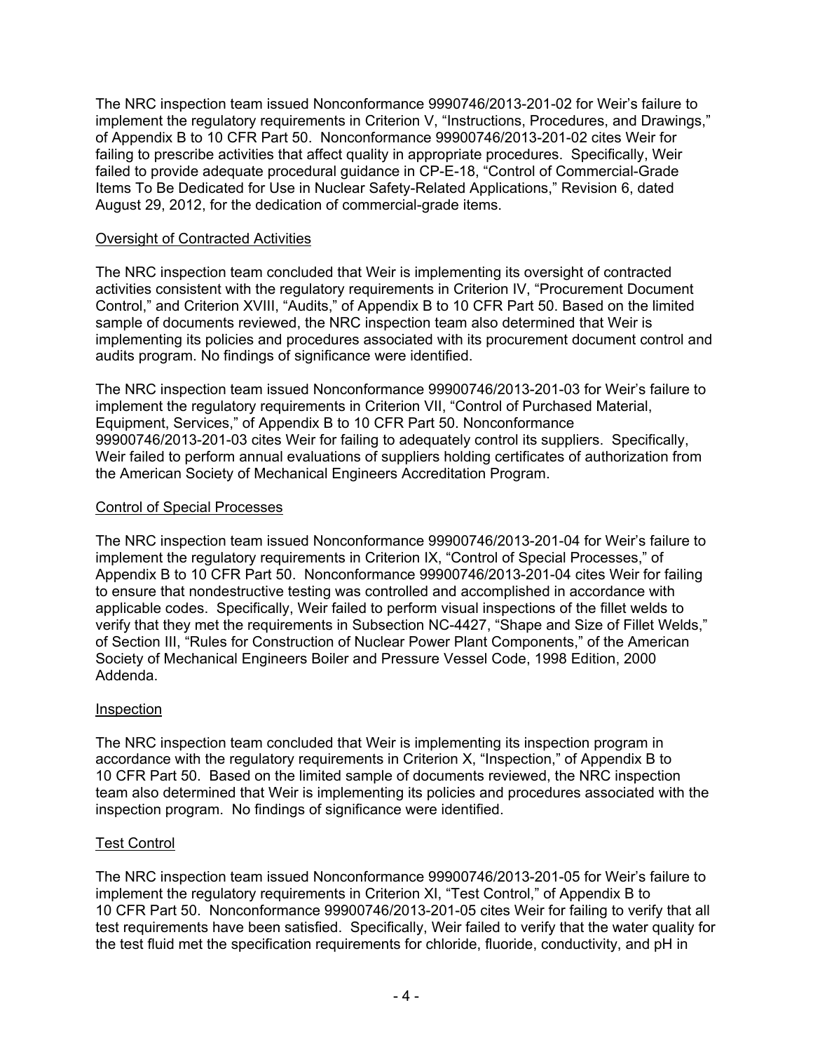The NRC inspection team issued Nonconformance 9990746/2013-201-02 for Weir's failure to implement the regulatory requirements in Criterion V, "Instructions, Procedures, and Drawings," of Appendix B to 10 CFR Part 50. Nonconformance 99900746/2013-201-02 cites Weir for failing to prescribe activities that affect quality in appropriate procedures. Specifically, Weir failed to provide adequate procedural guidance in CP-E-18, "Control of Commercial-Grade Items To Be Dedicated for Use in Nuclear Safety-Related Applications," Revision 6, dated August 29, 2012, for the dedication of commercial-grade items.

Oversight of Contracted Activities

The NRC inspection team concluded that Weir is implementing its oversight of contracted activities consistent with the regulatory requirements in Criterion IV, "Procurement Document Control," and Criterion XVIII, "Audits," of Appendix B to 10 CFR Part 50. Based on the limited sample of documents reviewed, the NRC inspection team also determined that Weir is implementing its policies and procedures associated with its procurement document control and audits program. No findings of significance were identified.

The NRC inspection team issued Nonconformance 99900746/2013-201-03 for Weir's failure to implement the regulatory requirements in Criterion VII, "Control of Purchased Material, Equipment, Services," of Appendix B to 10 CFR Part 50. Nonconformance 99900746/2013-201-03 cites Weir for failing to adequately control its suppliers. Specifically, Weir failed to perform annual evaluations of suppliers holding certificates of authorization from the American Society of Mechanical Engineers Accreditation Program.

Control of Special Processes

The NRC inspection team issued Nonconformance 99900746/2013-201-04 for Weir's failure to implement the regulatory requirements in Criterion IX, "Control of Special Processes," of Appendix B to 10 CFR Part 50. Nonconformance 99900746/2013-201-04 cites Weir for failing to ensure that nondestructive testing was controlled and accomplished in accordance with applicable codes. Specifically, Weir failed to perform visual inspections of the fillet welds to verify that they met the requirements in Subsection NC-4427, "Shape and Size of Fillet Welds," of Section III, "Rules for Construction of Nuclear Power Plant Components," of the American Society of Mechanical Engineers Boiler and Pressure Vessel Code, 1998 Edition, 2000 Addenda.

Inspection

The NRC inspection team concluded that Weir is implementing its inspection program in accordance with the regulatory requirements in Criterion X, "Inspection," of Appendix B to 10 CFR Part 50. Based on the limited sample of documents reviewed, the NRC inspection team also determined that Weir is implementing its policies and procedures associated with the inspection program. No findings of significance were identified.

Test Control

The NRC inspection team issued Nonconformance 99900746/2013-201-05 for Weir's failure to implement the regulatory requirements in Criterion XI, "Test Control," of Appendix B to 10 CFR Part 50. Nonconformance 99900746/2013-201-05 cites Weir for failing to verify that all test requirements have been satisfied. Specifically, Weir failed to verify that the water quality for the test fluid met the specification requirements for chloride, fluoride, conductivity, and pH in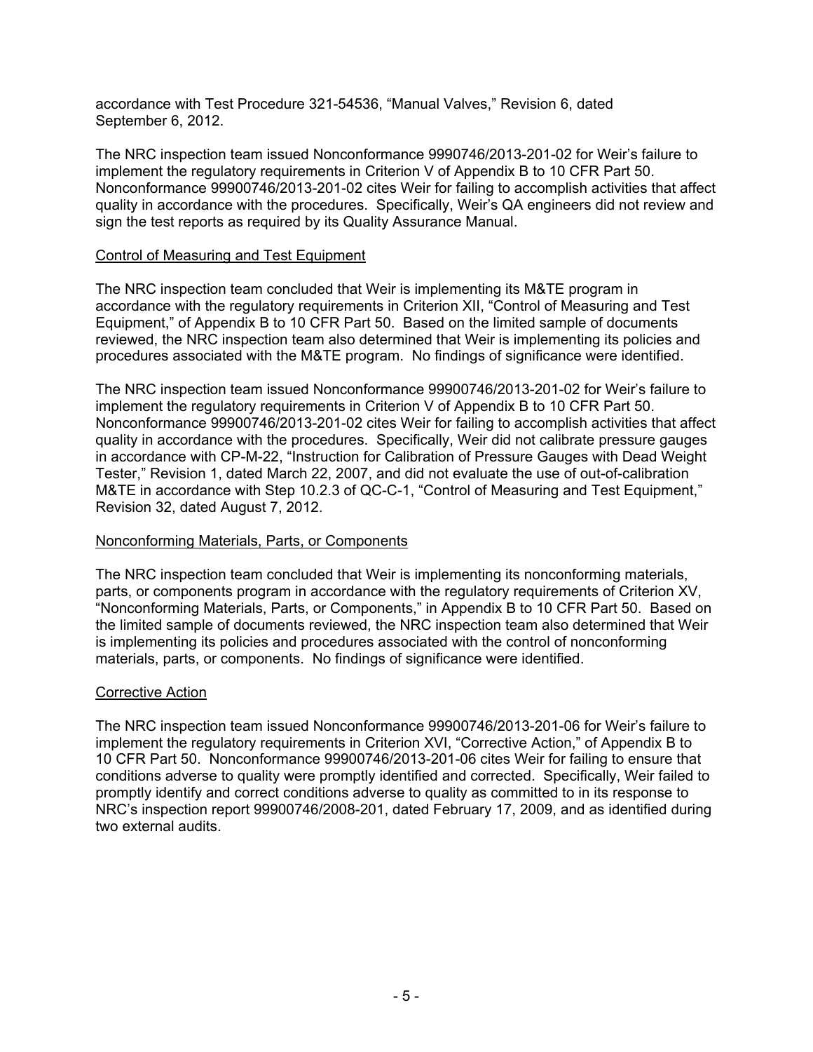accordance with Test Procedure 321-54536, "Manual Valves," Revision 6, dated September 6, 2012.

The NRC inspection team issued Nonconformance 9990746/2013-201-02 for Weir's failure to implement the regulatory requirements in Criterion V of Appendix B to 10 CFR Part 50. Nonconformance 99900746/2013-201-02 cites Weir for failing to accomplish activities that affect quality in accordance with the procedures. Specifically, Weir's QA engineers did not review and sign the test reports as required by its Quality Assurance Manual.

## Control of Measuring and Test Equipment

The NRC inspection team concluded that Weir is implementing its M&TE program in accordance with the regulatory requirements in Criterion XII, "Control of Measuring and Test Equipment," of Appendix B to 10 CFR Part 50. Based on the limited sample of documents reviewed, the NRC inspection team also determined that Weir is implementing its policies and procedures associated with the M&TE program. No findings of significance were identified.

The NRC inspection team issued Nonconformance 99900746/2013-201-02 for Weir's failure to implement the regulatory requirements in Criterion V of Appendix B to 10 CFR Part 50. Nonconformance 99900746/2013-201-02 cites Weir for failing to accomplish activities that affect quality in accordance with the procedures. Specifically, Weir did not calibrate pressure gauges in accordance with CP-M-22, "Instruction for Calibration of Pressure Gauges with Dead Weight Tester," Revision 1, dated March 22, 2007, and did not evaluate the use of out-of-calibration M&TE in accordance with Step 10.2.3 of QC-C-1, "Control of Measuring and Test Equipment," Revision 32, dated August 7, 2012.

## Nonconforming Materials, Parts, or Components

The NRC inspection team concluded that Weir is implementing its nonconforming materials, parts, or components program in accordance with the regulatory requirements of Criterion XV, "Nonconforming Materials, Parts, or Components," in Appendix B to 10 CFR Part 50. Based on the limited sample of documents reviewed, the NRC inspection team also determined that Weir is implementing its policies and procedures associated with the control of nonconforming materials, parts, or components. No findings of significance were identified.

## Corrective Action

The NRC inspection team issued Nonconformance 99900746/2013-201-06 for Weir's failure to implement the regulatory requirements in Criterion XVI, "Corrective Action," of Appendix B to 10 CFR Part 50. Nonconformance 99900746/2013-201-06 cites Weir for failing to ensure that conditions adverse to quality were promptly identified and corrected. Specifically, Weir failed to promptly identify and correct conditions adverse to quality as committed to in its response to NRC's inspection report 99900746/2008-201, dated February 17, 2009, and as identified during two external audits.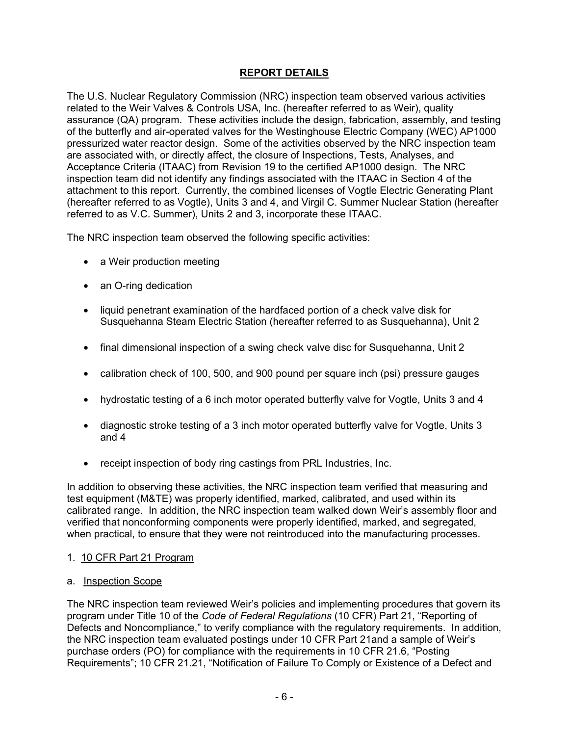## REPORT DETAILS

The U.S. Nuclear Regulatory Commission (NRC) inspection team observed various activities related to the Weir Valves & Controls USA, Inc. (hereafter referred to as Weir), quality assurance (QA) program. These activities include the design, fabrication, assembly, and testing of the butterfly and air-operated valves for the Westinghouse Electric Company (WEC) AP1000 pressurized water reactor design. Some of the activities observed by the NRC inspection team are associated with, or directly affect, the closure of Inspections, Tests, Analyses, and Acceptance Criteria (ITAAC) from Revision 19 to the certified AP1000 design. The NRC inspection team did not identify any findings associated with the ITAAC in Section 4 of the attachment to this report. Currently, the combined licenses of Vogtle Electric Generating Plant (hereafter referred to as Vogtle), Units 3 and 4, and Virgil C. Summer Nuclear Station (hereafter referred to as V.C. Summer), Units 2 and 3, incorporate these ITAAC.

The NRC inspection team observed the following specific activities:

- a Weir production meeting
- an O-ring dedication
- liquid penetrant examination of the hardfaced portion of a check valve disk for Susquehanna Steam Electric Station (hereafter referred to as Susquehanna), Unit 2
- final dimensional inspection of a swing check valve disc for Susquehanna, Unit 2
- calibration check of 100, 500, and 900 pound per square inch (psi) pressure gauges
- hydrostatic testing of a 6 inch motor operated butterfly valve for Vogtle, Units 3 and 4
- diagnostic stroke testing of a 3 inch motor operated butterfly valve for Vogtle, Units 3 and 4
- receipt inspection of body ring castings from PRL Industries, Inc.

In addition to observing these activities, the NRC inspection team verified that measuring and test equipment (M&TE) was properly identified, marked, calibrated, and used within its calibrated range. In addition, the NRC inspection team walked down Weir's assembly floor and verified that nonconforming components were properly identified, marked, and segregated, when practical, to ensure that they were not reintroduced into the manufacturing processes.

1. 10 CFR Part 21 Program

a. Inspection Scope

The NRC inspection team reviewed Weir's policies and implementing procedures that govern its program under Title 10 of the *Code of Federal Regulations* (10 CFR) Part 21, "Reporting of Defects and Noncompliance," to verify compliance with the regulatory requirements. In addition, the NRC inspection team evaluated postings under 10 CFR Part 21and a sample of Weir's purchase orders (PO) for compliance with the requirements in 10 CFR 21.6, "Posting Requirements"; 10 CFR 21.21, "Notification of Failure To Comply or Existence of a Defect and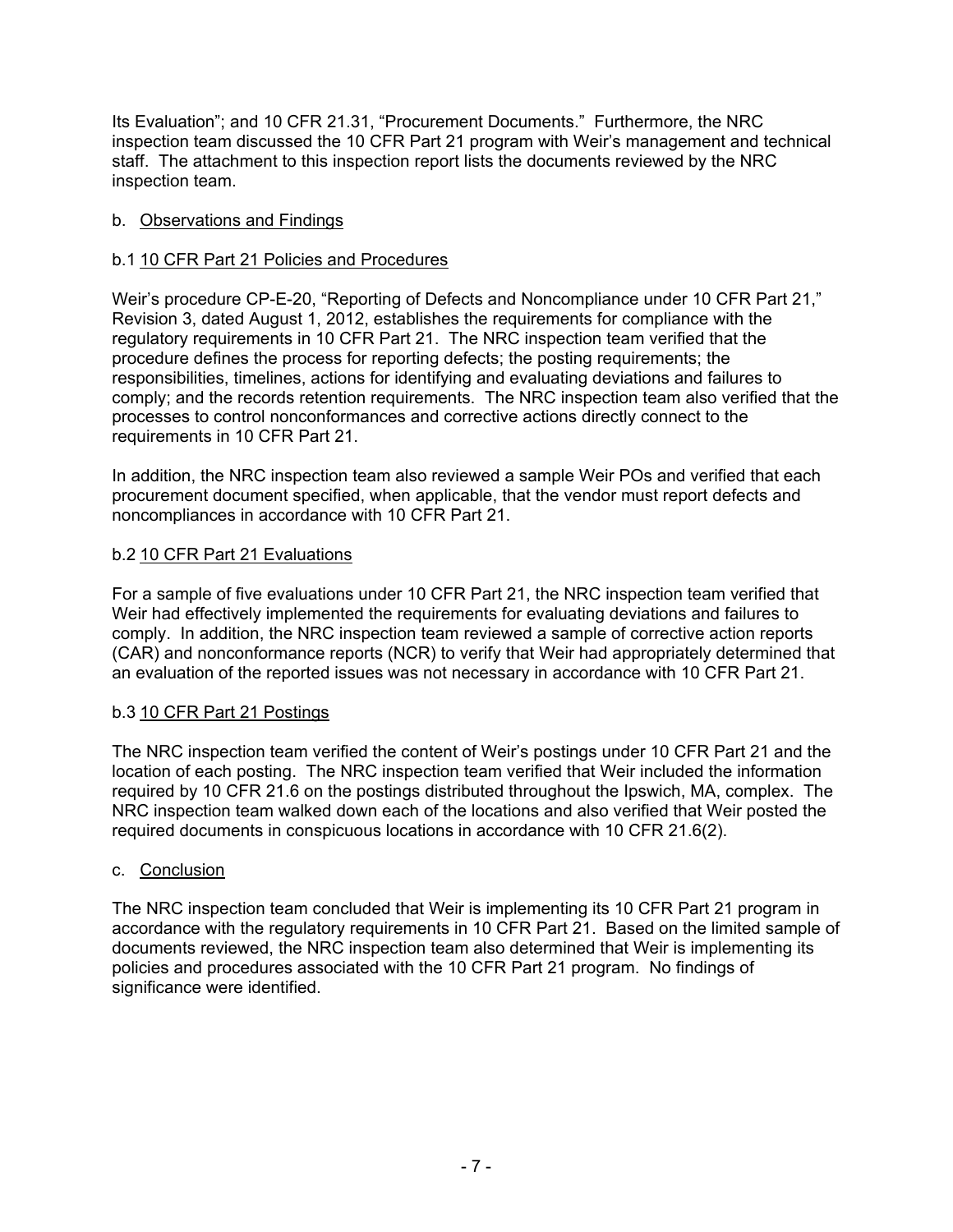Its Evaluation"; and 10 CFR 21.31, "Procurement Documents." Furthermore, the NRC inspection team discussed the 10 CFR Part 21 program with Weir's management and technical staff. The attachment to this inspection report lists the documents reviewed by the NRC inspection team.

b. Observations and Findings

b.1 10 CFR Part 21 Policies and Procedures

Weir's procedure CP-E-20, "Reporting of Defects and Noncompliance under 10 CFR Part 21," Revision 3, dated August 1, 2012, establishes the requirements for compliance with the regulatory requirements in 10 CFR Part 21. The NRC inspection team verified that the procedure defines the process for reporting defects; the posting requirements; the responsibilities, timelines, actions for identifying and evaluating deviations and failures to comply; and the records retention requirements. The NRC inspection team also verified that the processes to control nonconformances and corrective actions directly connect to the requirements in 10 CFR Part 21.

In addition, the NRC inspection team also reviewed a sample Weir POs and verified that each procurement document specified, when applicable, that the vendor must report defects and noncompliances in accordance with 10 CFR Part 21.

b.2 10 CFR Part 21 Evaluations

For a sample of five evaluations under 10 CFR Part 21, the NRC inspection team verified that Weir had effectively implemented the requirements for evaluating deviations and failures to comply. In addition, the NRC inspection team reviewed a sample of corrective action reports (CAR) and nonconformance reports (NCR) to verify that Weir had appropriately determined that an evaluation of the reported issues was not necessary in accordance with 10 CFR Part 21.

b.3 10 CFR Part 21 Postings

The NRC inspection team verified the content of Weir's postings under 10 CFR Part 21 and the location of each posting. The NRC inspection team verified that Weir included the information required by 10 CFR 21.6 on the postings distributed throughout the Ipswich, MA, complex. The NRC inspection team walked down each of the locations and also verified that Weir posted the required documents in conspicuous locations in accordance with 10 CFR 21.6(2).

c. Conclusion

The NRC inspection team concluded that Weir is implementing its 10 CFR Part 21 program in accordance with the regulatory requirements in 10 CFR Part 21. Based on the limited sample of documents reviewed, the NRC inspection team also determined that Weir is implementing its policies and procedures associated with the 10 CFR Part 21 program. No findings of significance were identified.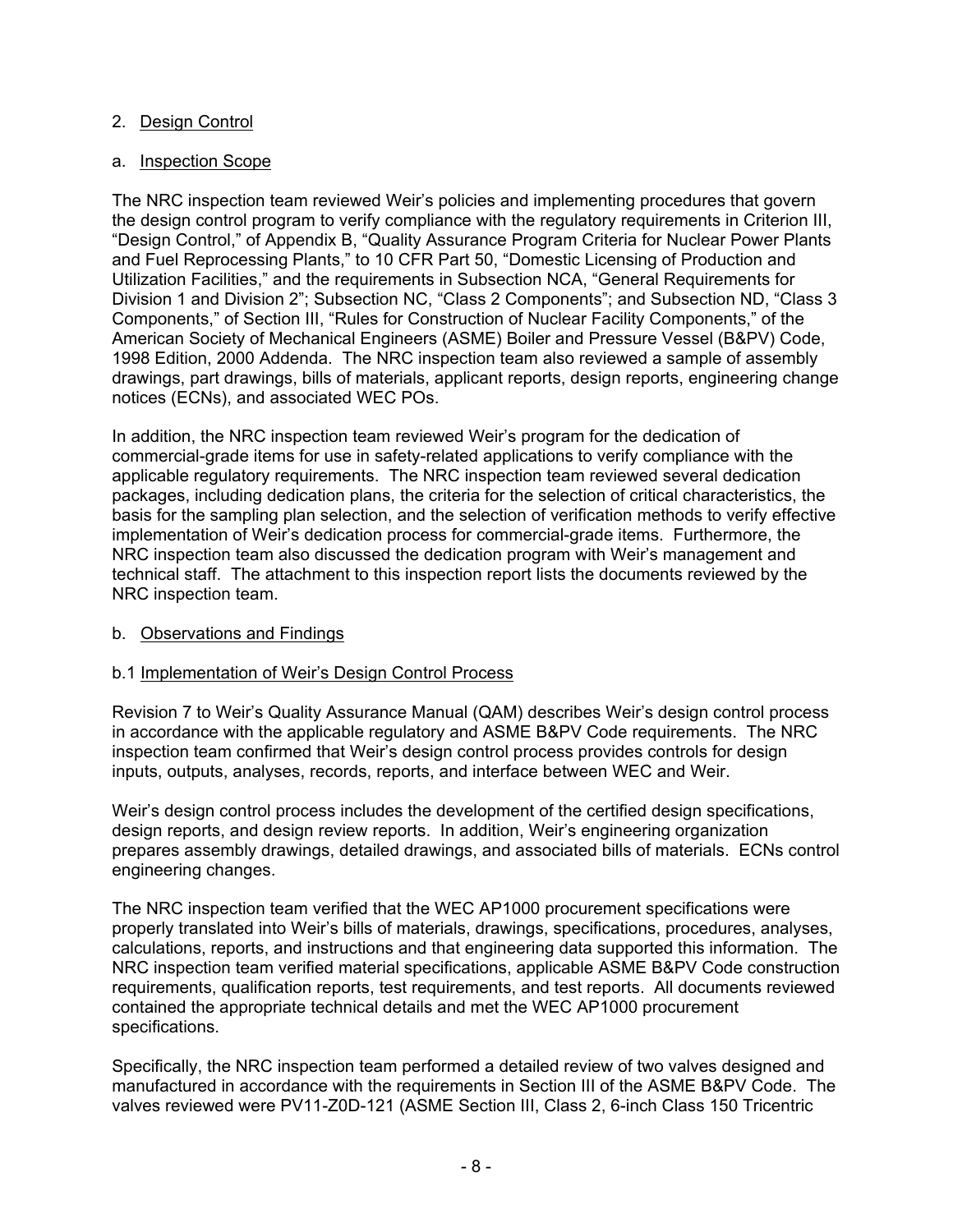## 2. Design Control

### a. Inspection Scope

The NRC inspection team reviewed Weir's policies and implementing procedures that govern the design control program to verify compliance with the regulatory requirements in Criterion III, "Design Control," of Appendix B, "Quality Assurance Program Criteria for Nuclear Power Plants and Fuel Reprocessing Plants," to 10 CFR Part 50, "Domestic Licensing of Production and Utilization Facilities," and the requirements in Subsection NCA, "General Requirements for Division 1 and Division 2"; Subsection NC, "Class 2 Components"; and Subsection ND, "Class 3 Components," of Section III, "Rules for Construction of Nuclear Facility Components," of the American Society of Mechanical Engineers (ASME) Boiler and Pressure Vessel (B&PV) Code, 1998 Edition, 2000 Addenda. The NRC inspection team also reviewed a sample of assembly drawings, part drawings, bills of materials, applicant reports, design reports, engineering change notices (ECNs), and associated WEC POs.

In addition, the NRC inspection team reviewed Weir's program for the dedication of commercial-grade items for use in safety-related applications to verify compliance with the applicable regulatory requirements. The NRC inspection team reviewed several dedication packages, including dedication plans, the criteria for the selection of critical characteristics, the basis for the sampling plan selection, and the selection of verification methods to verify effective implementation of Weir's dedication process for commercial-grade items. Furthermore, the NRC inspection team also discussed the dedication program with Weir's management and technical staff. The attachment to this inspection report lists the documents reviewed by the NRC inspection team.

### b. Observations and Findings

#### b.1 Implementation of Weir's Design Control Process

Revision 7 to Weir's Quality Assurance Manual (QAM) describes Weir's design control process in accordance with the applicable regulatory and ASME B&PV Code requirements. The NRC inspection team confirmed that Weir's design control process provides controls for design inputs, outputs, analyses, records, reports, and interface between WEC and Weir.

Weir's design control process includes the development of the certified design specifications, design reports, and design review reports. In addition, Weir's engineering organization prepares assembly drawings, detailed drawings, and associated bills of materials. ECNs control engineering changes.

The NRC inspection team verified that the WEC AP1000 procurement specifications were properly translated into Weir's bills of materials, drawings, specifications, procedures, analyses, calculations, reports, and instructions and that engineering data supported this information. The NRC inspection team verified material specifications, applicable ASME B&PV Code construction requirements, qualification reports, test requirements, and test reports. All documents reviewed contained the appropriate technical details and met the WEC AP1000 procurement specifications.

Specifically, the NRC inspection team performed a detailed review of two valves designed and manufactured in accordance with the requirements in Section III of the ASME B&PV Code. The valves reviewed were PV11-Z0D-121 (ASME Section III, Class 2, 6-inch Class 150 Tricentric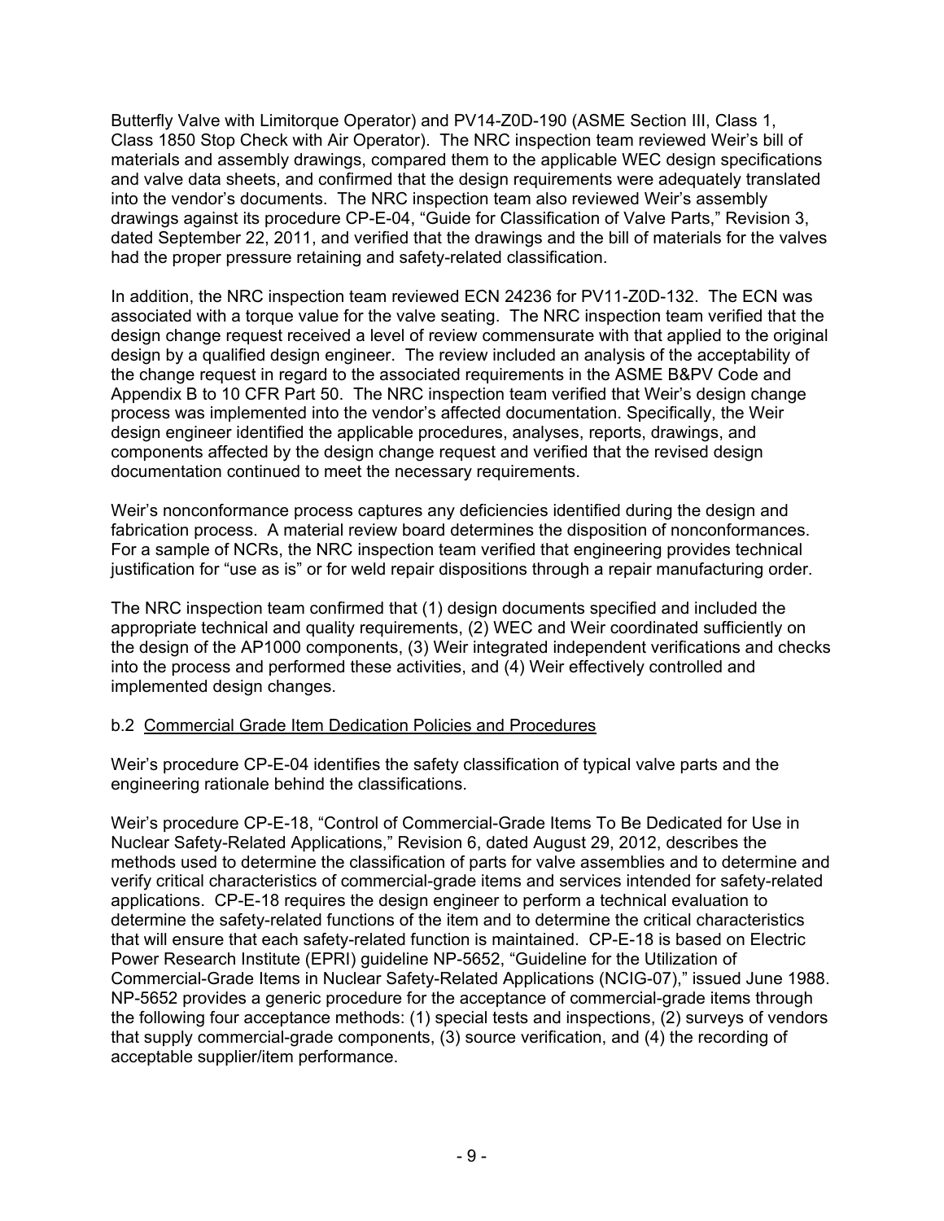Butterfly Valve with Limitorque Operator) and PV14-Z0D-190 (ASME Section III, Class 1, Class 1850 Stop Check with Air Operator). The NRC inspection team reviewed Weir's bill of materials and assembly drawings, compared them to the applicable WEC design specifications and valve data sheets, and confirmed that the design requirements were adequately translated into the vendor's documents. The NRC inspection team also reviewed Weir's assembly drawings against its procedure CP-E-04, "Guide for Classification of Valve Parts," Revision 3, dated September 22, 2011, and verified that the drawings and the bill of materials for the valves had the proper pressure retaining and safety-related classification.

In addition, the NRC inspection team reviewed ECN 24236 for PV11-Z0D-132. The ECN was associated with a torque value for the valve seating. The NRC inspection team verified that the design change request received a level of review commensurate with that applied to the original design by a qualified design engineer. The review included an analysis of the acceptability of the change request in regard to the associated requirements in the ASME B&PV Code and Appendix B to 10 CFR Part 50. The NRC inspection team verified that Weir's design change process was implemented into the vendor's affected documentation. Specifically, the Weir design engineer identified the applicable procedures, analyses, reports, drawings, and components affected by the design change request and verified that the revised design documentation continued to meet the necessary requirements.

Weir's nonconformance process captures any deficiencies identified during the design and fabrication process. A material review board determines the disposition of nonconformances. For a sample of NCRs, the NRC inspection team verified that engineering provides technical justification for "use as is" or for weld repair dispositions through a repair manufacturing order.

The NRC inspection team confirmed that (1) design documents specified and included the appropriate technical and quality requirements, (2) WEC and Weir coordinated sufficiently on the design of the AP1000 components, (3) Weir integrated independent verifications and checks into the process and performed these activities, and (4) Weir effectively controlled and implemented design changes.

b.2 Commercial Grade Item Dedication Policies and Procedures

Weir's procedure CP-E-04 identifies the safety classification of typical valve parts and the engineering rationale behind the classifications.

Weir's procedure CP-E-18, "Control of Commercial-Grade Items To Be Dedicated for Use in Nuclear Safety-Related Applications," Revision 6, dated August 29, 2012, describes the methods used to determine the classification of parts for valve assemblies and to determine and verify critical characteristics of commercial-grade items and services intended for safety-related applications. CP-E-18 requires the design engineer to perform a technical evaluation to determine the safety-related functions of the item and to determine the critical characteristics that will ensure that each safety-related function is maintained. CP-E-18 is based on Electric Power Research Institute (EPRI) guideline NP-5652, "Guideline for the Utilization of Commercial-Grade Items in Nuclear Safety-Related Applications (NCIG-07)," issued June 1988. NP-5652 provides a generic procedure for the acceptance of commercial-grade items through the following four acceptance methods: (1) special tests and inspections, (2) surveys of vendors that supply commercial-grade components, (3) source verification, and (4) the recording of acceptable supplier/item performance.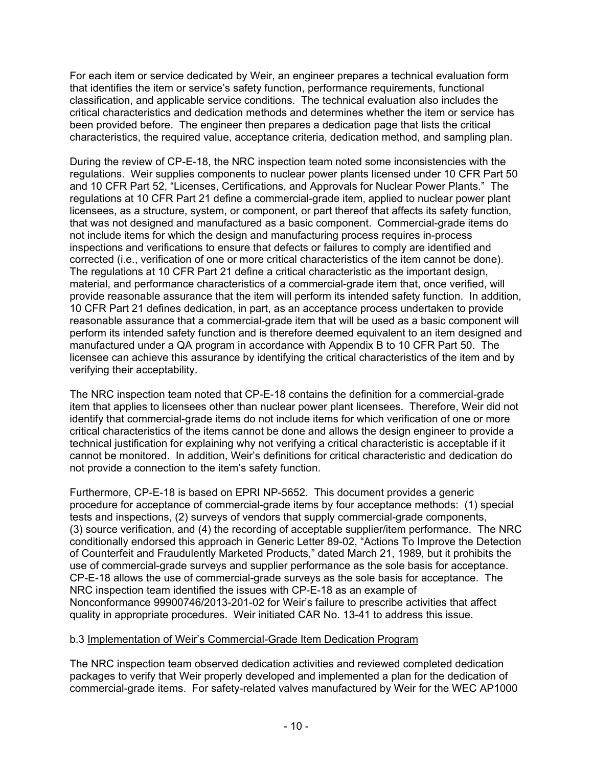For each item or service dedicated by Weir, an engineer prepares a technical evaluation form that identifies the item or service's safety function, performance requirements, functional classification, and applicable service conditions. The technical evaluation also includes the critical characteristics and dedication methods and determines whether the item or service has been provided before. The engineer then prepares a dedication page that lists the critical characteristics, the required value, acceptance criteria, dedication method, and sampling plan.

During the review of CP-E-18, the NRC inspection team noted some inconsistencies with the regulations. Weir supplies components to nuclear power plants licensed under 10 CFR Part 50 and 10 CFR Part 52, "Licenses, Certifications, and Approvals for Nuclear Power Plants." The regulations at 10 CFR Part 21 define a commercial-grade item, applied to nuclear power plant licensees, as a structure, system, or component, or part thereof that affects its safety function, that was not designed and manufactured as a basic component. Commercial-grade items do not include items for which the design and manufacturing process requires in-process inspections and verifications to ensure that defects or failures to comply are identified and corrected (i.e., verification of one or more critical characteristics of the item cannot be done). The regulations at 10 CFR Part 21 define a critical characteristic as the important design, material, and performance characteristics of a commercial-grade item that, once verified, will provide reasonable assurance that the item will perform its intended safety function. In addition, 10 CFR Part 21 defines dedication, in part, as an acceptance process undertaken to provide reasonable assurance that a commercial-grade item that will be used as a basic component will perform its intended safety function and is therefore deemed equivalent to an item designed and manufactured under a QA program in accordance with Appendix B to 10 CFR Part 50. The licensee can achieve this assurance by identifying the critical characteristics of the item and by verifying their acceptability.

The NRC inspection team noted that CP-E-18 contains the definition for a commercial-grade item that applies to licensees other than nuclear power plant licensees. Therefore, Weir did not identify that commercial-grade items do not include items for which verification of one or more critical characteristics of the items cannot be done and allows the design engineer to provide a technical justification for explaining why not verifying a critical characteristic is acceptable if it cannot be monitored. In addition, Weir's definitions for critical characteristic and dedication do not provide a connection to the item's safety function.

Furthermore, CP-E-18 is based on EPRI NP-5652. This document provides a generic procedure for acceptance of commercial-grade items by four acceptance methods: (1) special tests and inspections, (2) surveys of vendors that supply commercial-grade components, (3) source verification, and (4) the recording of acceptable supplier/item performance. The NRC conditionally endorsed this approach in Generic Letter 89-02, "Actions To Improve the Detection of Counterfeit and Fraudulently Marketed Products," dated March 21, 1989, but it prohibits the use of commercial-grade surveys and supplier performance as the sole basis for acceptance. CP-E-18 allows the use of commercial-grade surveys as the sole basis for acceptance. The NRC inspection team identified the issues with CP-E-18 as an example of Nonconformance 99900746/2013-201-02 for Weir's failure to prescribe activities that affect quality in appropriate procedures. Weir initiated CAR No. 13-41 to address this issue.

b.3 Implementation of Weir's Commercial-Grade Item Dedication Program

The NRC inspection team observed dedication activities and reviewed completed dedication packages to verify that Weir properly developed and implemented a plan for the dedication of commercial-grade items. For safety-related valves manufactured by Weir for the WEC AP1000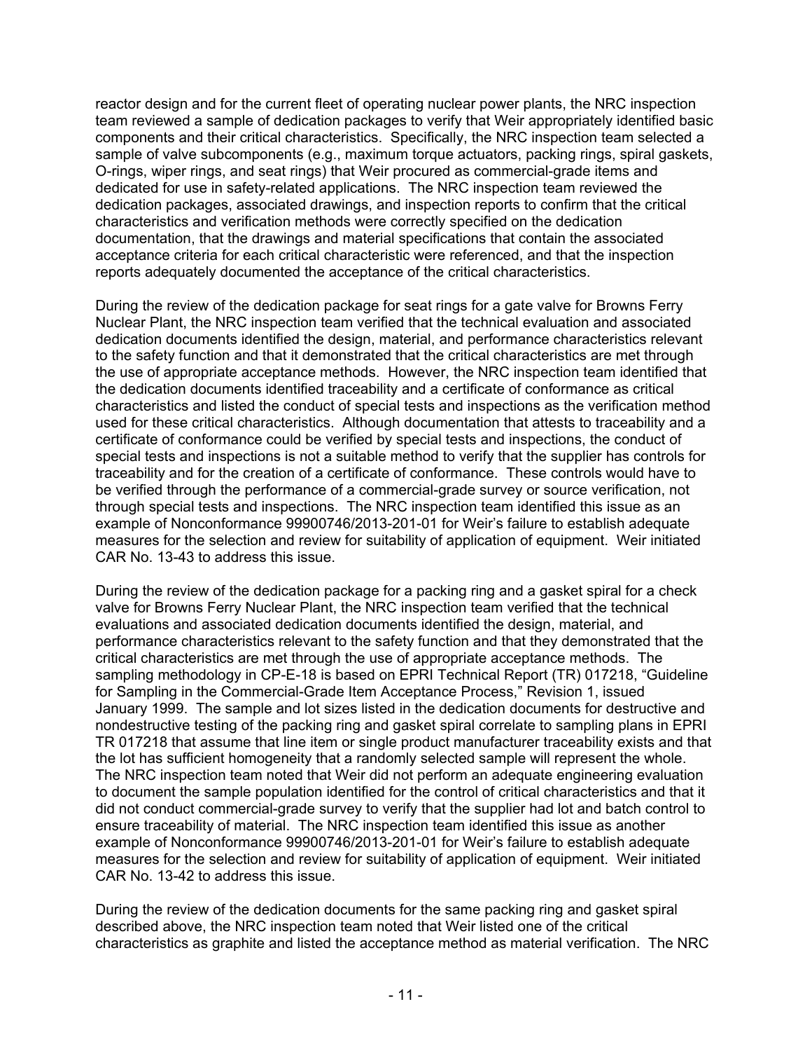reactor design and for the current fleet of operating nuclear power plants, the NRC inspection team reviewed a sample of dedication packages to verify that Weir appropriately identified basic components and their critical characteristics. Specifically, the NRC inspection team selected a sample of valve subcomponents (e.g., maximum torque actuators, packing rings, spiral gaskets, O-rings, wiper rings, and seat rings) that Weir procured as commercial-grade items and dedicated for use in safety-related applications. The NRC inspection team reviewed the dedication packages, associated drawings, and inspection reports to confirm that the critical characteristics and verification methods were correctly specified on the dedication documentation, that the drawings and material specifications that contain the associated acceptance criteria for each critical characteristic were referenced, and that the inspection reports adequately documented the acceptance of the critical characteristics.

During the review of the dedication package for seat rings for a gate valve for Browns Ferry Nuclear Plant, the NRC inspection team verified that the technical evaluation and associated dedication documents identified the design, material, and performance characteristics relevant to the safety function and that it demonstrated that the critical characteristics are met through the use of appropriate acceptance methods. However, the NRC inspection team identified that the dedication documents identified traceability and a certificate of conformance as critical characteristics and listed the conduct of special tests and inspections as the verification method used for these critical characteristics. Although documentation that attests to traceability and a certificate of conformance could be verified by special tests and inspections, the conduct of special tests and inspections is not a suitable method to verify that the supplier has controls for traceability and for the creation of a certificate of conformance. These controls would have to be verified through the performance of a commercial-grade survey or source verification, not through special tests and inspections. The NRC inspection team identified this issue as an example of Nonconformance 99900746/2013-201-01 for Weir's failure to establish adequate measures for the selection and review for suitability of application of equipment. Weir initiated CAR No. 13-43 to address this issue.

During the review of the dedication package for a packing ring and a gasket spiral for a check valve for Browns Ferry Nuclear Plant, the NRC inspection team verified that the technical evaluations and associated dedication documents identified the design, material, and performance characteristics relevant to the safety function and that they demonstrated that the critical characteristics are met through the use of appropriate acceptance methods. The sampling methodology in CP-E-18 is based on EPRI Technical Report (TR) 017218, "Guideline for Sampling in the Commercial-Grade Item Acceptance Process," Revision 1, issued January 1999. The sample and lot sizes listed in the dedication documents for destructive and nondestructive testing of the packing ring and gasket spiral correlate to sampling plans in EPRI TR 017218 that assume that line item or single product manufacturer traceability exists and that the lot has sufficient homogeneity that a randomly selected sample will represent the whole. The NRC inspection team noted that Weir did not perform an adequate engineering evaluation to document the sample population identified for the control of critical characteristics and that it did not conduct commercial-grade survey to verify that the supplier had lot and batch control to ensure traceability of material. The NRC inspection team identified this issue as another example of Nonconformance 99900746/2013-201-01 for Weir's failure to establish adequate measures for the selection and review for suitability of application of equipment. Weir initiated CAR No. 13-42 to address this issue.

During the review of the dedication documents for the same packing ring and gasket spiral described above, the NRC inspection team noted that Weir listed one of the critical characteristics as graphite and listed the acceptance method as material verification. The NRC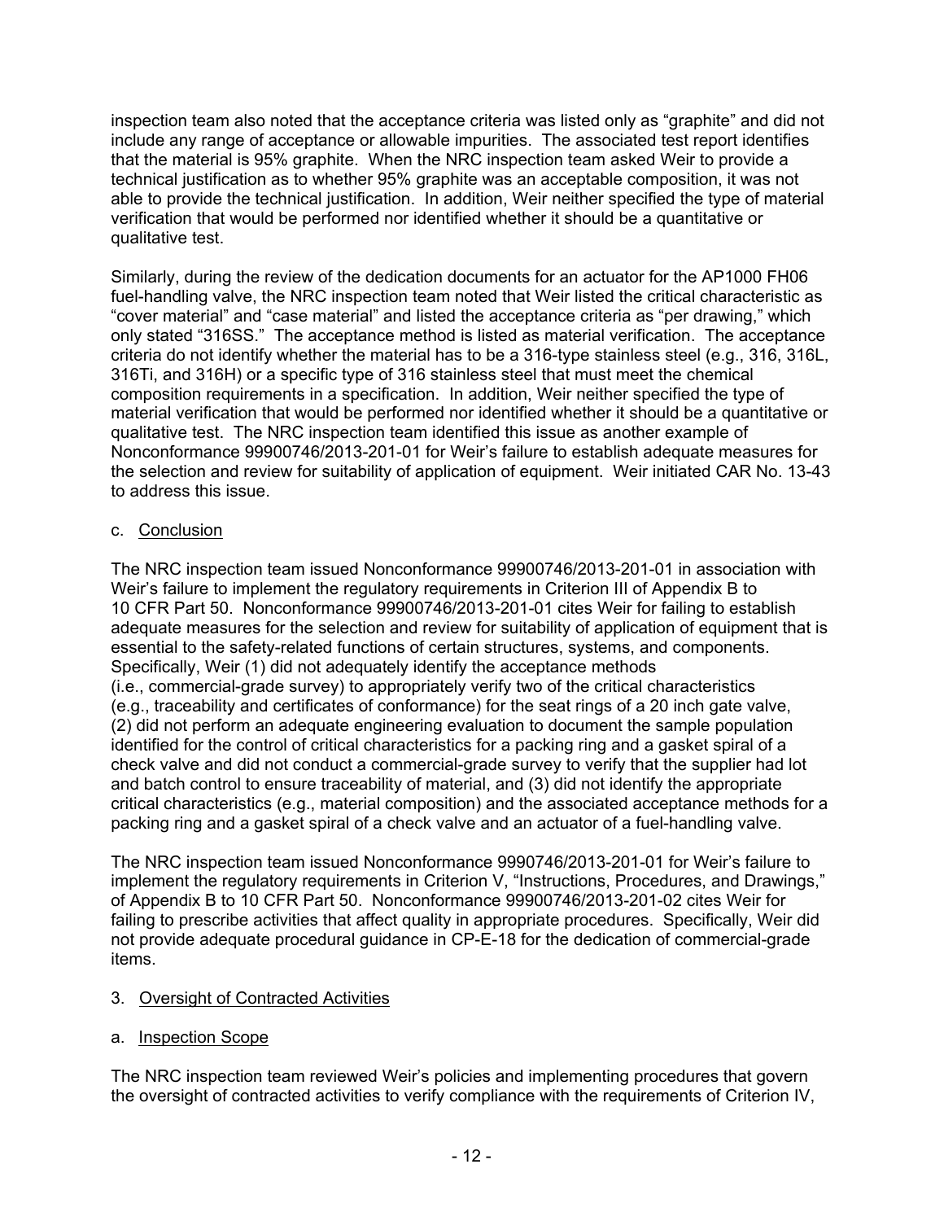inspection team also noted that the acceptance criteria was listed only as "graphite" and did not include any range of acceptance or allowable impurities. The associated test report identifies that the material is 95% graphite. When the NRC inspection team asked Weir to provide a technical justification as to whether 95% graphite was an acceptable composition, it was not able to provide the technical justification. In addition, Weir neither specified the type of material verification that would be performed nor identified whether it should be a quantitative or qualitative test.

Similarly, during the review of the dedication documents for an actuator for the AP1000 FH06 fuel-handling valve, the NRC inspection team noted that Weir listed the critical characteristic as "cover material" and "case material" and listed the acceptance criteria as "per drawing," which only stated "316SS." The acceptance method is listed as material verification. The acceptance criteria do not identify whether the material has to be a 316-type stainless steel (e.g., 316, 316L, 316Ti, and 316H) or a specific type of 316 stainless steel that must meet the chemical composition requirements in a specification. In addition, Weir neither specified the type of material verification that would be performed nor identified whether it should be a quantitative or qualitative test. The NRC inspection team identified this issue as another example of Nonconformance 99900746/2013-201-01 for Weir's failure to establish adequate measures for the selection and review for suitability of application of equipment. Weir initiated CAR No. 13-43 to address this issue.

c. Conclusion

The NRC inspection team issued Nonconformance 99900746/2013-201-01 in association with Weir's failure to implement the regulatory requirements in Criterion III of Appendix B to 10 CFR Part 50. Nonconformance 99900746/2013-201-01 cites Weir for failing to establish adequate measures for the selection and review for suitability of application of equipment that is essential to the safety-related functions of certain structures, systems, and components. Specifically, Weir (1) did not adequately identify the acceptance methods (i.e., commercial-grade survey) to appropriately verify two of the critical characteristics (e.g., traceability and certificates of conformance) for the seat rings of a 20 inch gate valve, (2) did not perform an adequate engineering evaluation to document the sample population identified for the control of critical characteristics for a packing ring and a gasket spiral of a check valve and did not conduct a commercial-grade survey to verify that the supplier had lot and batch control to ensure traceability of material, and (3) did not identify the appropriate critical characteristics (e.g., material composition) and the associated acceptance methods for a packing ring and a gasket spiral of a check valve and an actuator of a fuel-handling valve.

The NRC inspection team issued Nonconformance 9990746/2013-201-01 for Weir's failure to implement the regulatory requirements in Criterion V, "Instructions, Procedures, and Drawings," of Appendix B to 10 CFR Part 50. Nonconformance 99900746/2013-201-02 cites Weir for failing to prescribe activities that affect quality in appropriate procedures. Specifically, Weir did not provide adequate procedural guidance in CP-E-18 for the dedication of commercial-grade items.

3. Oversight of Contracted Activities

a. Inspection Scope

The NRC inspection team reviewed Weir's policies and implementing procedures that govern the oversight of contracted activities to verify compliance with the requirements of Criterion IV,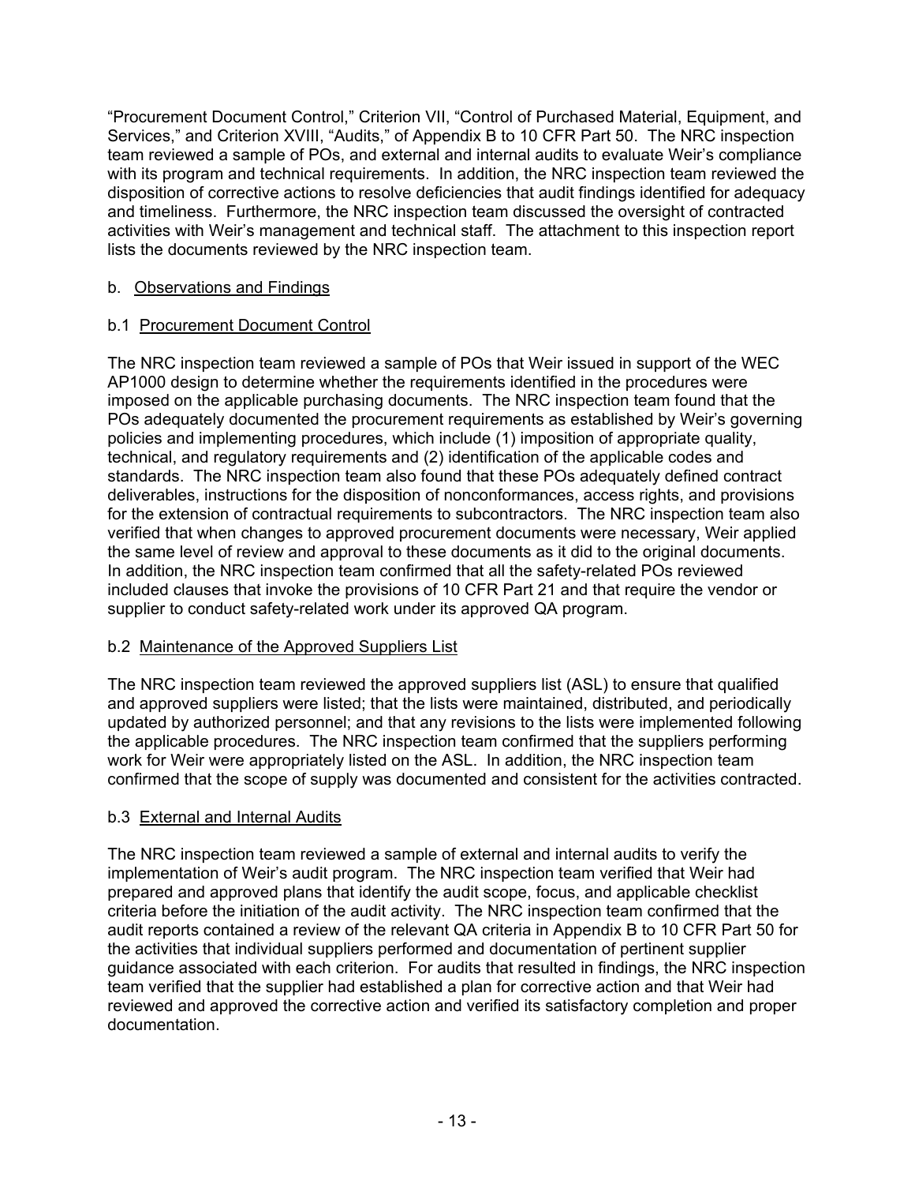"Procurement Document Control," Criterion VII, "Control of Purchased Material, Equipment, and Services," and Criterion XVIII, "Audits," of Appendix B to 10 CFR Part 50. The NRC inspection team reviewed a sample of POs, and external and internal audits to evaluate Weir's compliance with its program and technical requirements. In addition, the NRC inspection team reviewed the disposition of corrective actions to resolve deficiencies that audit findings identified for adequacy and timeliness. Furthermore, the NRC inspection team discussed the oversight of contracted activities with Weir's management and technical staff. The attachment to this inspection report lists the documents reviewed by the NRC inspection team.

b. Observations and Findings

b.1 Procurement Document Control

The NRC inspection team reviewed a sample of POs that Weir issued in support of the WEC AP1000 design to determine whether the requirements identified in the procedures were imposed on the applicable purchasing documents. The NRC inspection team found that the POs adequately documented the procurement requirements as established by Weir's governing policies and implementing procedures, which include (1) imposition of appropriate quality, technical, and regulatory requirements and (2) identification of the applicable codes and standards. The NRC inspection team also found that these POs adequately defined contract deliverables, instructions for the disposition of nonconformances, access rights, and provisions for the extension of contractual requirements to subcontractors. The NRC inspection team also verified that when changes to approved procurement documents were necessary, Weir applied the same level of review and approval to these documents as it did to the original documents. In addition, the NRC inspection team confirmed that all the safety-related POs reviewed included clauses that invoke the provisions of 10 CFR Part 21 and that require the vendor or supplier to conduct safety-related work under its approved QA program.

b.2 Maintenance of the Approved Suppliers List

The NRC inspection team reviewed the approved suppliers list (ASL) to ensure that qualified and approved suppliers were listed; that the lists were maintained, distributed, and periodically updated by authorized personnel; and that any revisions to the lists were implemented following the applicable procedures. The NRC inspection team confirmed that the suppliers performing work for Weir were appropriately listed on the ASL. In addition, the NRC inspection team confirmed that the scope of supply was documented and consistent for the activities contracted.

b.3 External and Internal Audits

The NRC inspection team reviewed a sample of external and internal audits to verify the implementation of Weir's audit program. The NRC inspection team verified that Weir had prepared and approved plans that identify the audit scope, focus, and applicable checklist criteria before the initiation of the audit activity. The NRC inspection team confirmed that the audit reports contained a review of the relevant QA criteria in Appendix B to 10 CFR Part 50 for the activities that individual suppliers performed and documentation of pertinent supplier guidance associated with each criterion. For audits that resulted in findings, the NRC inspection team verified that the supplier had established a plan for corrective action and that Weir had reviewed and approved the corrective action and verified its satisfactory completion and proper documentation.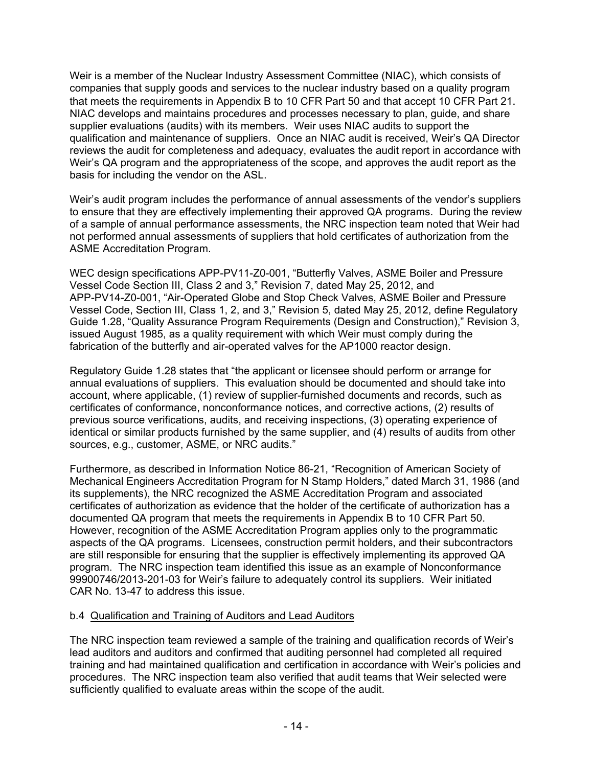Weir is a member of the Nuclear Industry Assessment Committee (NIAC), which consists of companies that supply goods and services to the nuclear industry based on a quality program that meets the requirements in Appendix B to 10 CFR Part 50 and that accept 10 CFR Part 21. NIAC develops and maintains procedures and processes necessary to plan, guide, and share supplier evaluations (audits) with its members. Weir uses NIAC audits to support the qualification and maintenance of suppliers. Once an NIAC audit is received, Weir's QA Director reviews the audit for completeness and adequacy, evaluates the audit report in accordance with Weir's QA program and the appropriateness of the scope, and approves the audit report as the basis for including the vendor on the ASL.

Weir's audit program includes the performance of annual assessments of the vendor's suppliers to ensure that they are effectively implementing their approved QA programs. During the review of a sample of annual performance assessments, the NRC inspection team noted that Weir had not performed annual assessments of suppliers that hold certificates of authorization from the ASME Accreditation Program.

WEC design specifications APP-PV11-Z0-001, "Butterfly Valves, ASME Boiler and Pressure Vessel Code Section III, Class 2 and 3," Revision 7, dated May 25, 2012, and APP-PV14-Z0-001, "Air-Operated Globe and Stop Check Valves, ASME Boiler and Pressure Vessel Code, Section III, Class 1, 2, and 3," Revision 5, dated May 25, 2012, define Regulatory Guide 1.28, "Quality Assurance Program Requirements (Design and Construction)," Revision 3, issued August 1985, as a quality requirement with which Weir must comply during the fabrication of the butterfly and air-operated valves for the AP1000 reactor design.

Regulatory Guide 1.28 states that "the applicant or licensee should perform or arrange for annual evaluations of suppliers. This evaluation should be documented and should take into account, where applicable, (1) review of supplier-furnished documents and records, such as certificates of conformance, nonconformance notices, and corrective actions, (2) results of previous source verifications, audits, and receiving inspections, (3) operating experience of identical or similar products furnished by the same supplier, and (4) results of audits from other sources, e.g., customer, ASME, or NRC audits."

Furthermore, as described in Information Notice 86-21, "Recognition of American Society of Mechanical Engineers Accreditation Program for N Stamp Holders," dated March 31, 1986 (and its supplements), the NRC recognized the ASME Accreditation Program and associated certificates of authorization as evidence that the holder of the certificate of authorization has a documented QA program that meets the requirements in Appendix B to 10 CFR Part 50. However, recognition of the ASME Accreditation Program applies only to the programmatic aspects of the QA programs. Licensees, construction permit holders, and their subcontractors are still responsible for ensuring that the supplier is effectively implementing its approved QA program. The NRC inspection team identified this issue as an example of Nonconformance 99900746/2013-201-03 for Weir's failure to adequately control its suppliers. Weir initiated CAR No. 13-47 to address this issue.

b.4 Qualification and Training of Auditors and Lead Auditors

The NRC inspection team reviewed a sample of the training and qualification records of Weir's lead auditors and auditors and confirmed that auditing personnel had completed all required training and had maintained qualification and certification in accordance with Weir's policies and procedures. The NRC inspection team also verified that audit teams that Weir selected were sufficiently qualified to evaluate areas within the scope of the audit.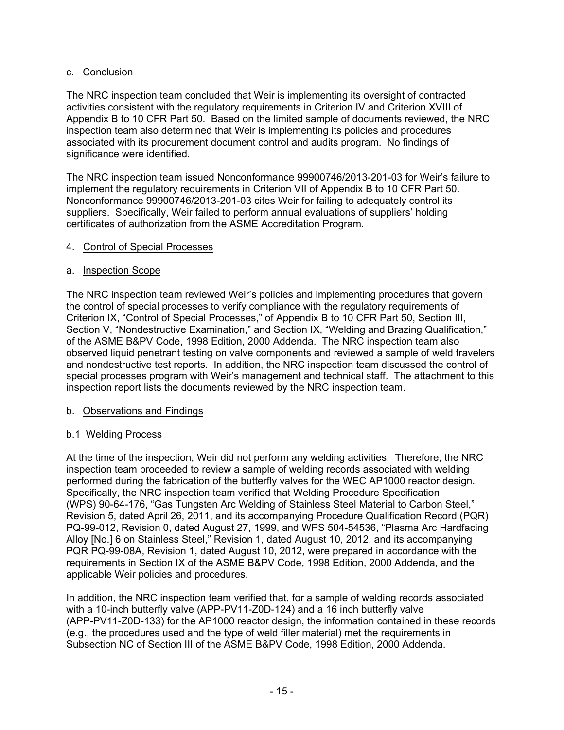c. Conclusion

The NRC inspection team concluded that Weir is implementing its oversight of contracted activities consistent with the regulatory requirements in Criterion IV and Criterion XVIII of Appendix B to 10 CFR Part 50. Based on the limited sample of documents reviewed, the NRC inspection team also determined that Weir is implementing its policies and procedures associated with its procurement document control and audits program. No findings of significance were identified.

The NRC inspection team issued Nonconformance 99900746/2013-201-03 for Weir's failure to implement the regulatory requirements in Criterion VII of Appendix B to 10 CFR Part 50. Nonconformance 99900746/2013-201-03 cites Weir for failing to adequately control its suppliers. Specifically, Weir failed to perform annual evaluations of suppliers' holding certificates of authorization from the ASME Accreditation Program.

4. Control of Special Processes

a. Inspection Scope

The NRC inspection team reviewed Weir's policies and implementing procedures that govern the control of special processes to verify compliance with the regulatory requirements of Criterion IX, "Control of Special Processes," of Appendix B to 10 CFR Part 50, Section III, Section V, "Nondestructive Examination," and Section IX, "Welding and Brazing Qualification," of the ASME B&PV Code, 1998 Edition, 2000 Addenda. The NRC inspection team also observed liquid penetrant testing on valve components and reviewed a sample of weld travelers and nondestructive test reports. In addition, the NRC inspection team discussed the control of special processes program with Weir's management and technical staff. The attachment to this inspection report lists the documents reviewed by the NRC inspection team.

b. Observations and Findings

b.1 Welding Process

At the time of the inspection, Weir did not perform any welding activities. Therefore, the NRC inspection team proceeded to review a sample of welding records associated with welding performed during the fabrication of the butterfly valves for the WEC AP1000 reactor design. Specifically, the NRC inspection team verified that Welding Procedure Specification (WPS) 90-64-176, "Gas Tungsten Arc Welding of Stainless Steel Material to Carbon Steel," Revision 5, dated April 26, 2011, and its accompanying Procedure Qualification Record (PQR) PQ-99-012, Revision 0, dated August 27, 1999, and WPS 504-54536, "Plasma Arc Hardfacing Alloy [No.] 6 on Stainless Steel," Revision 1, dated August 10, 2012, and its accompanying PQR PQ-99-08A, Revision 1, dated August 10, 2012, were prepared in accordance with the requirements in Section IX of the ASME B&PV Code, 1998 Edition, 2000 Addenda, and the applicable Weir policies and procedures.

In addition, the NRC inspection team verified that, for a sample of welding records associated with a 10-inch butterfly valve (APP-PV11-Z0D-124) and a 16 inch butterfly valve (APP-PV11-Z0D-133) for the AP1000 reactor design, the information contained in these records (e.g., the procedures used and the type of weld filler material) met the requirements in Subsection NC of Section III of the ASME B&PV Code, 1998 Edition, 2000 Addenda.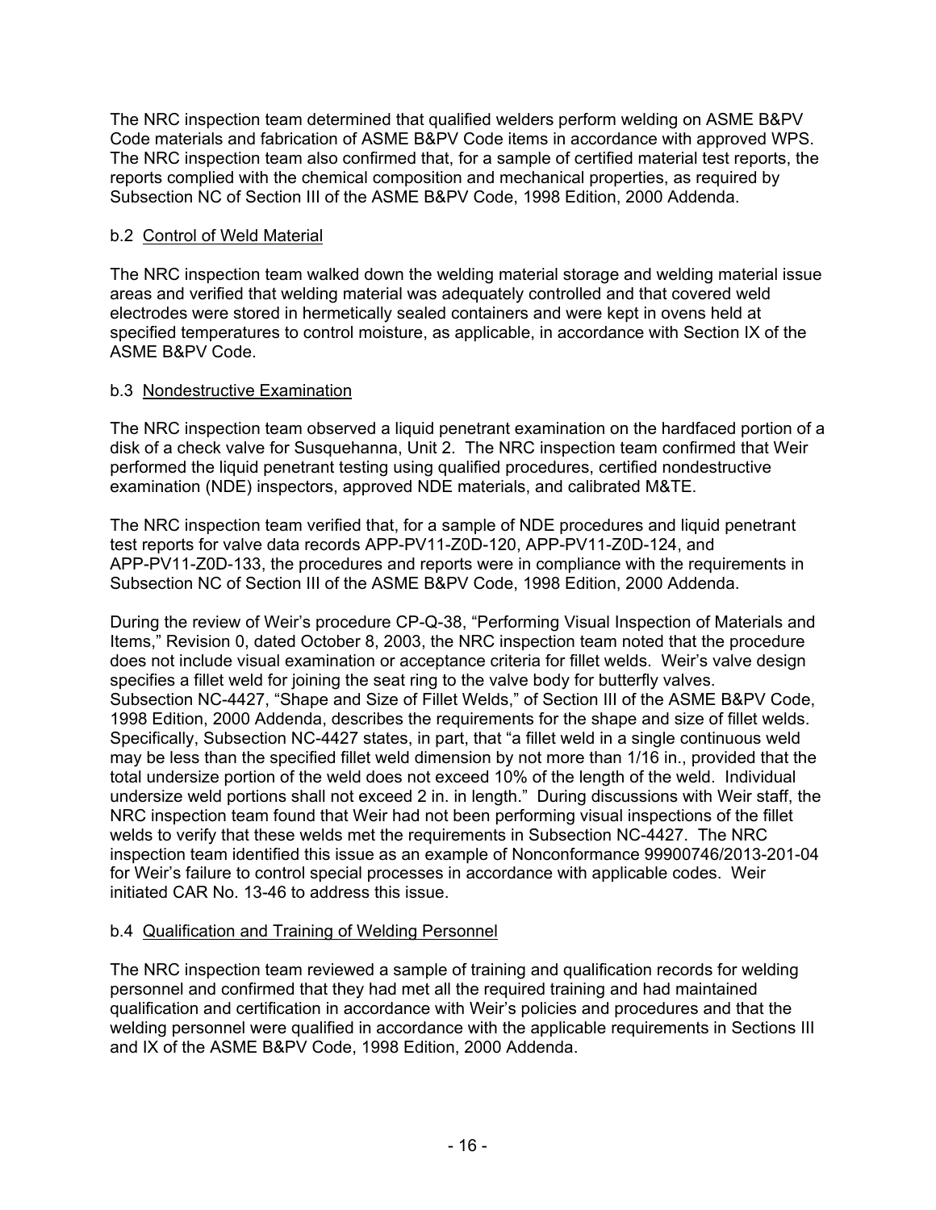The NRC inspection team determined that qualified welders perform welding on ASME B&PV Code materials and fabrication of ASME B&PV Code items in accordance with approved WPS. The NRC inspection team also confirmed that, for a sample of certified material test reports, the reports complied with the chemical composition and mechanical properties, as required by Subsection NC of Section III of the ASME B&PV Code, 1998 Edition, 2000 Addenda.

### b.2 Control of Weld Material

The NRC inspection team walked down the welding material storage and welding material issue areas and verified that welding material was adequately controlled and that covered weld electrodes were stored in hermetically sealed containers and were kept in ovens held at specified temperatures to control moisture, as applicable, in accordance with Section IX of the ASME B&PV Code.

### b.3 Nondestructive Examination

The NRC inspection team observed a liquid penetrant examination on the hardfaced portion of a disk of a check valve for Susquehanna, Unit 2. The NRC inspection team confirmed that Weir performed the liquid penetrant testing using qualified procedures, certified nondestructive examination (NDE) inspectors, approved NDE materials, and calibrated M&TE.

The NRC inspection team verified that, for a sample of NDE procedures and liquid penetrant test reports for valve data records APP-PV11-Z0D-120, APP-PV11-Z0D-124, and APP-PV11-Z0D-133, the procedures and reports were in compliance with the requirements in Subsection NC of Section III of the ASME B&PV Code, 1998 Edition, 2000 Addenda.

During the review of Weir's procedure CP-Q-38, "Performing Visual Inspection of Materials and Items," Revision 0, dated October 8, 2003, the NRC inspection team noted that the procedure does not include visual examination or acceptance criteria for fillet welds. Weir's valve design specifies a fillet weld for joining the seat ring to the valve body for butterfly valves. Subsection NC-4427, "Shape and Size of Fillet Welds," of Section III of the ASME B&PV Code, 1998 Edition, 2000 Addenda, describes the requirements for the shape and size of fillet welds. Specifically, Subsection NC-4427 states, in part, that "a fillet weld in a single continuous weld may be less than the specified fillet weld dimension by not more than 1/16 in., provided that the total undersize portion of the weld does not exceed 10% of the length of the weld. Individual undersize weld portions shall not exceed 2 in. in length." During discussions with Weir staff, the NRC inspection team found that Weir had not been performing visual inspections of the fillet welds to verify that these welds met the requirements in Subsection NC-4427. The NRC inspection team identified this issue as an example of Nonconformance 99900746/2013-201-04 for Weir's failure to control special processes in accordance with applicable codes. Weir initiated CAR No. 13-46 to address this issue.

### b.4 Qualification and Training of Welding Personnel

The NRC inspection team reviewed a sample of training and qualification records for welding personnel and confirmed that they had met all the required training and had maintained qualification and certification in accordance with Weir's policies and procedures and that the welding personnel were qualified in accordance with the applicable requirements in Sections III and IX of the ASME B&PV Code, 1998 Edition, 2000 Addenda.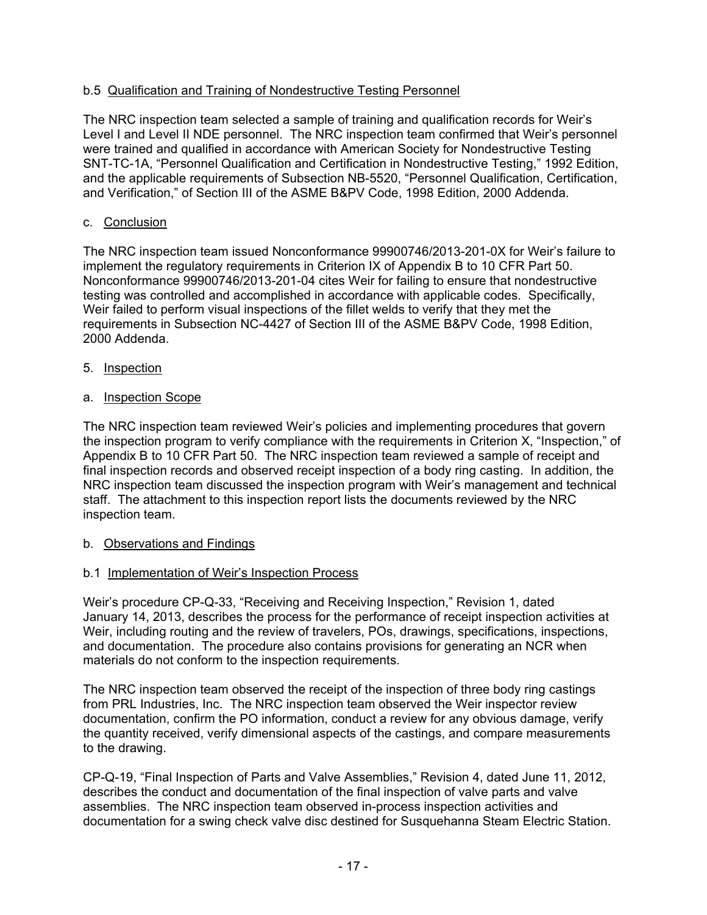b.5 Qualification and Training of Nondestructive Testing Personnel

The NRC inspection team selected a sample of training and qualification records for Weir's Level I and Level II NDE personnel. The NRC inspection team confirmed that Weir's personnel were trained and qualified in accordance with American Society for Nondestructive Testing SNT-TC-1A, "Personnel Qualification and Certification in Nondestructive Testing," 1992 Edition, and the applicable requirements of Subsection NB-5520, "Personnel Qualification, Certification, and Verification," of Section III of the ASME B&PV Code, 1998 Edition, 2000 Addenda.

c. Conclusion

The NRC inspection team issued Nonconformance 99900746/2013-201-0X for Weir's failure to implement the regulatory requirements in Criterion IX of Appendix B to 10 CFR Part 50. Nonconformance 99900746/2013-201-04 cites Weir for failing to ensure that nondestructive testing was controlled and accomplished in accordance with applicable codes. Specifically, Weir failed to perform visual inspections of the fillet welds to verify that they met the requirements in Subsection NC-4427 of Section III of the ASME B&PV Code, 1998 Edition, 2000 Addenda.

5. Inspection

a. Inspection Scope

The NRC inspection team reviewed Weir's policies and implementing procedures that govern the inspection program to verify compliance with the requirements in Criterion X, "Inspection," of Appendix B to 10 CFR Part 50. The NRC inspection team reviewed a sample of receipt and final inspection records and observed receipt inspection of a body ring casting. In addition, the NRC inspection team discussed the inspection program with Weir's management and technical staff. The attachment to this inspection report lists the documents reviewed by the NRC inspection team.

b. Observations and Findings

b.1 Implementation of Weir's Inspection Process

Weir's procedure CP-Q-33, "Receiving and Receiving Inspection," Revision 1, dated January 14, 2013, describes the process for the performance of receipt inspection activities at Weir, including routing and the review of travelers, POs, drawings, specifications, inspections, and documentation. The procedure also contains provisions for generating an NCR when materials do not conform to the inspection requirements.

The NRC inspection team observed the receipt of the inspection of three body ring castings from PRL Industries, Inc. The NRC inspection team observed the Weir inspector review documentation, confirm the PO information, conduct a review for any obvious damage, verify the quantity received, verify dimensional aspects of the castings, and compare measurements to the drawing.

CP-Q-19, "Final Inspection of Parts and Valve Assemblies," Revision 4, dated June 11, 2012, describes the conduct and documentation of the final inspection of valve parts and valve assemblies. The NRC inspection team observed in-process inspection activities and documentation for a swing check valve disc destined for Susquehanna Steam Electric Station.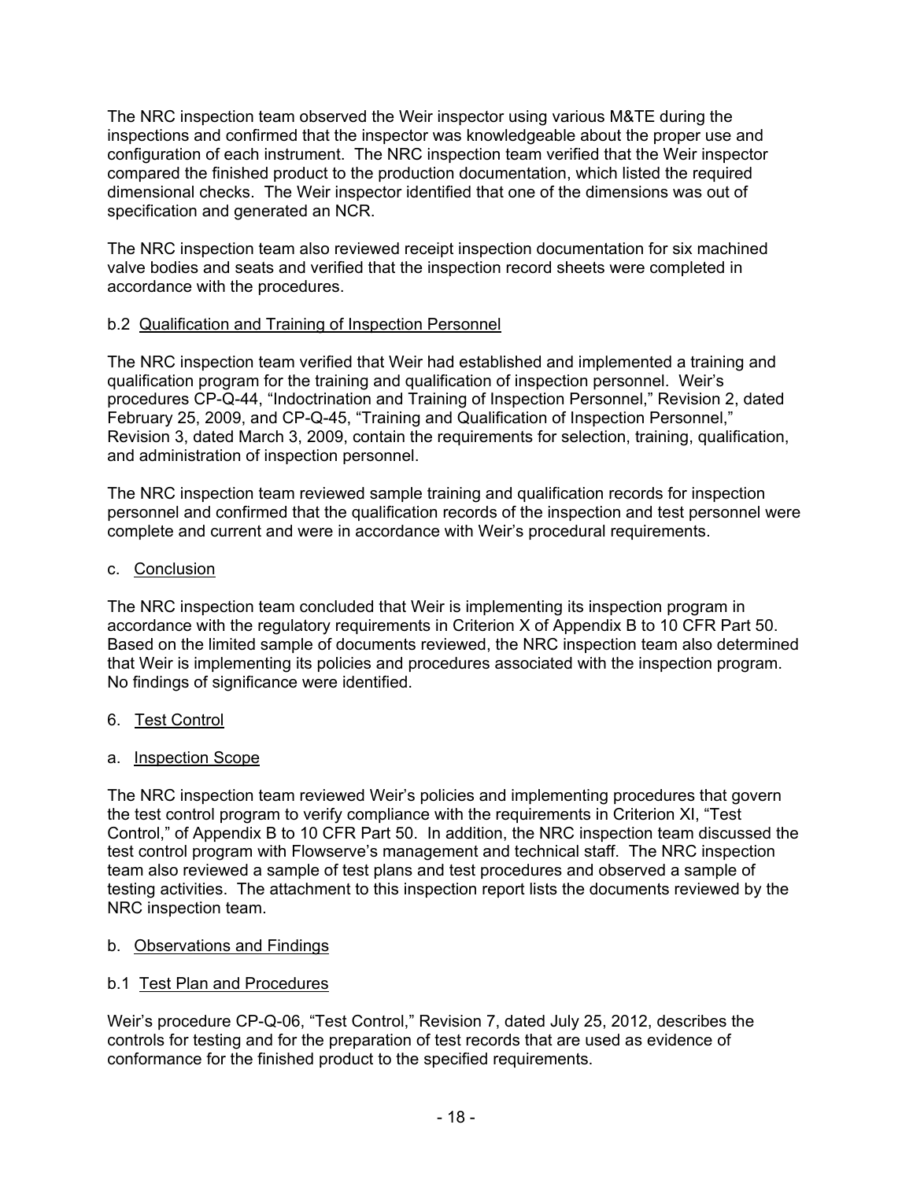The NRC inspection team observed the Weir inspector using various M&TE during the inspections and confirmed that the inspector was knowledgeable about the proper use and configuration of each instrument. The NRC inspection team verified that the Weir inspector compared the finished product to the production documentation, which listed the required dimensional checks. The Weir inspector identified that one of the dimensions was out of specification and generated an NCR.

The NRC inspection team also reviewed receipt inspection documentation for six machined valve bodies and seats and verified that the inspection record sheets were completed in accordance with the procedures.

b.2 <u>Qualification and Training of Inspection Personnel</u>

The NRC inspection team verified that Weir had established and implemented a training and qualification program for the training and qualification of inspection personnel. Weir's procedures CP-Q-44, "Indoctrination and Training of Inspection Personnel," Revision 2, dated February 25, 2009, and CP-Q-45, "Training and Qualification of Inspection Personnel," Revision 3, dated March 3, 2009, contain the requirements for selection, training, qualification, and administration of inspection personnel.

The NRC inspection team reviewed sample training and qualification records for inspection personnel and confirmed that the qualification records of the inspection and test personnel were complete and current and were in accordance with Weir's procedural requirements.

c. <u>Conclusion</u>

The NRC inspection team concluded that Weir is implementing its inspection program in accordance with the regulatory requirements in Criterion X of Appendix B to 10 CFR Part 50. Based on the limited sample of documents reviewed, the NRC inspection team also determined that Weir is implementing its policies and procedures associated with the inspection program. No findings of significance were identified.

6. <u>Test Control</u>

a. <u>Inspection Scope</u>

The NRC inspection team reviewed Weir's policies and implementing procedures that govern the test control program to verify compliance with the requirements in Criterion XI, "Test Control," of Appendix B to 10 CFR Part 50. In addition, the NRC inspection team discussed the test control program with Flowserve's management and technical staff. The NRC inspection team also reviewed a sample of test plans and test procedures and observed a sample of testing activities. The attachment to this inspection report lists the documents reviewed by the NRC inspection team.

b. <u>Observations and Findings</u>

b.1 <u>Test Plan and Procedures</u>

Weir's procedure CP-Q-06, "Test Control," Revision 7, dated July 25, 2012, describes the controls for testing and for the preparation of test records that are used as evidence of conformance for the finished product to the specified requirements.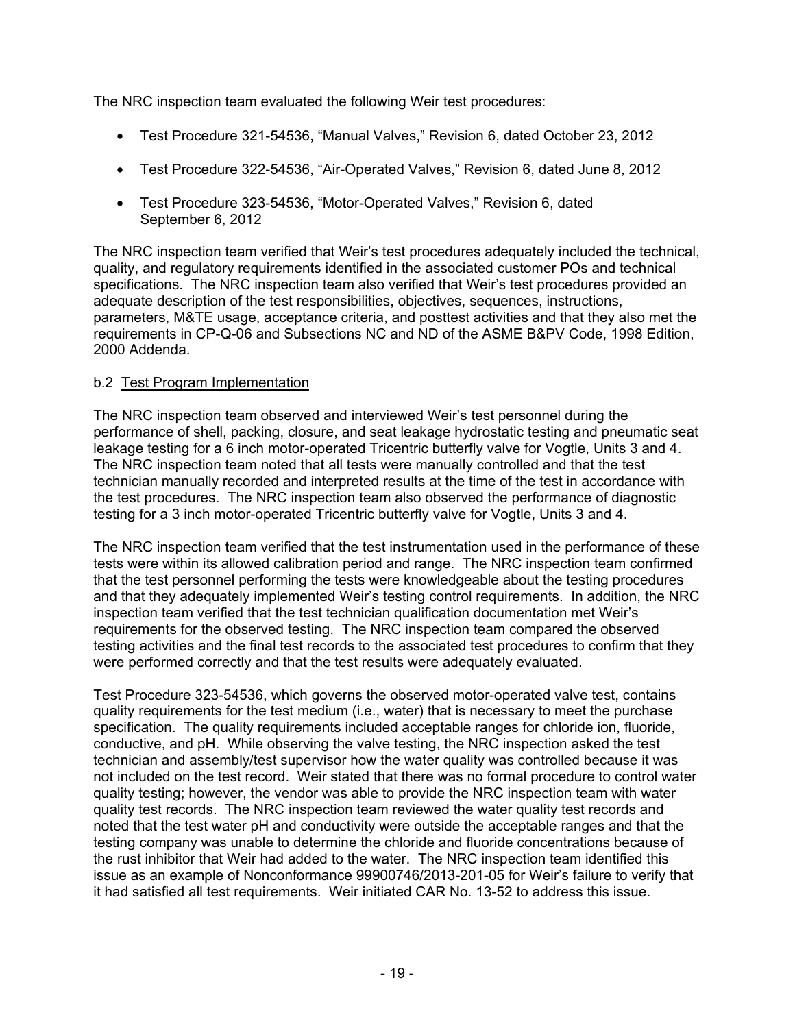The NRC inspection team evaluated the following Weir test procedures:

- Test Procedure 321-54536, "Manual Valves," Revision 6, dated October 23, 2012
- Test Procedure 322-54536, "Air-Operated Valves," Revision 6, dated June 8, 2012
- Test Procedure 323-54536, "Motor-Operated Valves," Revision 6, dated September 6, 2012

The NRC inspection team verified that Weir's test procedures adequately included the technical, quality, and regulatory requirements identified in the associated customer POs and technical specifications. The NRC inspection team also verified that Weir's test procedures provided an adequate description of the test responsibilities, objectives, sequences, instructions, parameters, M&TE usage, acceptance criteria, and posttest activities and that they also met the requirements in CP-Q-06 and Subsections NC and ND of the ASME B&PV Code, 1998 Edition, 2000 Addenda.

b.2 Test Program Implementation

The NRC inspection team observed and interviewed Weir's test personnel during the performance of shell, packing, closure, and seat leakage hydrostatic testing and pneumatic seat leakage testing for a 6 inch motor-operated Tricentric butterfly valve for Vogtle, Units 3 and 4. The NRC inspection team noted that all tests were manually controlled and that the test technician manually recorded and interpreted results at the time of the test in accordance with the test procedures. The NRC inspection team also observed the performance of diagnostic testing for a 3 inch motor-operated Tricentric butterfly valve for Vogtle, Units 3 and 4.

The NRC inspection team verified that the test instrumentation used in the performance of these tests were within its allowed calibration period and range. The NRC inspection team confirmed that the test personnel performing the tests were knowledgeable about the testing procedures and that they adequately implemented Weir's testing control requirements. In addition, the NRC inspection team verified that the test technician qualification documentation met Weir's requirements for the observed testing. The NRC inspection team compared the observed testing activities and the final test records to the associated test procedures to confirm that they were performed correctly and that the test results were adequately evaluated.

Test Procedure 323-54536, which governs the observed motor-operated valve test, contains quality requirements for the test medium (i.e., water) that is necessary to meet the purchase specification. The quality requirements included acceptable ranges for chloride ion, fluoride, conductive, and pH. While observing the valve testing, the NRC inspection asked the test technician and assembly/test supervisor how the water quality was controlled because it was not included on the test record. Weir stated that there was no formal procedure to control water quality testing; however, the vendor was able to provide the NRC inspection team with water quality test records. The NRC inspection team reviewed the water quality test records and noted that the test water pH and conductivity were outside the acceptable ranges and that the testing company was unable to determine the chloride and fluoride concentrations because of the rust inhibitor that Weir had added to the water. The NRC inspection team identified this issue as an example of Nonconformance 99900746/2013-201-05 for Weir's failure to verify that it had satisfied all test requirements. Weir initiated CAR No. 13-52 to address this issue.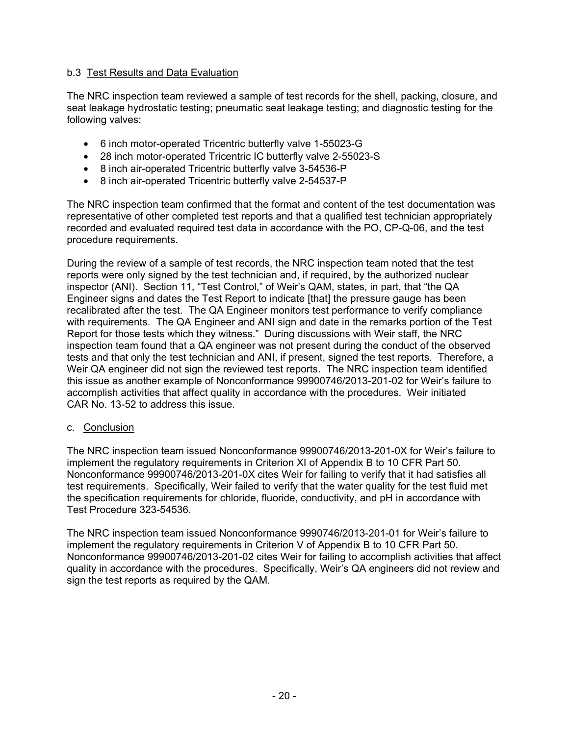b.3 Test Results and Data Evaluation

The NRC inspection team reviewed a sample of test records for the shell, packing, closure, and seat leakage hydrostatic testing; pneumatic seat leakage testing; and diagnostic testing for the following valves:

- 6 inch motor-operated Tricentric butterfly valve 1-55023-G
- 28 inch motor-operated Tricentric IC butterfly valve 2-55023-S
- 8 inch air-operated Tricentric butterfly valve 3-54536-P
- 8 inch air-operated Tricentric butterfly valve 2-54537-P

The NRC inspection team confirmed that the format and content of the test documentation was representative of other completed test reports and that a qualified test technician appropriately recorded and evaluated required test data in accordance with the PO, CP-Q-06, and the test procedure requirements.

During the review of a sample of test records, the NRC inspection team noted that the test reports were only signed by the test technician and, if required, by the authorized nuclear inspector (ANI). Section 11, "Test Control," of Weir's QAM, states, in part, that "the QA Engineer signs and dates the Test Report to indicate [that] the pressure gauge has been recalibrated after the test. The QA Engineer monitors test performance to verify compliance with requirements. The QA Engineer and ANI sign and date in the remarks portion of the Test Report for those tests which they witness." During discussions with Weir staff, the NRC inspection team found that a QA engineer was not present during the conduct of the observed tests and that only the test technician and ANI, if present, signed the test reports. Therefore, a Weir QA engineer did not sign the reviewed test reports. The NRC inspection team identified this issue as another example of Nonconformance 99900746/2013-201-02 for Weir's failure to accomplish activities that affect quality in accordance with the procedures. Weir initiated CAR No. 13-52 to address this issue.

c. Conclusion

The NRC inspection team issued Nonconformance 99900746/2013-201-0X for Weir's failure to implement the regulatory requirements in Criterion XI of Appendix B to 10 CFR Part 50. Nonconformance 99900746/2013-201-0X cites Weir for failing to verify that it had satisfies all test requirements. Specifically, Weir failed to verify that the water quality for the test fluid met the specification requirements for chloride, fluoride, conductivity, and pH in accordance with Test Procedure 323-54536.

The NRC inspection team issued Nonconformance 9990746/2013-201-01 for Weir's failure to implement the regulatory requirements in Criterion V of Appendix B to 10 CFR Part 50. Nonconformance 99900746/2013-201-02 cites Weir for failing to accomplish activities that affect quality in accordance with the procedures. Specifically, Weir's QA engineers did not review and sign the test reports as required by the QAM.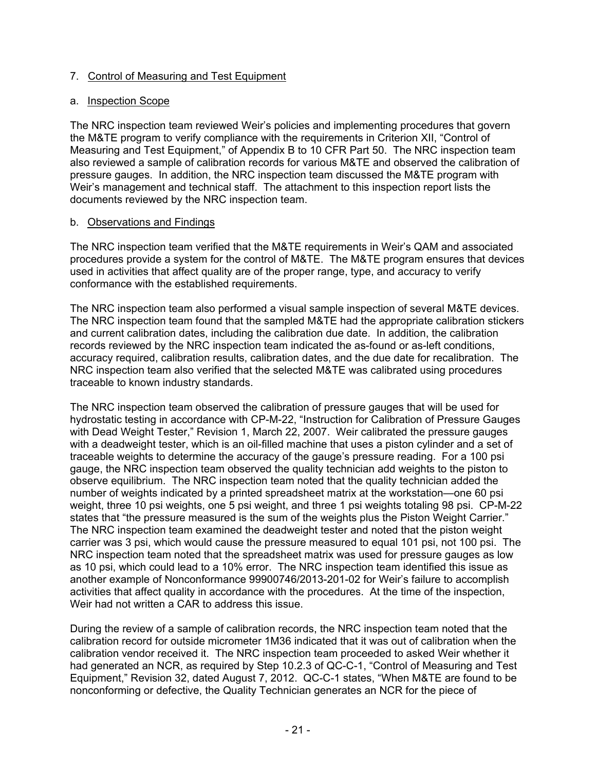7. Control of Measuring and Test Equipment

a. Inspection Scope

The NRC inspection team reviewed Weir's policies and implementing procedures that govern the M&TE program to verify compliance with the requirements in Criterion XII, "Control of Measuring and Test Equipment," of Appendix B to 10 CFR Part 50. The NRC inspection team also reviewed a sample of calibration records for various M&TE and observed the calibration of pressure gauges. In addition, the NRC inspection team discussed the M&TE program with Weir's management and technical staff. The attachment to this inspection report lists the documents reviewed by the NRC inspection team.

b. Observations and Findings

The NRC inspection team verified that the M&TE requirements in Weir's QAM and associated procedures provide a system for the control of M&TE. The M&TE program ensures that devices used in activities that affect quality are of the proper range, type, and accuracy to verify conformance with the established requirements.

The NRC inspection team also performed a visual sample inspection of several M&TE devices. The NRC inspection team found that the sampled M&TE had the appropriate calibration stickers and current calibration dates, including the calibration due date. In addition, the calibration records reviewed by the NRC inspection team indicated the as-found or as-left conditions, accuracy required, calibration results, calibration dates, and the due date for recalibration. The NRC inspection team also verified that the selected M&TE was calibrated using procedures traceable to known industry standards.

The NRC inspection team observed the calibration of pressure gauges that will be used for hydrostatic testing in accordance with CP-M-22, "Instruction for Calibration of Pressure Gauges with Dead Weight Tester," Revision 1, March 22, 2007. Weir calibrated the pressure gauges with a deadweight tester, which is an oil-filled machine that uses a piston cylinder and a set of traceable weights to determine the accuracy of the gauge's pressure reading. For a 100 psi gauge, the NRC inspection team observed the quality technician add weights to the piston to observe equilibrium. The NRC inspection team noted that the quality technician added the number of weights indicated by a printed spreadsheet matrix at the workstation—one 60 psi weight, three 10 psi weights, one 5 psi weight, and three 1 psi weights totaling 98 psi. CP-M-22 states that "the pressure measured is the sum of the weights plus the Piston Weight Carrier." The NRC inspection team examined the deadweight tester and noted that the piston weight carrier was 3 psi, which would cause the pressure measured to equal 101 psi, not 100 psi. The NRC inspection team noted that the spreadsheet matrix was used for pressure gauges as low as 10 psi, which could lead to a 10% error. The NRC inspection team identified this issue as another example of Nonconformance 99900746/2013-201-02 for Weir's failure to accomplish activities that affect quality in accordance with the procedures. At the time of the inspection, Weir had not written a CAR to address this issue.

During the review of a sample of calibration records, the NRC inspection team noted that the calibration record for outside micrometer 1M36 indicated that it was out of calibration when the calibration vendor received it. The NRC inspection team proceeded to asked Weir whether it had generated an NCR, as required by Step 10.2.3 of QC-C-1, "Control of Measuring and Test Equipment," Revision 32, dated August 7, 2012. QC-C-1 states, "When M&TE are found to be nonconforming or defective, the Quality Technician generates an NCR for the piece of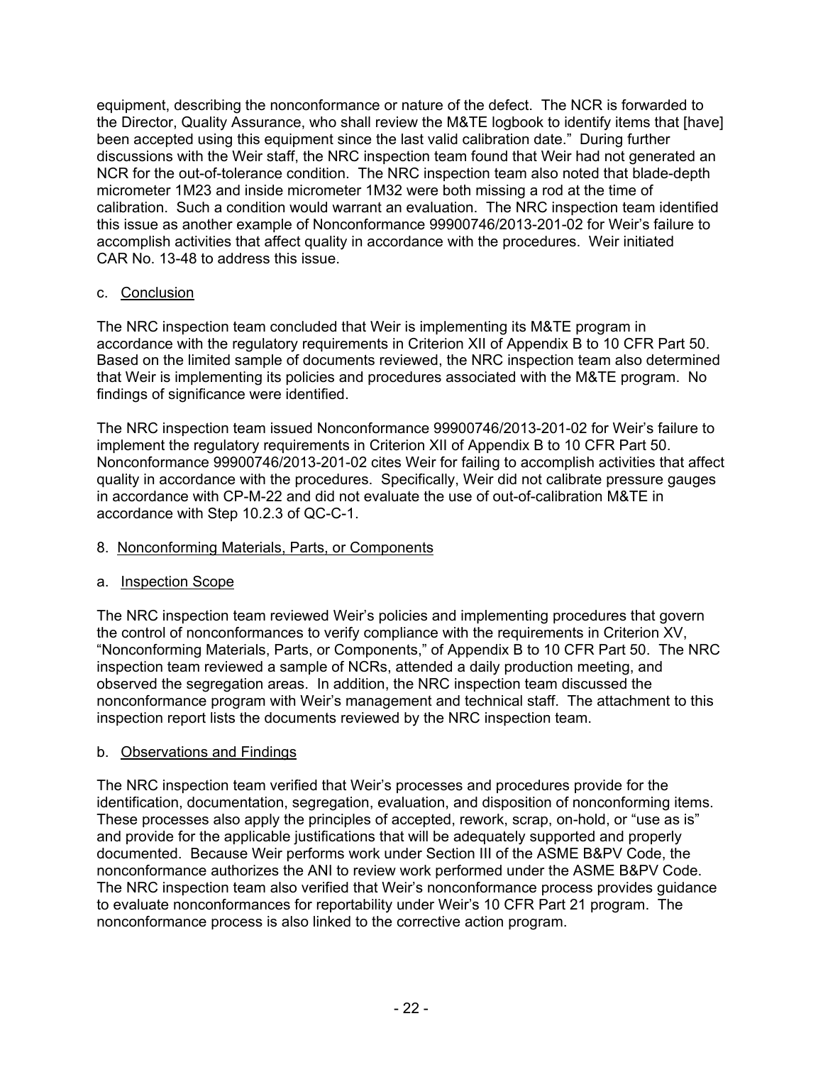equipment, describing the nonconformance or nature of the defect. The NCR is forwarded to the Director, Quality Assurance, who shall review the M&TE logbook to identify items that [have] been accepted using this equipment since the last valid calibration date." During further discussions with the Weir staff, the NRC inspection team found that Weir had not generated an NCR for the out-of-tolerance condition. The NRC inspection team also noted that blade-depth micrometer 1M23 and inside micrometer 1M32 were both missing a rod at the time of calibration. Such a condition would warrant an evaluation. The NRC inspection team identified this issue as another example of Nonconformance 99900746/2013-201-02 for Weir's failure to accomplish activities that affect quality in accordance with the procedures. Weir initiated CAR No. 13-48 to address this issue.

c. Conclusion

The NRC inspection team concluded that Weir is implementing its M&TE program in accordance with the regulatory requirements in Criterion XII of Appendix B to 10 CFR Part 50. Based on the limited sample of documents reviewed, the NRC inspection team also determined that Weir is implementing its policies and procedures associated with the M&TE program. No findings of significance were identified.

The NRC inspection team issued Nonconformance 99900746/2013-201-02 for Weir's failure to implement the regulatory requirements in Criterion XII of Appendix B to 10 CFR Part 50. Nonconformance 99900746/2013-201-02 cites Weir for failing to accomplish activities that affect quality in accordance with the procedures. Specifically, Weir did not calibrate pressure gauges in accordance with CP-M-22 and did not evaluate the use of out-of-calibration M&TE in accordance with Step 10.2.3 of QC-C-1.

## 8. Nonconforming Materials, Parts, or Components

a. Inspection Scope

The NRC inspection team reviewed Weir's policies and implementing procedures that govern the control of nonconformances to verify compliance with the requirements in Criterion XV, "Nonconforming Materials, Parts, or Components," of Appendix B to 10 CFR Part 50. The NRC inspection team reviewed a sample of NCRs, attended a daily production meeting, and observed the segregation areas. In addition, the NRC inspection team discussed the nonconformance program with Weir's management and technical staff. The attachment to this inspection report lists the documents reviewed by the NRC inspection team.

b. Observations and Findings

The NRC inspection team verified that Weir's processes and procedures provide for the identification, documentation, segregation, evaluation, and disposition of nonconforming items. These processes also apply the principles of accepted, rework, scrap, on-hold, or "use as is" and provide for the applicable justifications that will be adequately supported and properly documented. Because Weir performs work under Section III of the ASME B&PV Code, the nonconformance authorizes the ANI to review work performed under the ASME B&PV Code. The NRC inspection team also verified that Weir's nonconformance process provides guidance to evaluate nonconformances for reportability under Weir's 10 CFR Part 21 program. The nonconformance process is also linked to the corrective action program.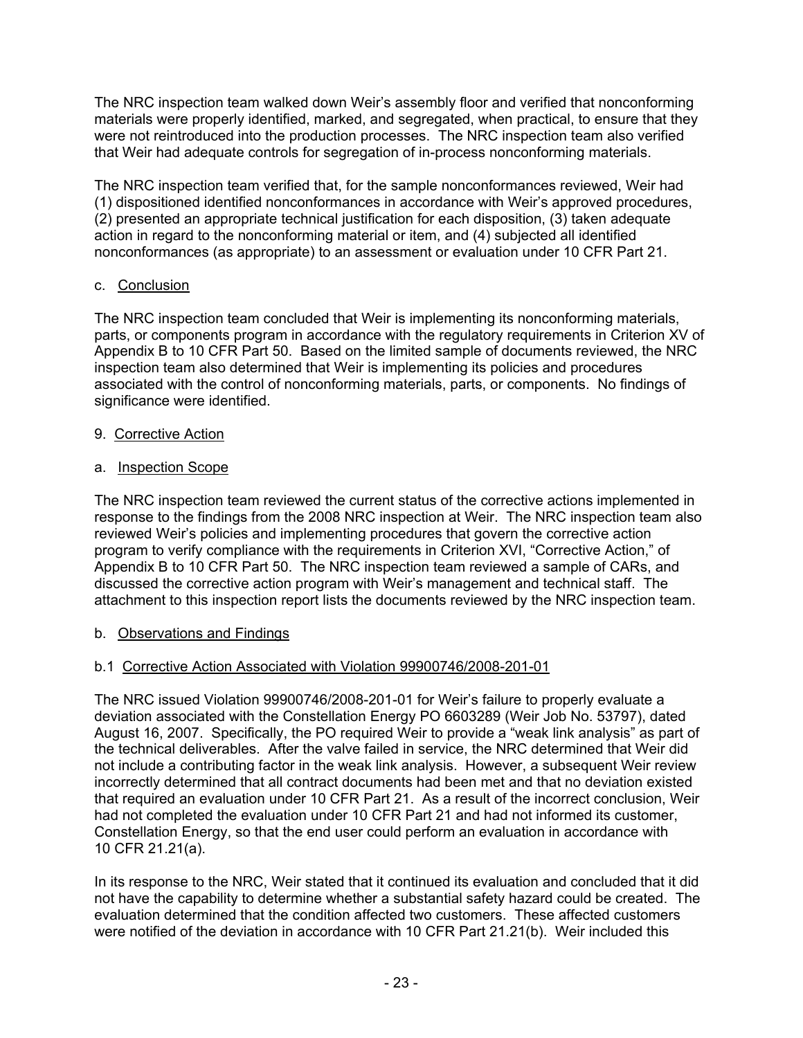The NRC inspection team walked down Weir's assembly floor and verified that nonconforming materials were properly identified, marked, and segregated, when practical, to ensure that they were not reintroduced into the production processes. The NRC inspection team also verified that Weir had adequate controls for segregation of in-process nonconforming materials.

The NRC inspection team verified that, for the sample nonconformances reviewed, Weir had (1) dispositioned identified nonconformances in accordance with Weir's approved procedures, (2) presented an appropriate technical justification for each disposition, (3) taken adequate action in regard to the nonconforming material or item, and (4) subjected all identified nonconformances (as appropriate) to an assessment or evaluation under 10 CFR Part 21.

c. Conclusion

The NRC inspection team concluded that Weir is implementing its nonconforming materials, parts, or components program in accordance with the regulatory requirements in Criterion XV of Appendix B to 10 CFR Part 50. Based on the limited sample of documents reviewed, the NRC inspection team also determined that Weir is implementing its policies and procedures associated with the control of nonconforming materials, parts, or components. No findings of significance were identified.

9. Corrective Action

a. Inspection Scope

The NRC inspection team reviewed the current status of the corrective actions implemented in response to the findings from the 2008 NRC inspection at Weir. The NRC inspection team also reviewed Weir's policies and implementing procedures that govern the corrective action program to verify compliance with the requirements in Criterion XVI, "Corrective Action," of Appendix B to 10 CFR Part 50. The NRC inspection team reviewed a sample of CARs, and discussed the corrective action program with Weir's management and technical staff. The attachment to this inspection report lists the documents reviewed by the NRC inspection team.

b. Observations and Findings

b.1 Corrective Action Associated with Violation 99900746/2008-201-01

The NRC issued Violation 99900746/2008-201-01 for Weir's failure to properly evaluate a deviation associated with the Constellation Energy PO 6603289 (Weir Job No. 53797), dated August 16, 2007. Specifically, the PO required Weir to provide a "weak link analysis" as part of the technical deliverables. After the valve failed in service, the NRC determined that Weir did not include a contributing factor in the weak link analysis. However, a subsequent Weir review incorrectly determined that all contract documents had been met and that no deviation existed that required an evaluation under 10 CFR Part 21. As a result of the incorrect conclusion, Weir had not completed the evaluation under 10 CFR Part 21 and had not informed its customer, Constellation Energy, so that the end user could perform an evaluation in accordance with 10 CFR 21.21(a).

In its response to the NRC, Weir stated that it continued its evaluation and concluded that it did not have the capability to determine whether a substantial safety hazard could be created. The evaluation determined that the condition affected two customers. These affected customers were notified of the deviation in accordance with 10 CFR Part 21.21(b). Weir included this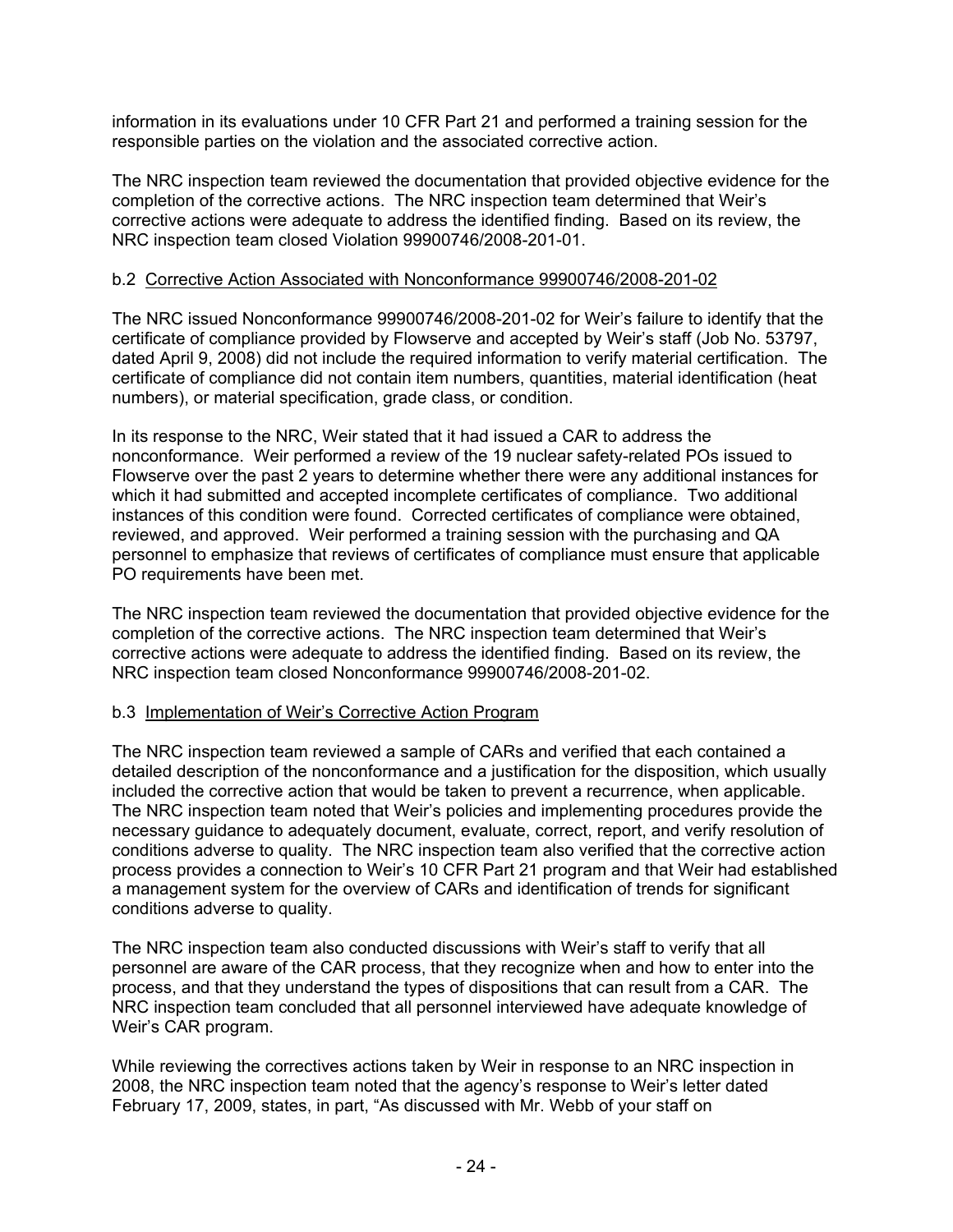information in its evaluations under 10 CFR Part 21 and performed a training session for the responsible parties on the violation and the associated corrective action.

The NRC inspection team reviewed the documentation that provided objective evidence for the completion of the corrective actions. The NRC inspection team determined that Weir's corrective actions were adequate to address the identified finding. Based on its review, the NRC inspection team closed Violation 99900746/2008-201-01.

b.2 <u>Corrective Action Associated with Nonconformance 99900746/2008-201-02</u>

The NRC issued Nonconformance 99900746/2008-201-02 for Weir's failure to identify that the certificate of compliance provided by Flowserve and accepted by Weir's staff (Job No. 53797, dated April 9, 2008) did not include the required information to verify material certification. The certificate of compliance did not contain item numbers, quantities, material identification (heat numbers), or material specification, grade class, or condition.

In its response to the NRC, Weir stated that it had issued a CAR to address the nonconformance. Weir performed a review of the 19 nuclear safety-related POs issued to Flowserve over the past 2 years to determine whether there were any additional instances for which it had submitted and accepted incomplete certificates of compliance. Two additional instances of this condition were found. Corrected certificates of compliance were obtained, reviewed, and approved. Weir performed a training session with the purchasing and QA personnel to emphasize that reviews of certificates of compliance must ensure that applicable PO requirements have been met.

The NRC inspection team reviewed the documentation that provided objective evidence for the completion of the corrective actions. The NRC inspection team determined that Weir's corrective actions were adequate to address the identified finding. Based on its review, the NRC inspection team closed Nonconformance 99900746/2008-201-02.

b.3 <u>Implementation of Weir's Corrective Action Program</u>

The NRC inspection team reviewed a sample of CARs and verified that each contained a detailed description of the nonconformance and a justification for the disposition, which usually included the corrective action that would be taken to prevent a recurrence, when applicable. The NRC inspection team noted that Weir's policies and implementing procedures provide the necessary guidance to adequately document, evaluate, correct, report, and verify resolution of conditions adverse to quality. The NRC inspection team also verified that the corrective action process provides a connection to Weir's 10 CFR Part 21 program and that Weir had established a management system for the overview of CARs and identification of trends for significant conditions adverse to quality.

The NRC inspection team also conducted discussions with Weir's staff to verify that all personnel are aware of the CAR process, that they recognize when and how to enter into the process, and that they understand the types of dispositions that can result from a CAR. The NRC inspection team concluded that all personnel interviewed have adequate knowledge of Weir's CAR program.

While reviewing the correctives actions taken by Weir in response to an NRC inspection in 2008, the NRC inspection team noted that the agency's response to Weir's letter dated February 17, 2009, states, in part, "As discussed with Mr. Webb of your staff on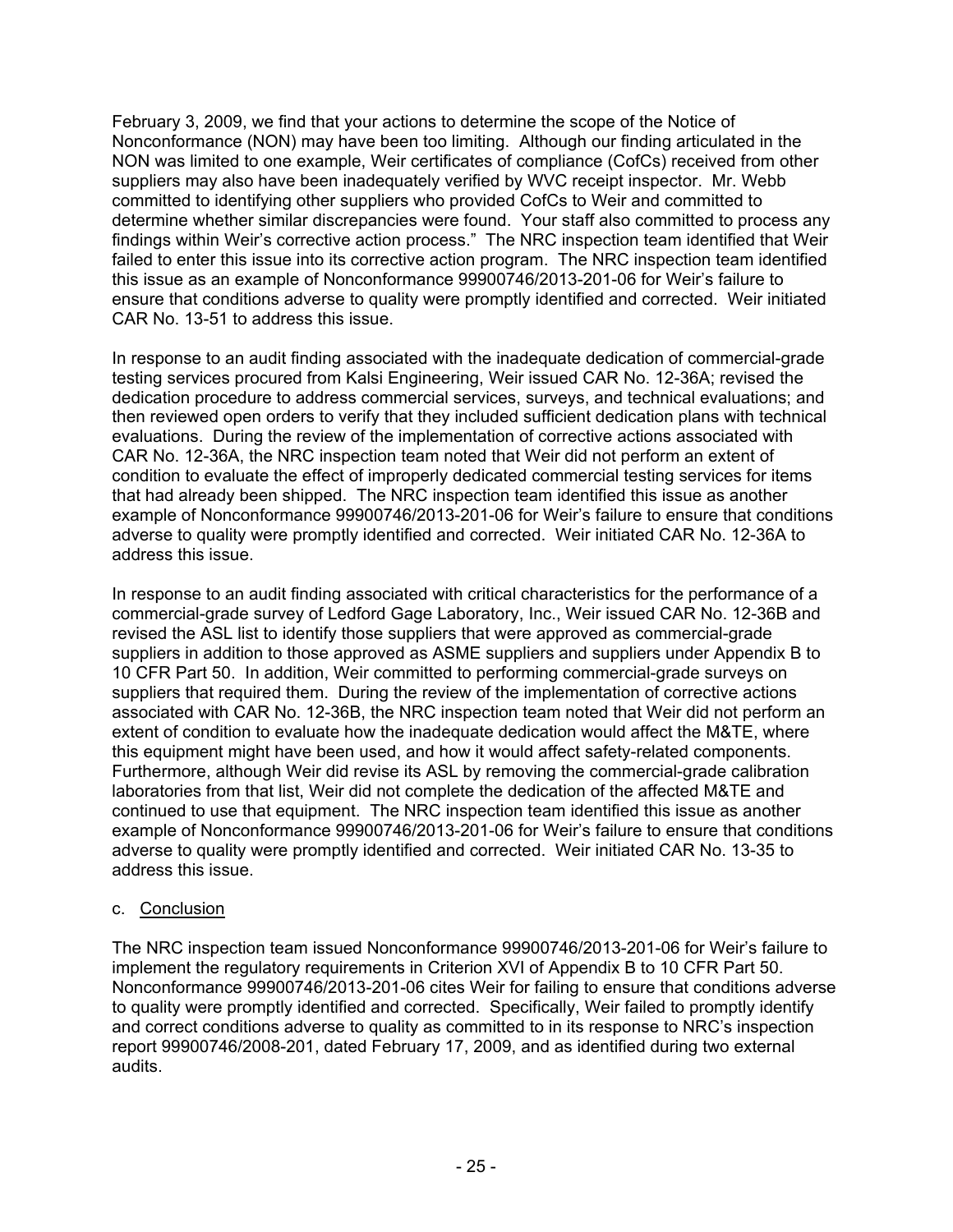February 3, 2009, we find that your actions to determine the scope of the Notice of Nonconformance (NON) may have been too limiting. Although our finding articulated in the NON was limited to one example, Weir certificates of compliance (CofCs) received from other suppliers may also have been inadequately verified by WVC receipt inspector. Mr. Webb committed to identifying other suppliers who provided CofCs to Weir and committed to determine whether similar discrepancies were found. Your staff also committed to process any findings within Weir's corrective action process." The NRC inspection team identified that Weir failed to enter this issue into its corrective action program. The NRC inspection team identified this issue as an example of Nonconformance 99900746/2013-201-06 for Weir's failure to ensure that conditions adverse to quality were promptly identified and corrected. Weir initiated CAR No. 13-51 to address this issue.

In response to an audit finding associated with the inadequate dedication of commercial-grade testing services procured from Kalsi Engineering, Weir issued CAR No. 12-36A; revised the dedication procedure to address commercial services, surveys, and technical evaluations; and then reviewed open orders to verify that they included sufficient dedication plans with technical evaluations. During the review of the implementation of corrective actions associated with CAR No. 12-36A, the NRC inspection team noted that Weir did not perform an extent of condition to evaluate the effect of improperly dedicated commercial testing services for items that had already been shipped. The NRC inspection team identified this issue as another example of Nonconformance 99900746/2013-201-06 for Weir's failure to ensure that conditions adverse to quality were promptly identified and corrected. Weir initiated CAR No. 12-36A to address this issue.

In response to an audit finding associated with critical characteristics for the performance of a commercial-grade survey of Ledford Gage Laboratory, Inc., Weir issued CAR No. 12-36B and revised the ASL list to identify those suppliers that were approved as commercial-grade suppliers in addition to those approved as ASME suppliers and suppliers under Appendix B to 10 CFR Part 50. In addition, Weir committed to performing commercial-grade surveys on suppliers that required them. During the review of the implementation of corrective actions associated with CAR No. 12-36B, the NRC inspection team noted that Weir did not perform an extent of condition to evaluate how the inadequate dedication would affect the M&TE, where this equipment might have been used, and how it would affect safety-related components. Furthermore, although Weir did revise its ASL by removing the commercial-grade calibration laboratories from that list, Weir did not complete the dedication of the affected M&TE and continued to use that equipment. The NRC inspection team identified this issue as another example of Nonconformance 99900746/2013-201-06 for Weir's failure to ensure that conditions adverse to quality were promptly identified and corrected. Weir initiated CAR No. 13-35 to address this issue.

c. Conclusion

The NRC inspection team issued Nonconformance 99900746/2013-201-06 for Weir's failure to implement the regulatory requirements in Criterion XVI of Appendix B to 10 CFR Part 50. Nonconformance 99900746/2013-201-06 cites Weir for failing to ensure that conditions adverse to quality were promptly identified and corrected. Specifically, Weir failed to promptly identify and correct conditions adverse to quality as committed to in its response to NRC's inspection report 99900746/2008-201, dated February 17, 2009, and as identified during two external audits.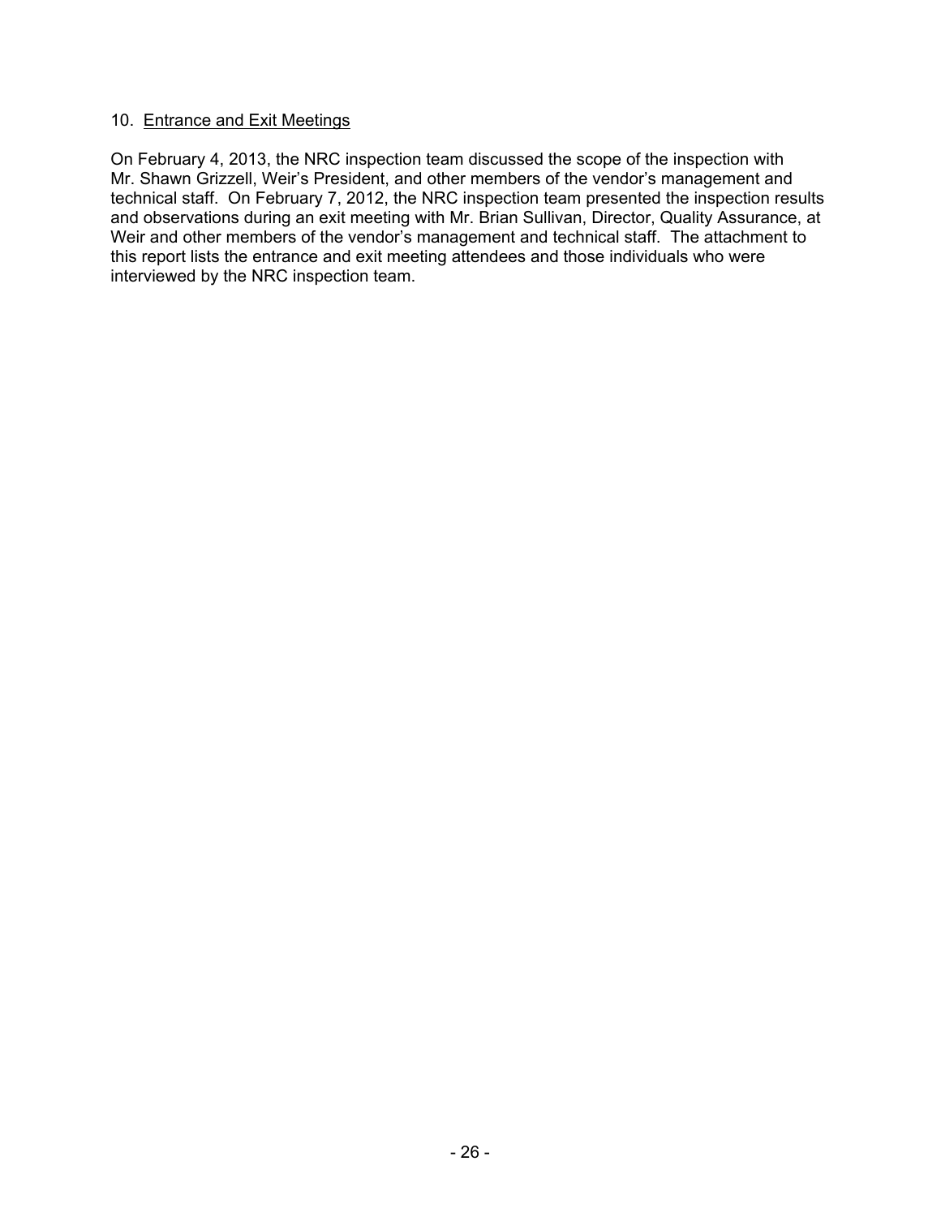## 10. Entrance and Exit Meetings

On February 4, 2013, the NRC inspection team discussed the scope of the inspection with Mr. Shawn Grizzell, Weir's President, and other members of the vendor's management and technical staff. On February 7, 2012, the NRC inspection team presented the inspection results and observations during an exit meeting with Mr. Brian Sullivan, Director, Quality Assurance, at Weir and other members of the vendor's management and technical staff. The attachment to this report lists the entrance and exit meeting attendees and those individuals who were interviewed by the NRC inspection team.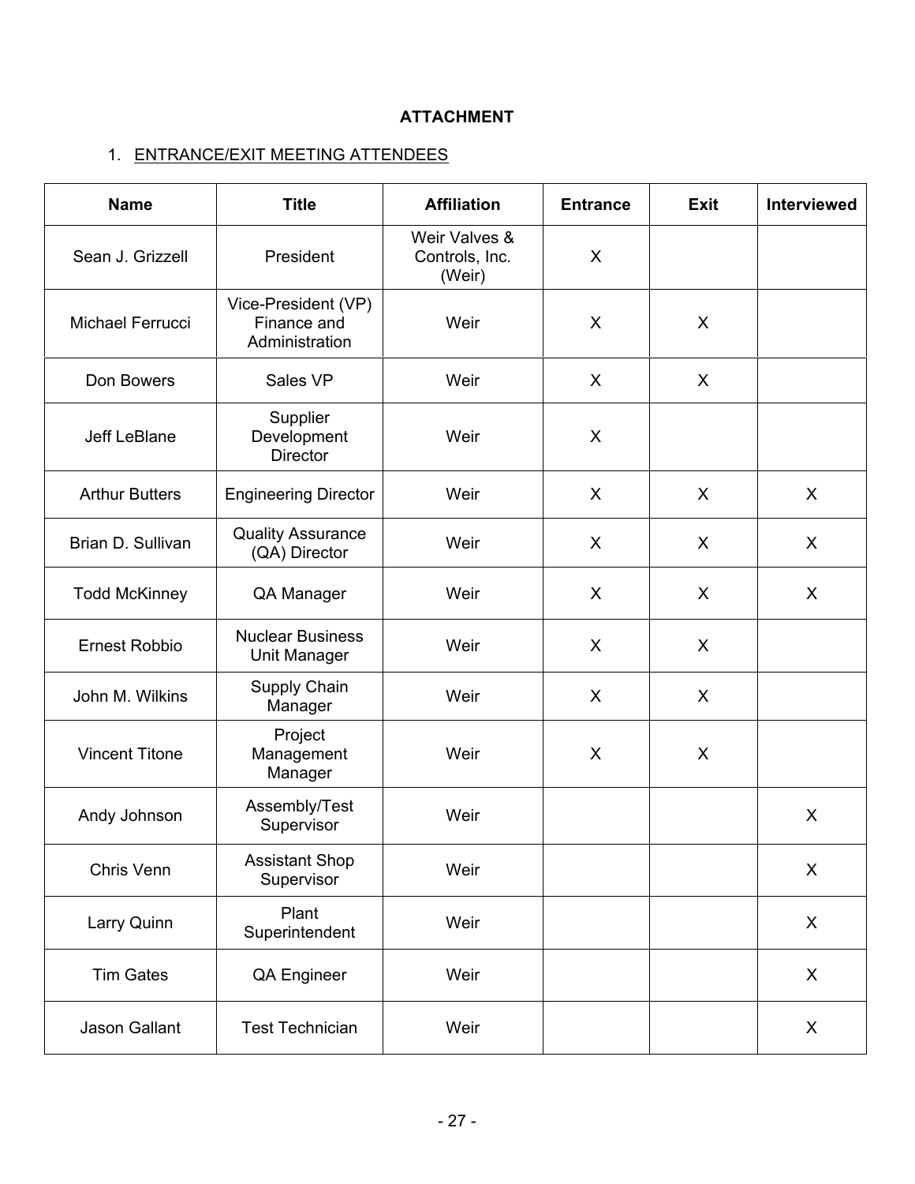**ATTACHMENT**

1. ENTRANCE/EXIT MEETING ATTENDEES

| Name | Title | Affiliation | Entrance | Exit | Interviewed |
|---|---|---|---|---|---|
| Sean J. Grizzell | President | Weir Valves & Controls, Inc. (Weir) | X | | |
| Michael Ferrucci | Vice-President (VP) Finance and Administration | Weir | X | X | |
| Don Bowers | Sales VP | Weir | X | X | |
| Jeff LeBlane | Supplier Development Director | Weir | X | | |
| Arthur Butters | Engineering Director | Weir | X | X | X |
| Brian D. Sullivan | Quality Assurance (QA) Director | Weir | X | X | X |
| Todd McKinney | QA Manager | Weir | X | X | X |
| Ernest Robbio | Nuclear Business Unit Manager | Weir | X | X | |
| John M. Wilkins | Supply Chain Manager | Weir | X | X | |
| Vincent Titone | Project Management Manager | Weir | X | X | |
| Andy Johnson | Assembly/Test Supervisor | Weir | | | X |
| Chris Venn | Assistant Shop Supervisor | Weir | | | X |
| Larry Quinn | Plant Superintendent | Weir | | | X |
| Tim Gates | QA Engineer | Weir | | | X |
| Jason Gallant | Test Technician | Weir | | | X |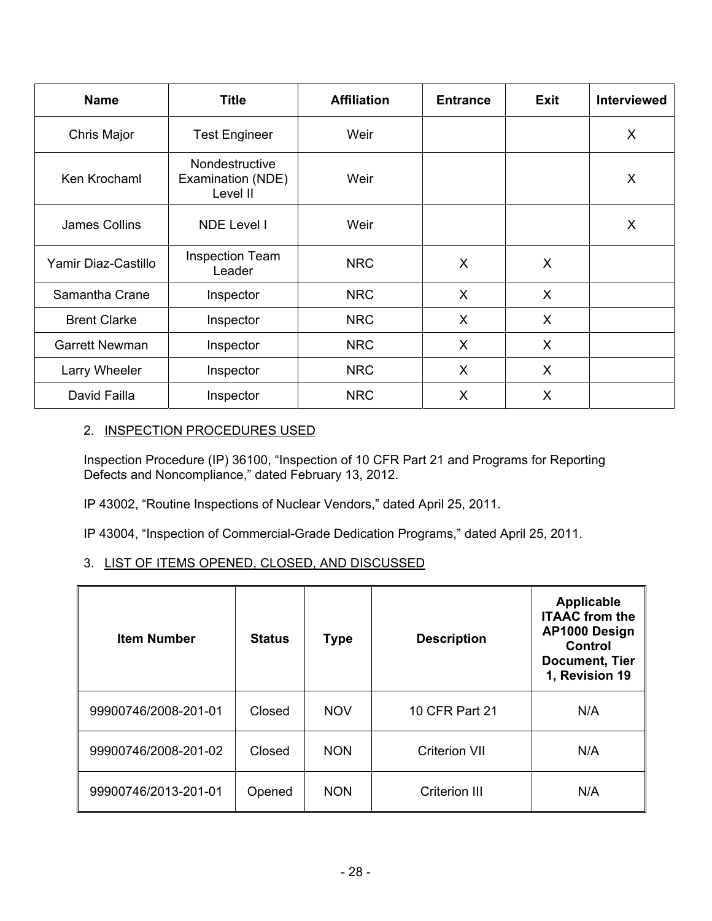| Name | Title | Affiliation | Entrance | Exit | Interviewed |
|---|---|---|---|---|---|
| Chris Major | Test Engineer | Weir | | | X |
| Ken Krochaml | Nondestructive Examination (NDE) Level II | Weir | | | X |
| James Collins | NDE Level I | Weir | | | X |
| Yamir Diaz-Castillo | Inspection Team Leader | NRC | X | X | |
| Samantha Crane | Inspector | NRC | X | X | |
| Brent Clarke | Inspector | NRC | X | X | |
| Garrett Newman | Inspector | NRC | X | X | |
| Larry Wheeler | Inspector | NRC | X | X | |
| David Failla | Inspector | NRC | X | X | |

2. INSPECTION PROCEDURES USED

Inspection Procedure (IP) 36100, "Inspection of 10 CFR Part 21 and Programs for Reporting Defects and Noncompliance," dated February 13, 2012.

IP 43002, "Routine Inspections of Nuclear Vendors," dated April 25, 2011.

IP 43004, "Inspection of Commercial-Grade Dedication Programs," dated April 25, 2011.

3. LIST OF ITEMS OPENED, CLOSED, AND DISCUSSED

| Item Number | Status | Type | Description | Applicable ITAAC from the AP1000 Design Control Document, Tier 1, Revision 19 |
|---|---|---|---|---|
| 99900746/2008-201-01 | Closed | NOV | 10 CFR Part 21 | N/A |
| 99900746/2008-201-02 | Closed | NON | Criterion VII | N/A |
| 99900746/2013-201-01 | Opened | NON | Criterion III | N/A |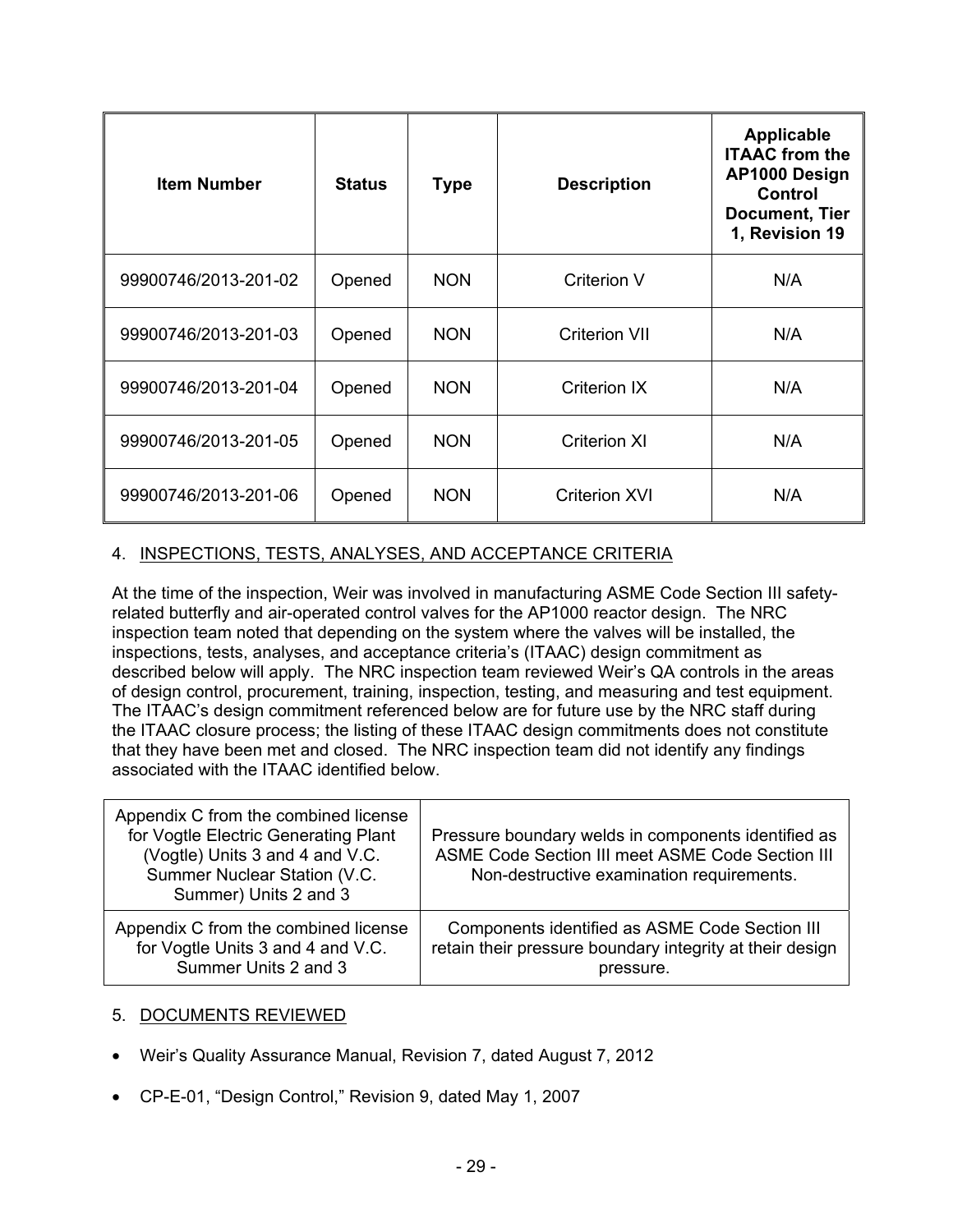| Item Number | Status | Type | Description | Applicable ITAAC from the AP1000 Design Control Document, Tier 1, Revision 19 |
|---|---|---|---|---|
| 99900746/2013-201-02 | Opened | NON | Criterion V | N/A |
| 99900746/2013-201-03 | Opened | NON | Criterion VII | N/A |
| 99900746/2013-201-04 | Opened | NON | Criterion IX | N/A |
| 99900746/2013-201-05 | Opened | NON | Criterion XI | N/A |
| 99900746/2013-201-06 | Opened | NON | Criterion XVI | N/A |

4. INSPECTIONS, TESTS, ANALYSES, AND ACCEPTANCE CRITERIA

At the time of the inspection, Weir was involved in manufacturing ASME Code Section III safety-related butterfly and air-operated control valves for the AP1000 reactor design. The NRC inspection team noted that depending on the system where the valves will be installed, the inspections, tests, analyses, and acceptance criteria's (ITAAC) design commitment as described below will apply. The NRC inspection team reviewed Weir's QA controls in the areas of design control, procurement, training, inspection, testing, and measuring and test equipment. The ITAAC's design commitment referenced below are for future use by the NRC staff during the ITAAC closure process; the listing of these ITAAC design commitments does not constitute that they have been met and closed. The NRC inspection team did not identify any findings associated with the ITAAC identified below.

| | |
|---|---|
| Appendix C from the combined license for Vogtle Electric Generating Plant (Vogtle) Units 3 and 4 and V.C. Summer Nuclear Station (V.C. Summer) Units 2 and 3 | Pressure boundary welds in components identified as ASME Code Section III meet ASME Code Section III Non-destructive examination requirements. |
| Appendix C from the combined license for Vogtle Units 3 and 4 and V.C. Summer Units 2 and 3 | Components identified as ASME Code Section III retain their pressure boundary integrity at their design pressure. |

5. DOCUMENTS REVIEWED

- Weir's Quality Assurance Manual, Revision 7, dated August 7, 2012
- CP-E-01, "Design Control," Revision 9, dated May 1, 2007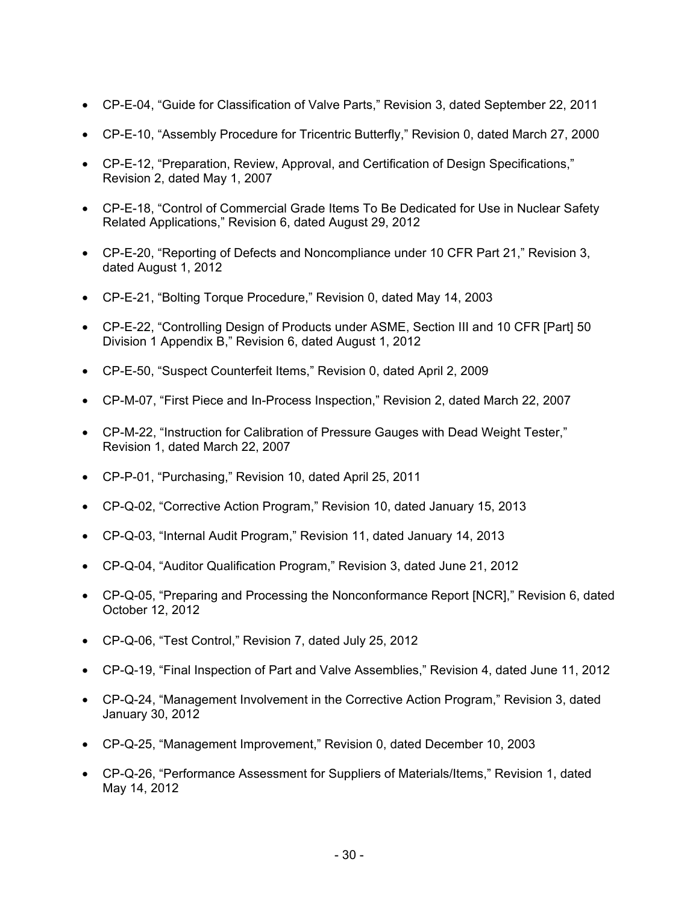- CP-E-04, "Guide for Classification of Valve Parts," Revision 3, dated September 22, 2011
- CP-E-10, "Assembly Procedure for Tricentric Butterfly," Revision 0, dated March 27, 2000
- CP-E-12, "Preparation, Review, Approval, and Certification of Design Specifications," Revision 2, dated May 1, 2007
- CP-E-18, "Control of Commercial Grade Items To Be Dedicated for Use in Nuclear Safety Related Applications," Revision 6, dated August 29, 2012
- CP-E-20, "Reporting of Defects and Noncompliance under 10 CFR Part 21," Revision 3, dated August 1, 2012
- CP-E-21, "Bolting Torque Procedure," Revision 0, dated May 14, 2003
- CP-E-22, "Controlling Design of Products under ASME, Section III and 10 CFR [Part] 50 Division 1 Appendix B," Revision 6, dated August 1, 2012
- CP-E-50, "Suspect Counterfeit Items," Revision 0, dated April 2, 2009
- CP-M-07, "First Piece and In-Process Inspection," Revision 2, dated March 22, 2007
- CP-M-22, "Instruction for Calibration of Pressure Gauges with Dead Weight Tester," Revision 1, dated March 22, 2007
- CP-P-01, "Purchasing," Revision 10, dated April 25, 2011
- CP-Q-02, "Corrective Action Program," Revision 10, dated January 15, 2013
- CP-Q-03, "Internal Audit Program," Revision 11, dated January 14, 2013
- CP-Q-04, "Auditor Qualification Program," Revision 3, dated June 21, 2012
- CP-Q-05, "Preparing and Processing the Nonconformance Report [NCR]," Revision 6, dated October 12, 2012
- CP-Q-06, "Test Control," Revision 7, dated July 25, 2012
- CP-Q-19, "Final Inspection of Part and Valve Assemblies," Revision 4, dated June 11, 2012
- CP-Q-24, "Management Involvement in the Corrective Action Program," Revision 3, dated January 30, 2012
- CP-Q-25, "Management Improvement," Revision 0, dated December 10, 2003
- CP-Q-26, "Performance Assessment for Suppliers of Materials/Items," Revision 1, dated May 14, 2012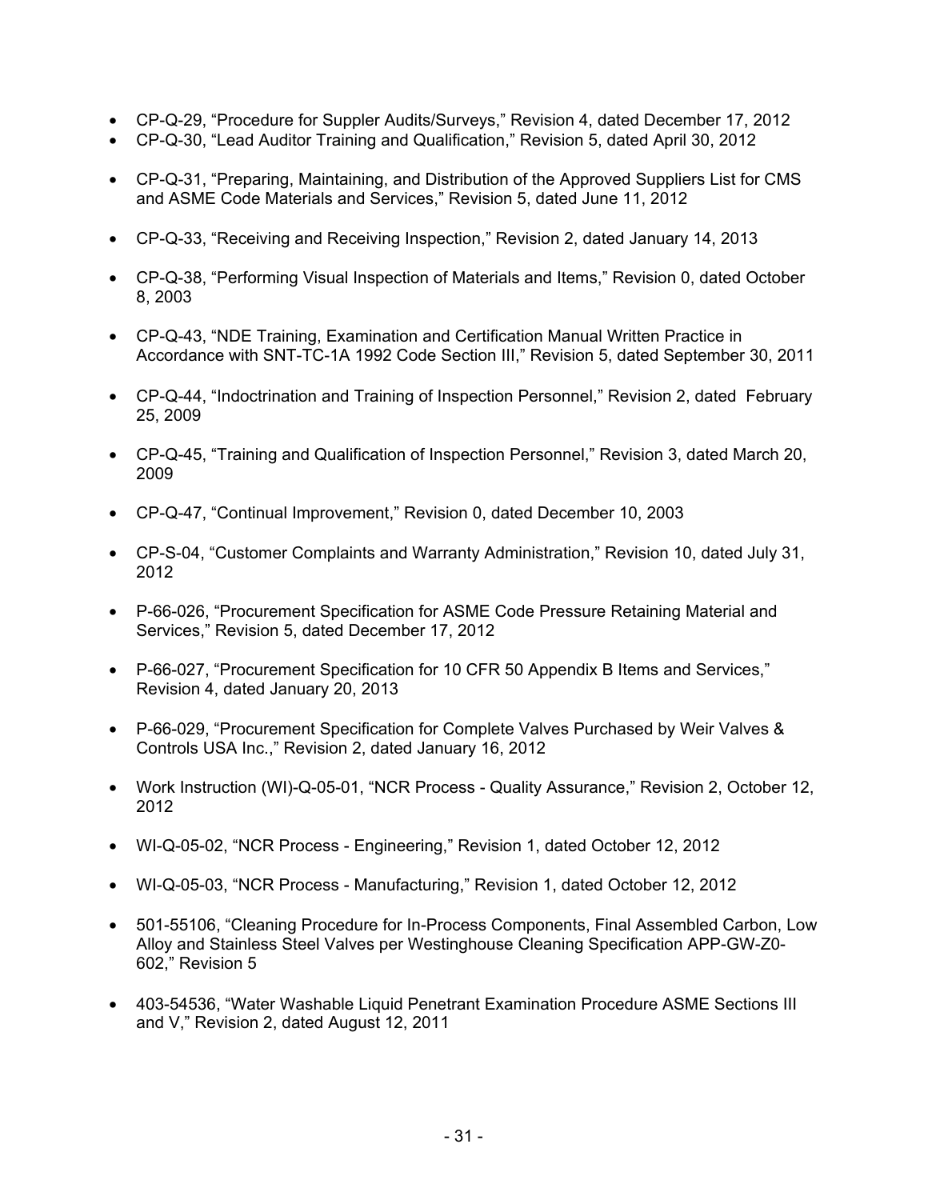- CP-Q-29, "Procedure for Suppler Audits/Surveys," Revision 4, dated December 17, 2012
- CP-Q-30, "Lead Auditor Training and Qualification," Revision 5, dated April 30, 2012
- CP-Q-31, "Preparing, Maintaining, and Distribution of the Approved Suppliers List for CMS and ASME Code Materials and Services," Revision 5, dated June 11, 2012
- CP-Q-33, "Receiving and Receiving Inspection," Revision 2, dated January 14, 2013
- CP-Q-38, "Performing Visual Inspection of Materials and Items," Revision 0, dated October 8, 2003
- CP-Q-43, "NDE Training, Examination and Certification Manual Written Practice in Accordance with SNT-TC-1A 1992 Code Section III," Revision 5, dated September 30, 2011
- CP-Q-44, "Indoctrination and Training of Inspection Personnel," Revision 2, dated February 25, 2009
- CP-Q-45, "Training and Qualification of Inspection Personnel," Revision 3, dated March 20, 2009
- CP-Q-47, "Continual Improvement," Revision 0, dated December 10, 2003
- CP-S-04, "Customer Complaints and Warranty Administration," Revision 10, dated July 31, 2012
- P-66-026, "Procurement Specification for ASME Code Pressure Retaining Material and Services," Revision 5, dated December 17, 2012
- P-66-027, "Procurement Specification for 10 CFR 50 Appendix B Items and Services," Revision 4, dated January 20, 2013
- P-66-029, "Procurement Specification for Complete Valves Purchased by Weir Valves & Controls USA Inc.," Revision 2, dated January 16, 2012
- Work Instruction (WI)-Q-05-01, "NCR Process - Quality Assurance," Revision 2, October 12, 2012
- WI-Q-05-02, "NCR Process - Engineering," Revision 1, dated October 12, 2012
- WI-Q-05-03, "NCR Process - Manufacturing," Revision 1, dated October 12, 2012
- 501-55106, "Cleaning Procedure for In-Process Components, Final Assembled Carbon, Low Alloy and Stainless Steel Valves per Westinghouse Cleaning Specification APP-GW-Z0-602," Revision 5
- 403-54536, "Water Washable Liquid Penetrant Examination Procedure ASME Sections III and V," Revision 2, dated August 12, 2011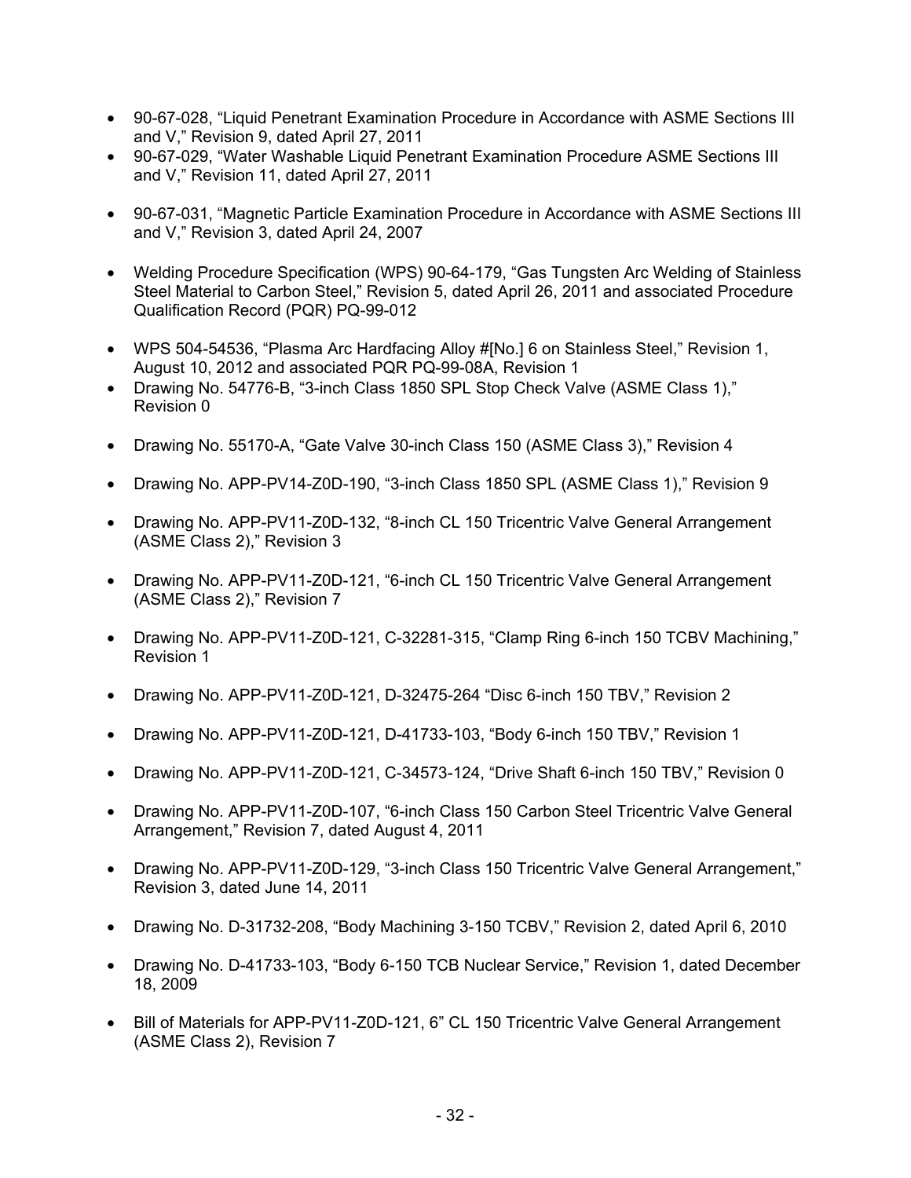- 90-67-028, "Liquid Penetrant Examination Procedure in Accordance with ASME Sections III and V," Revision 9, dated April 27, 2011
- 90-67-029, "Water Washable Liquid Penetrant Examination Procedure ASME Sections III and V," Revision 11, dated April 27, 2011
- 90-67-031, "Magnetic Particle Examination Procedure in Accordance with ASME Sections III and V," Revision 3, dated April 24, 2007
- Welding Procedure Specification (WPS) 90-64-179, "Gas Tungsten Arc Welding of Stainless Steel Material to Carbon Steel," Revision 5, dated April 26, 2011 and associated Procedure Qualification Record (PQR) PQ-99-012
- WPS 504-54536, "Plasma Arc Hardfacing Alloy #[No.] 6 on Stainless Steel," Revision 1, August 10, 2012 and associated PQR PQ-99-08A, Revision 1
- Drawing No. 54776-B, "3-inch Class 1850 SPL Stop Check Valve (ASME Class 1)," Revision 0
- Drawing No. 55170-A, "Gate Valve 30-inch Class 150 (ASME Class 3)," Revision 4
- Drawing No. APP-PV14-Z0D-190, "3-inch Class 1850 SPL (ASME Class 1)," Revision 9
- Drawing No. APP-PV11-Z0D-132, "8-inch CL 150 Tricentric Valve General Arrangement (ASME Class 2)," Revision 3
- Drawing No. APP-PV11-Z0D-121, "6-inch CL 150 Tricentric Valve General Arrangement (ASME Class 2)," Revision 7
- Drawing No. APP-PV11-Z0D-121, C-32281-315, "Clamp Ring 6-inch 150 TCBV Machining," Revision 1
- Drawing No. APP-PV11-Z0D-121, D-32475-264 "Disc 6-inch 150 TBV," Revision 2
- Drawing No. APP-PV11-Z0D-121, D-41733-103, "Body 6-inch 150 TBV," Revision 1
- Drawing No. APP-PV11-Z0D-121, C-34573-124, "Drive Shaft 6-inch 150 TBV," Revision 0
- Drawing No. APP-PV11-Z0D-107, "6-inch Class 150 Carbon Steel Tricentric Valve General Arrangement," Revision 7, dated August 4, 2011
- Drawing No. APP-PV11-Z0D-129, "3-inch Class 150 Tricentric Valve General Arrangement," Revision 3, dated June 14, 2011
- Drawing No. D-31732-208, "Body Machining 3-150 TCBV," Revision 2, dated April 6, 2010
- Drawing No. D-41733-103, "Body 6-150 TCB Nuclear Service," Revision 1, dated December 18, 2009
- Bill of Materials for APP-PV11-Z0D-121, 6" CL 150 Tricentric Valve General Arrangement (ASME Class 2), Revision 7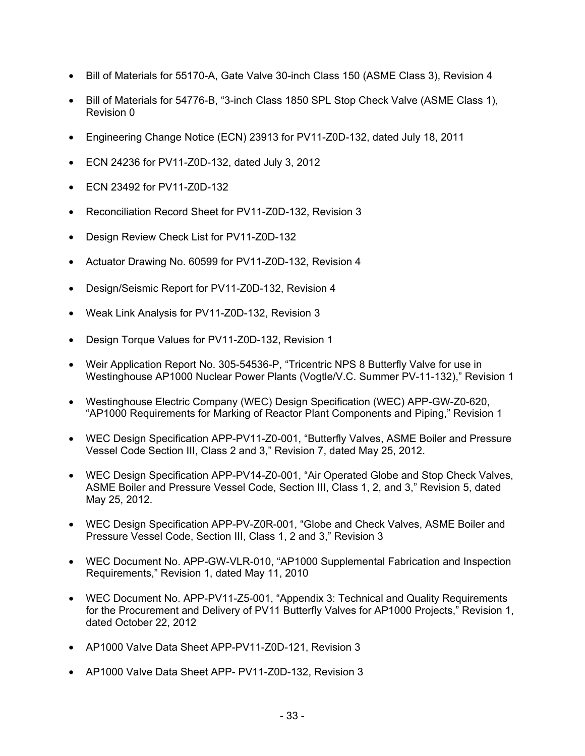- Bill of Materials for 55170-A, Gate Valve 30-inch Class 150 (ASME Class 3), Revision 4
- Bill of Materials for 54776-B, "3-inch Class 1850 SPL Stop Check Valve (ASME Class 1), Revision 0
- Engineering Change Notice (ECN) 23913 for PV11-Z0D-132, dated July 18, 2011
- ECN 24236 for PV11-Z0D-132, dated July 3, 2012
- ECN 23492 for PV11-Z0D-132
- Reconciliation Record Sheet for PV11-Z0D-132, Revision 3
- Design Review Check List for PV11-Z0D-132
- Actuator Drawing No. 60599 for PV11-Z0D-132, Revision 4
- Design/Seismic Report for PV11-Z0D-132, Revision 4
- Weak Link Analysis for PV11-Z0D-132, Revision 3
- Design Torque Values for PV11-Z0D-132, Revision 1
- Weir Application Report No. 305-54536-P, "Tricentric NPS 8 Butterfly Valve for use in Westinghouse AP1000 Nuclear Power Plants (Vogtle/V.C. Summer PV-11-132)," Revision 1
- Westinghouse Electric Company (WEC) Design Specification (WEC) APP-GW-Z0-620, "AP1000 Requirements for Marking of Reactor Plant Components and Piping," Revision 1
- WEC Design Specification APP-PV11-Z0-001, "Butterfly Valves, ASME Boiler and Pressure Vessel Code Section III, Class 2 and 3," Revision 7, dated May 25, 2012.
- WEC Design Specification APP-PV14-Z0-001, "Air Operated Globe and Stop Check Valves, ASME Boiler and Pressure Vessel Code, Section III, Class 1, 2, and 3," Revision 5, dated May 25, 2012.
- WEC Design Specification APP-PV-Z0R-001, "Globe and Check Valves, ASME Boiler and Pressure Vessel Code, Section III, Class 1, 2 and 3," Revision 3
- WEC Document No. APP-GW-VLR-010, "AP1000 Supplemental Fabrication and Inspection Requirements," Revision 1, dated May 11, 2010
- WEC Document No. APP-PV11-Z5-001, "Appendix 3: Technical and Quality Requirements for the Procurement and Delivery of PV11 Butterfly Valves for AP1000 Projects," Revision 1, dated October 22, 2012
- AP1000 Valve Data Sheet APP-PV11-Z0D-121, Revision 3
- AP1000 Valve Data Sheet APP- PV11-Z0D-132, Revision 3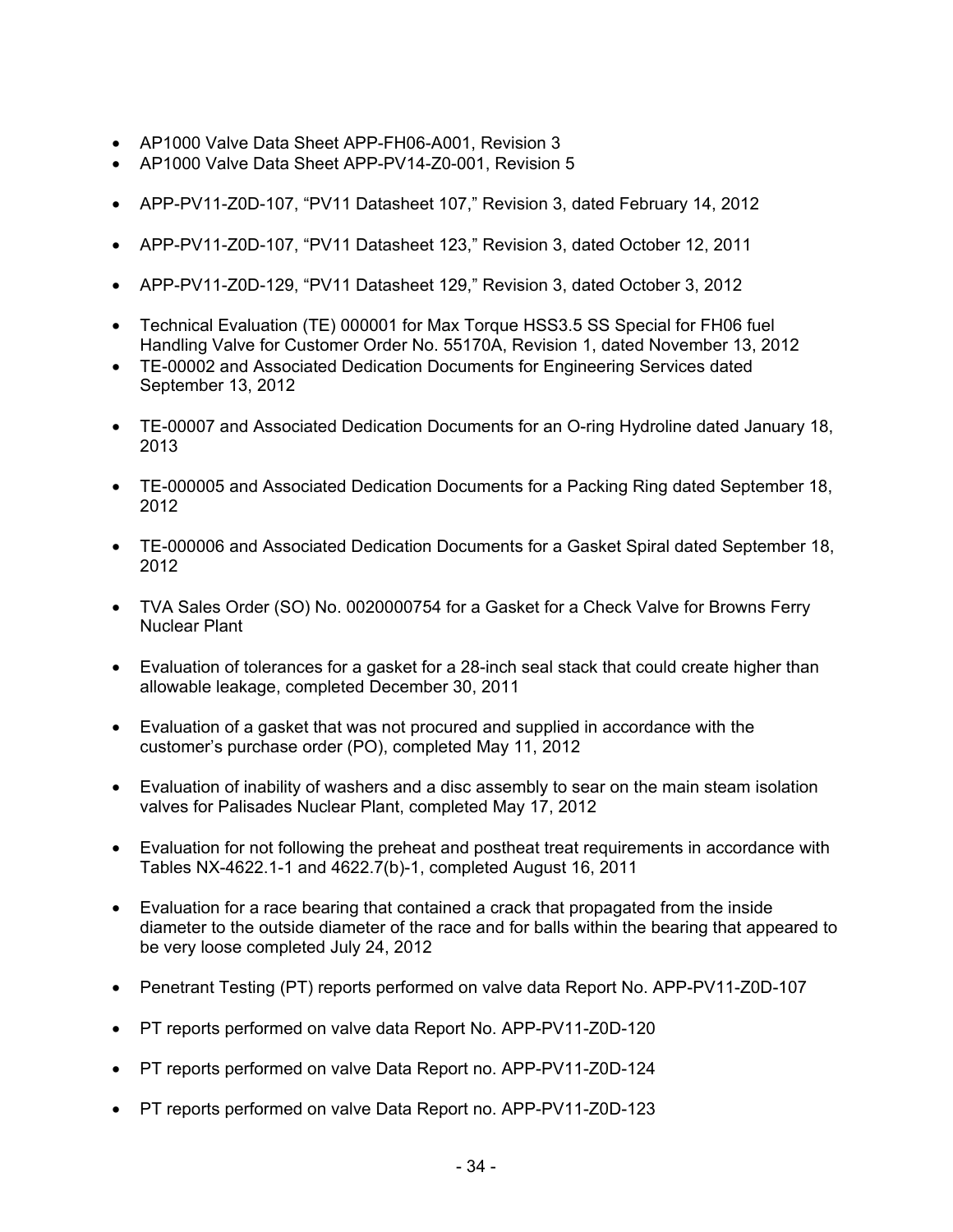- AP1000 Valve Data Sheet APP-FH06-A001, Revision 3
- AP1000 Valve Data Sheet APP-PV14-Z0-001, Revision 5
- APP-PV11-Z0D-107, “PV11 Datasheet 107,” Revision 3, dated February 14, 2012
- APP-PV11-Z0D-107, “PV11 Datasheet 123,” Revision 3, dated October 12, 2011
- APP-PV11-Z0D-129, “PV11 Datasheet 129,” Revision 3, dated October 3, 2012
- Technical Evaluation (TE) 000001 for Max Torque HSS3.5 SS Special for FH06 fuel Handling Valve for Customer Order No. 55170A, Revision 1, dated November 13, 2012
- TE-00002 and Associated Dedication Documents for Engineering Services dated September 13, 2012
- TE-00007 and Associated Dedication Documents for an O-ring Hydroline dated January 18, 2013
- TE-000005 and Associated Dedication Documents for a Packing Ring dated September 18, 2012
- TE-000006 and Associated Dedication Documents for a Gasket Spiral dated September 18, 2012
- TVA Sales Order (SO) No. 0020000754 for a Gasket for a Check Valve for Browns Ferry Nuclear Plant
- Evaluation of tolerances for a gasket for a 28-inch seal stack that could create higher than allowable leakage, completed December 30, 2011
- Evaluation of a gasket that was not procured and supplied in accordance with the customer’s purchase order (PO), completed May 11, 2012
- Evaluation of inability of washers and a disc assembly to sear on the main steam isolation valves for Palisades Nuclear Plant, completed May 17, 2012
- Evaluation for not following the preheat and postheat treat requirements in accordance with Tables NX-4622.1-1 and 4622.7(b)-1, completed August 16, 2011
- Evaluation for a race bearing that contained a crack that propagated from the inside diameter to the outside diameter of the race and for balls within the bearing that appeared to be very loose completed July 24, 2012
- Penetrant Testing (PT) reports performed on valve data Report No. APP-PV11-Z0D-107
- PT reports performed on valve data Report No. APP-PV11-Z0D-120
- PT reports performed on valve Data Report no. APP-PV11-Z0D-124
- PT reports performed on valve Data Report no. APP-PV11-Z0D-123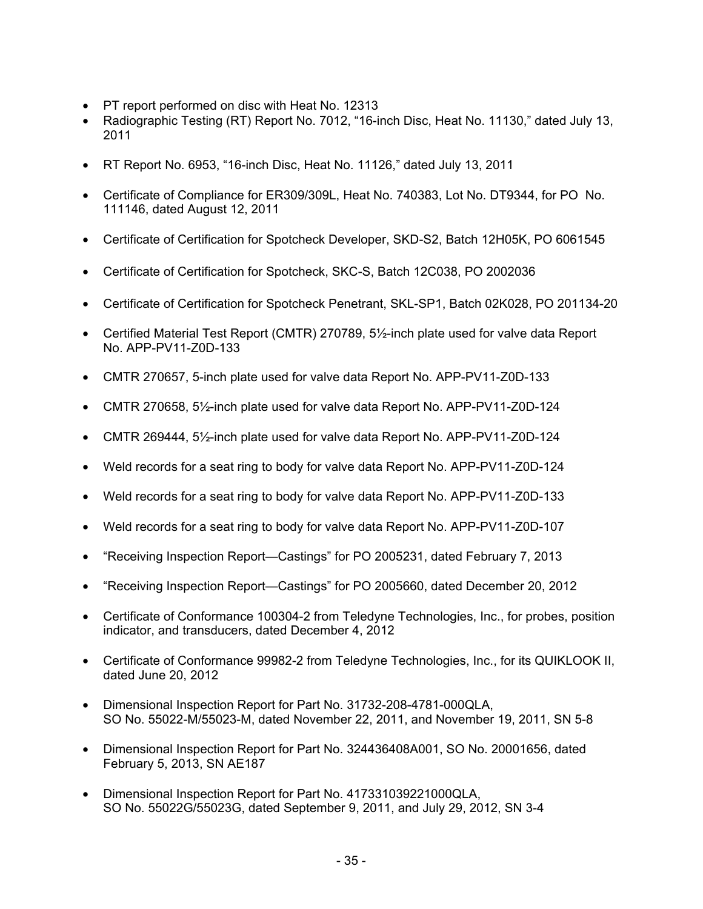- PT report performed on disc with Heat No. 12313
- Radiographic Testing (RT) Report No. 7012, "16-inch Disc, Heat No. 11130," dated July 13, 2011
- RT Report No. 6953, "16-inch Disc, Heat No. 11126," dated July 13, 2011
- Certificate of Compliance for ER309/309L, Heat No. 740383, Lot No. DT9344, for PO No. 111146, dated August 12, 2011
- Certificate of Certification for Spotcheck Developer, SKD-S2, Batch 12H05K, PO 6061545
- Certificate of Certification for Spotcheck, SKC-S, Batch 12C038, PO 2002036
- Certificate of Certification for Spotcheck Penetrant, SKL-SP1, Batch 02K028, PO 201134-20
- Certified Material Test Report (CMTR) 270789, 5½-inch plate used for valve data Report No. APP-PV11-Z0D-133
- CMTR 270657, 5-inch plate used for valve data Report No. APP-PV11-Z0D-133
- CMTR 270658, 5½-inch plate used for valve data Report No. APP-PV11-Z0D-124
- CMTR 269444, 5½-inch plate used for valve data Report No. APP-PV11-Z0D-124
- Weld records for a seat ring to body for valve data Report No. APP-PV11-Z0D-124
- Weld records for a seat ring to body for valve data Report No. APP-PV11-Z0D-133
- Weld records for a seat ring to body for valve data Report No. APP-PV11-Z0D-107
- "Receiving Inspection Report—Castings" for PO 2005231, dated February 7, 2013
- "Receiving Inspection Report—Castings" for PO 2005660, dated December 20, 2012
- Certificate of Conformance 100304-2 from Teledyne Technologies, Inc., for probes, position indicator, and transducers, dated December 4, 2012
- Certificate of Conformance 99982-2 from Teledyne Technologies, Inc., for its QUIKLOOK II, dated June 20, 2012
- Dimensional Inspection Report for Part No. 31732-208-4781-000QLA, SO No. 55022-M/55023-M, dated November 22, 2011, and November 19, 2011, SN 5-8
- Dimensional Inspection Report for Part No. 324436408A001, SO No. 20001656, dated February 5, 2013, SN AE187
- Dimensional Inspection Report for Part No. 417331039221000QLA, SO No. 55022G/55023G, dated September 9, 2011, and July 29, 2012, SN 3-4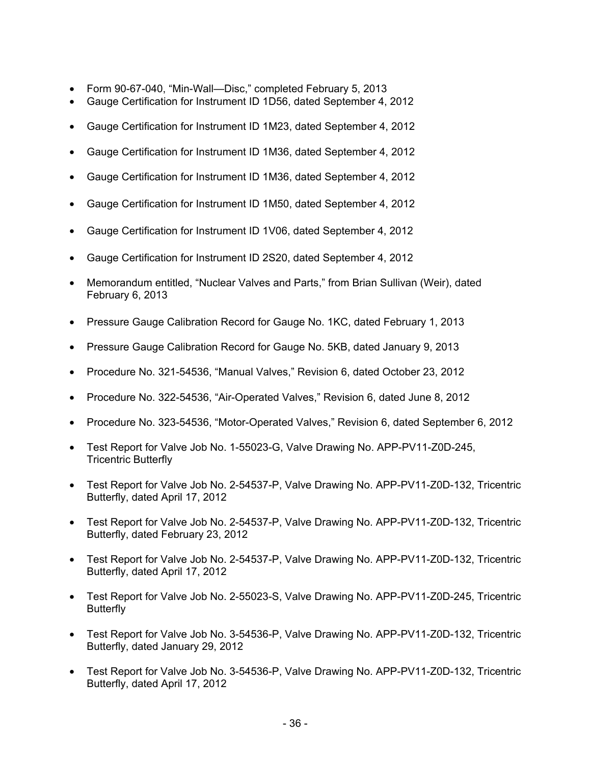- Form 90-67-040, "Min-Wall—Disc," completed February 5, 2013
- Gauge Certification for Instrument ID 1D56, dated September 4, 2012
- Gauge Certification for Instrument ID 1M23, dated September 4, 2012
- Gauge Certification for Instrument ID 1M36, dated September 4, 2012
- Gauge Certification for Instrument ID 1M36, dated September 4, 2012
- Gauge Certification for Instrument ID 1M50, dated September 4, 2012
- Gauge Certification for Instrument ID 1V06, dated September 4, 2012
- Gauge Certification for Instrument ID 2S20, dated September 4, 2012
- Memorandum entitled, "Nuclear Valves and Parts," from Brian Sullivan (Weir), dated February 6, 2013
- Pressure Gauge Calibration Record for Gauge No. 1KC, dated February 1, 2013
- Pressure Gauge Calibration Record for Gauge No. 5KB, dated January 9, 2013
- Procedure No. 321-54536, "Manual Valves," Revision 6, dated October 23, 2012
- Procedure No. 322-54536, "Air-Operated Valves," Revision 6, dated June 8, 2012
- Procedure No. 323-54536, "Motor-Operated Valves," Revision 6, dated September 6, 2012
- Test Report for Valve Job No. 1-55023-G, Valve Drawing No. APP-PV11-Z0D-245, Tricentric Butterfly
- Test Report for Valve Job No. 2-54537-P, Valve Drawing No. APP-PV11-Z0D-132, Tricentric Butterfly, dated April 17, 2012
- Test Report for Valve Job No. 2-54537-P, Valve Drawing No. APP-PV11-Z0D-132, Tricentric Butterfly, dated February 23, 2012
- Test Report for Valve Job No. 2-54537-P, Valve Drawing No. APP-PV11-Z0D-132, Tricentric Butterfly, dated April 17, 2012
- Test Report for Valve Job No. 2-55023-S, Valve Drawing No. APP-PV11-Z0D-245, Tricentric Butterfly
- Test Report for Valve Job No. 3-54536-P, Valve Drawing No. APP-PV11-Z0D-132, Tricentric Butterfly, dated January 29, 2012
- Test Report for Valve Job No. 3-54536-P, Valve Drawing No. APP-PV11-Z0D-132, Tricentric Butterfly, dated April 17, 2012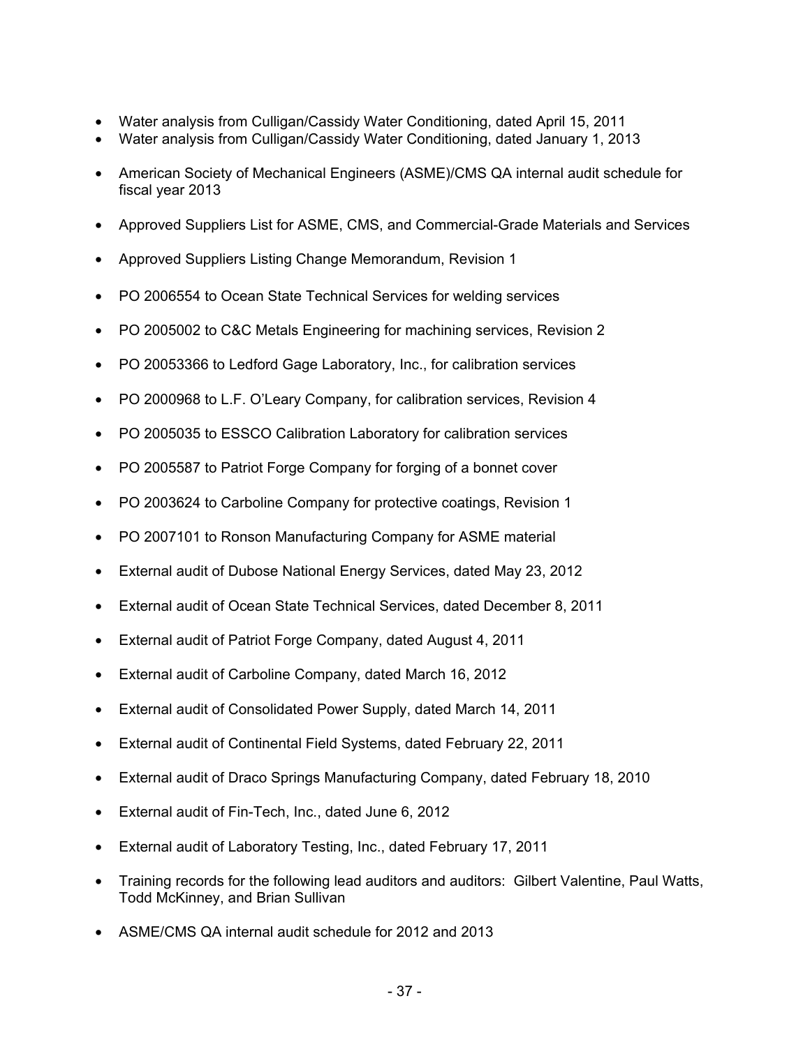- Water analysis from Culligan/Cassidy Water Conditioning, dated April 15, 2011
- Water analysis from Culligan/Cassidy Water Conditioning, dated January 1, 2013
- American Society of Mechanical Engineers (ASME)/CMS QA internal audit schedule for fiscal year 2013
- Approved Suppliers List for ASME, CMS, and Commercial-Grade Materials and Services
- Approved Suppliers Listing Change Memorandum, Revision 1
- PO 2006554 to Ocean State Technical Services for welding services
- PO 2005002 to C&C Metals Engineering for machining services, Revision 2
- PO 20053366 to Ledford Gage Laboratory, Inc., for calibration services
- PO 2000968 to L.F. O'Leary Company, for calibration services, Revision 4
- PO 2005035 to ESSCO Calibration Laboratory for calibration services
- PO 2005587 to Patriot Forge Company for forging of a bonnet cover
- PO 2003624 to Carboline Company for protective coatings, Revision 1
- PO 2007101 to Ronson Manufacturing Company for ASME material
- External audit of Dubose National Energy Services, dated May 23, 2012
- External audit of Ocean State Technical Services, dated December 8, 2011
- External audit of Patriot Forge Company, dated August 4, 2011
- External audit of Carboline Company, dated March 16, 2012
- External audit of Consolidated Power Supply, dated March 14, 2011
- External audit of Continental Field Systems, dated February 22, 2011
- External audit of Draco Springs Manufacturing Company, dated February 18, 2010
- External audit of Fin-Tech, Inc., dated June 6, 2012
- External audit of Laboratory Testing, Inc., dated February 17, 2011
- Training records for the following lead auditors and auditors: Gilbert Valentine, Paul Watts, Todd McKinney, and Brian Sullivan
- ASME/CMS QA internal audit schedule for 2012 and 2013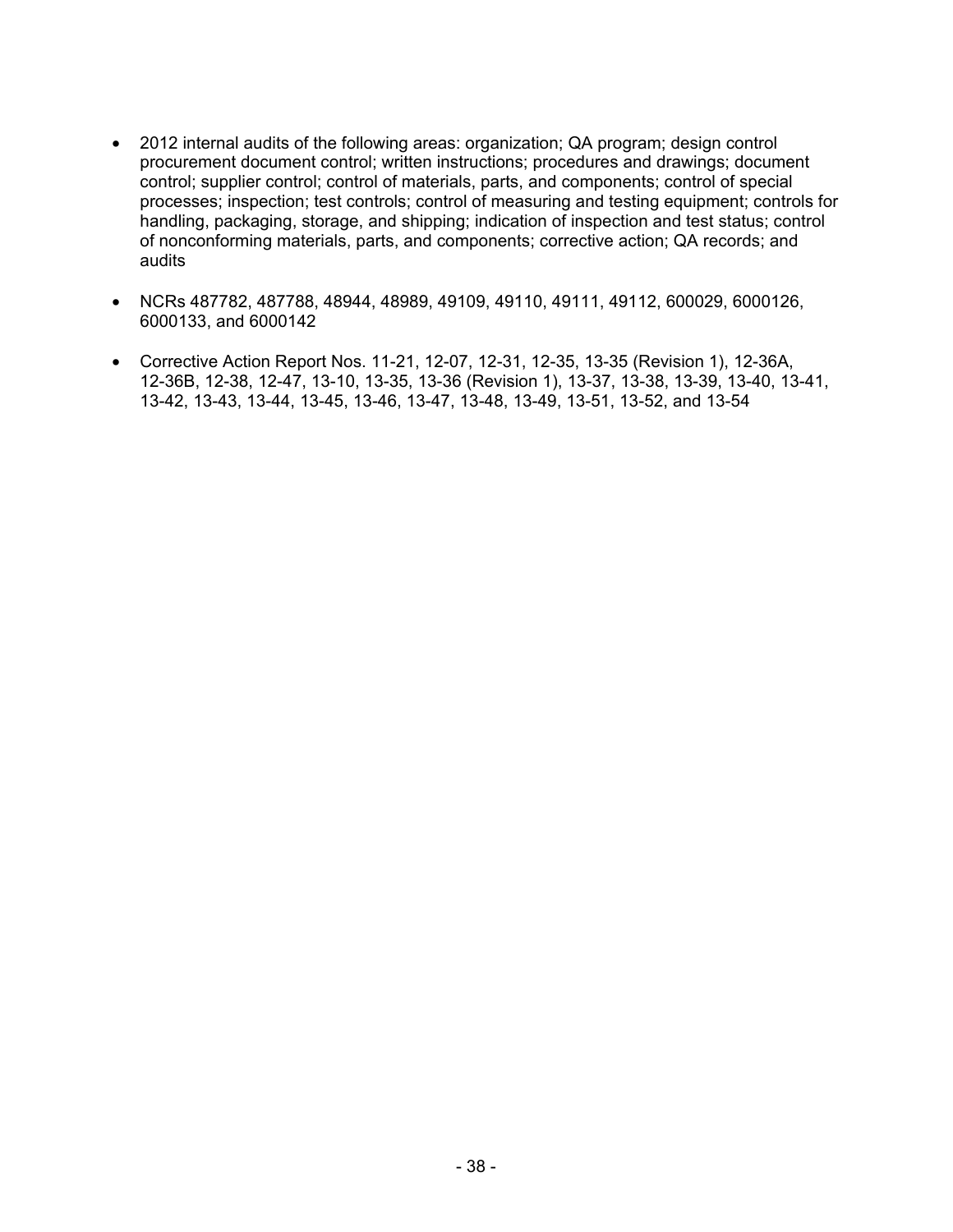- 2012 internal audits of the following areas: organization; QA program; design control procurement document control; written instructions; procedures and drawings; document control; supplier control; control of materials, parts, and components; control of special processes; inspection; test controls; control of measuring and testing equipment; controls for handling, packaging, storage, and shipping; indication of inspection and test status; control of nonconforming materials, parts, and components; corrective action; QA records; and audits

- NCRs 487782, 487788, 48944, 48989, 49109, 49110, 49111, 49112, 600029, 6000126, 6000133, and 6000142

- Corrective Action Report Nos. 11-21, 12-07, 12-31, 12-35, 13-35 (Revision 1), 12-36A, 12-36B, 12-38, 12-47, 13-10, 13-35, 13-36 (Revision 1), 13-37, 13-38, 13-39, 13-40, 13-41, 13-42, 13-43, 13-44, 13-45, 13-46, 13-47, 13-48, 13-49, 13-51, 13-52, and 13-54